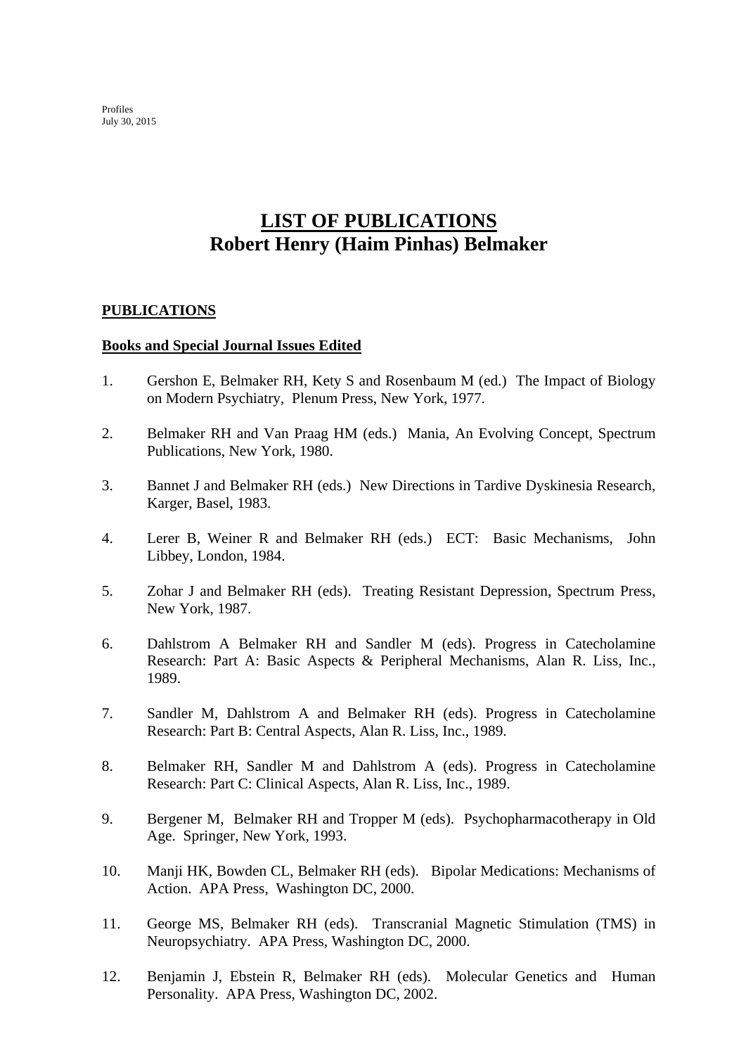Profiles
July 30, 2015

# LIST OF PUBLICATIONS
# Robert Henry (Haim Pinhas) Belmaker

## PUBLICATIONS

### Books and Special Journal Issues Edited

1. Gershon E, Belmaker RH, Kety S and Rosenbaum M (ed.) The Impact of Biology on Modern Psychiatry, Plenum Press, New York, 1977.

2. Belmaker RH and Van Praag HM (eds.) Mania, An Evolving Concept, Spectrum Publications, New York, 1980.

3. Bannet J and Belmaker RH (eds.) New Directions in Tardive Dyskinesia Research, Karger, Basel, 1983.

4. Lerer B, Weiner R and Belmaker RH (eds.) ECT: Basic Mechanisms, John Libbey, London, 1984.

5. Zohar J and Belmaker RH (eds). Treating Resistant Depression, Spectrum Press, New York, 1987.

6. Dahlstrom A Belmaker RH and Sandler M (eds). Progress in Catecholamine Research: Part A: Basic Aspects & Peripheral Mechanisms, Alan R. Liss, Inc., 1989.

7. Sandler M, Dahlstrom A and Belmaker RH (eds). Progress in Catecholamine Research: Part B: Central Aspects, Alan R. Liss, Inc., 1989.

8. Belmaker RH, Sandler M and Dahlstrom A (eds). Progress in Catecholamine Research: Part C: Clinical Aspects, Alan R. Liss, Inc., 1989.

9. Bergener M, Belmaker RH and Tropper M (eds). Psychopharmacotherapy in Old Age. Springer, New York, 1993.

10. Manji HK, Bowden CL, Belmaker RH (eds). Bipolar Medications: Mechanisms of Action. APA Press, Washington DC, 2000.

11. George MS, Belmaker RH (eds). Transcranial Magnetic Stimulation (TMS) in Neuropsychiatry. APA Press, Washington DC, 2000.

12. Benjamin J, Ebstein R, Belmaker RH (eds). Molecular Genetics and Human Personality. APA Press, Washington DC, 2002.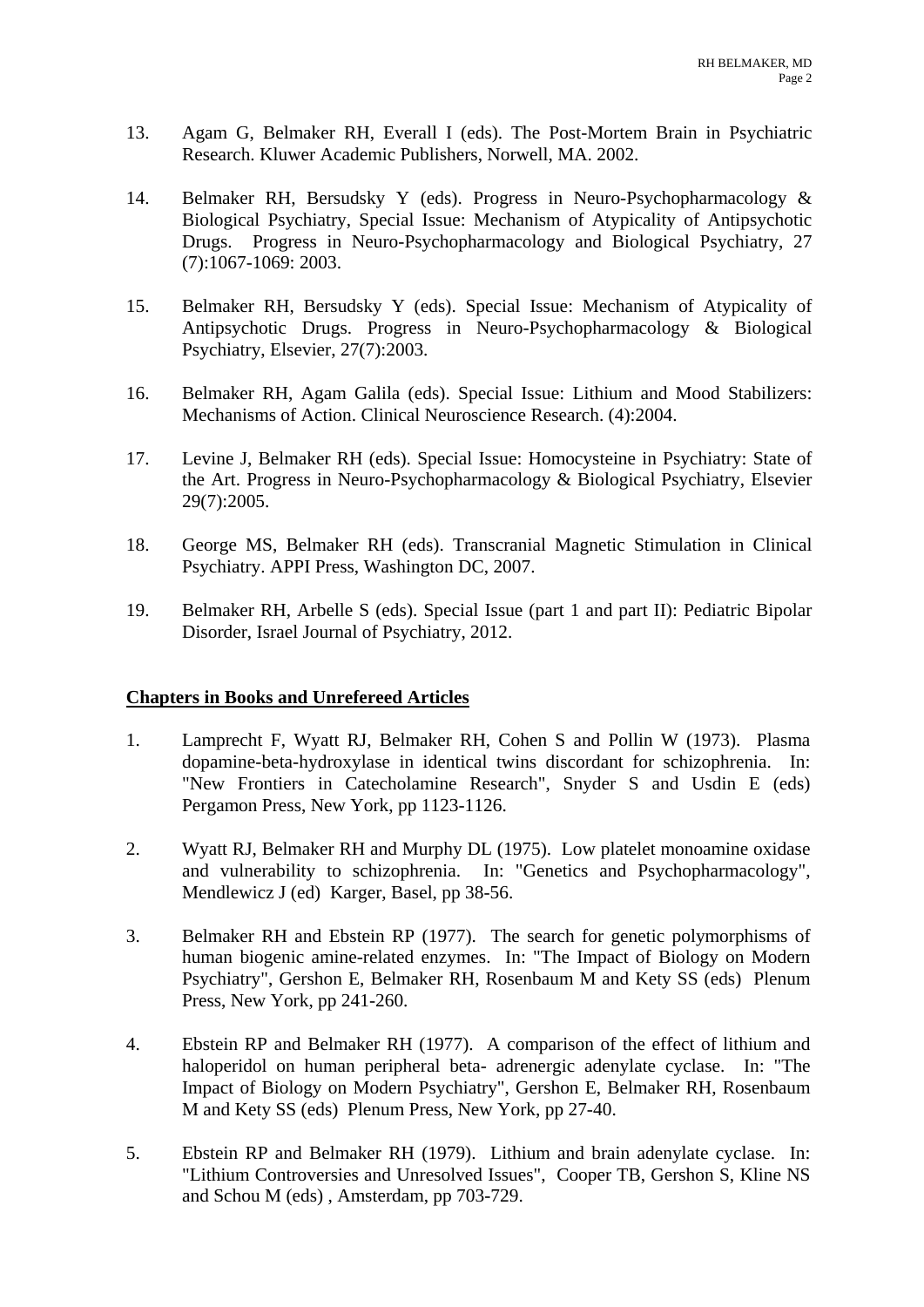13. Agam G, Belmaker RH, Everall I (eds). The Post-Mortem Brain in Psychiatric Research. Kluwer Academic Publishers, Norwell, MA. 2002.

14. Belmaker RH, Bersudsky Y (eds). Progress in Neuro-Psychopharmacology & Biological Psychiatry, Special Issue: Mechanism of Atypicality of Antipsychotic Drugs. Progress in Neuro-Psychopharmacology and Biological Psychiatry, 27 (7):1067-1069: 2003.

15. Belmaker RH, Bersudsky Y (eds). Special Issue: Mechanism of Atypicality of Antipsychotic Drugs. Progress in Neuro-Psychopharmacology & Biological Psychiatry, Elsevier, 27(7):2003.

16. Belmaker RH, Agam Galila (eds). Special Issue: Lithium and Mood Stabilizers: Mechanisms of Action. Clinical Neuroscience Research. (4):2004.

17. Levine J, Belmaker RH (eds). Special Issue: Homocysteine in Psychiatry: State of the Art. Progress in Neuro-Psychopharmacology & Biological Psychiatry, Elsevier 29(7):2005.

18. George MS, Belmaker RH (eds). Transcranial Magnetic Stimulation in Clinical Psychiatry. APPI Press, Washington DC, 2007.

19. Belmaker RH, Arbelle S (eds). Special Issue (part 1 and part II): Pediatric Bipolar Disorder, Israel Journal of Psychiatry, 2012.

## Chapters in Books and Unrefereed Articles

1. Lamprecht F, Wyatt RJ, Belmaker RH, Cohen S and Pollin W (1973). Plasma dopamine-beta-hydroxylase in identical twins discordant for schizophrenia. In: "New Frontiers in Catecholamine Research", Snyder S and Usdin E (eds) Pergamon Press, New York, pp 1123-1126.

2. Wyatt RJ, Belmaker RH and Murphy DL (1975). Low platelet monoamine oxidase and vulnerability to schizophrenia. In: "Genetics and Psychopharmacology", Mendlewicz J (ed) Karger, Basel, pp 38-56.

3. Belmaker RH and Ebstein RP (1977). The search for genetic polymorphisms of human biogenic amine-related enzymes. In: "The Impact of Biology on Modern Psychiatry", Gershon E, Belmaker RH, Rosenbaum M and Kety SS (eds) Plenum Press, New York, pp 241-260.

4. Ebstein RP and Belmaker RH (1977). A comparison of the effect of lithium and haloperidol on human peripheral beta- adrenergic adenylate cyclase. In: "The Impact of Biology on Modern Psychiatry", Gershon E, Belmaker RH, Rosenbaum M and Kety SS (eds) Plenum Press, New York, pp 27-40.

5. Ebstein RP and Belmaker RH (1979). Lithium and brain adenylate cyclase. In: "Lithium Controversies and Unresolved Issues", Cooper TB, Gershon S, Kline NS and Schou M (eds) , Amsterdam, pp 703-729.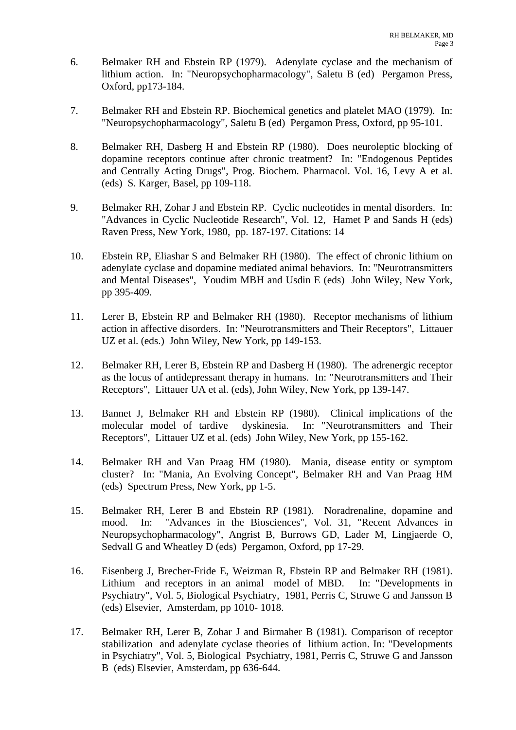6. Belmaker RH and Ebstein RP (1979). Adenylate cyclase and the mechanism of lithium action. In: "Neuropsychopharmacology", Saletu B (ed) Pergamon Press, Oxford, pp173-184.

7. Belmaker RH and Ebstein RP. Biochemical genetics and platelet MAO (1979). In: "Neuropsychopharmacology", Saletu B (ed) Pergamon Press, Oxford, pp 95-101.

8. Belmaker RH, Dasberg H and Ebstein RP (1980). Does neuroleptic blocking of dopamine receptors continue after chronic treatment? In: "Endogenous Peptides and Centrally Acting Drugs", Prog. Biochem. Pharmacol. Vol. 16, Levy A et al. (eds) S. Karger, Basel, pp 109-118.

9. Belmaker RH, Zohar J and Ebstein RP. Cyclic nucleotides in mental disorders. In: "Advances in Cyclic Nucleotide Research", Vol. 12, Hamet P and Sands H (eds) Raven Press, New York, 1980, pp. 187-197. Citations: 14

10. Ebstein RP, Eliashar S and Belmaker RH (1980). The effect of chronic lithium on adenylate cyclase and dopamine mediated animal behaviors. In: "Neurotransmitters and Mental Diseases", Youdim MBH and Usdin E (eds) John Wiley, New York, pp 395-409.

11. Lerer B, Ebstein RP and Belmaker RH (1980). Receptor mechanisms of lithium action in affective disorders. In: "Neurotransmitters and Their Receptors", Littauer UZ et al. (eds.) John Wiley, New York, pp 149-153.

12. Belmaker RH, Lerer B, Ebstein RP and Dasberg H (1980). The adrenergic receptor as the locus of antidepressant therapy in humans. In: "Neurotransmitters and Their Receptors", Littauer UA et al. (eds), John Wiley, New York, pp 139-147.

13. Bannet J, Belmaker RH and Ebstein RP (1980). Clinical implications of the molecular model of tardive dyskinesia. In: "Neurotransmitters and Their Receptors", Littauer UZ et al. (eds) John Wiley, New York, pp 155-162.

14. Belmaker RH and Van Praag HM (1980). Mania, disease entity or symptom cluster? In: "Mania, An Evolving Concept", Belmaker RH and Van Praag HM (eds) Spectrum Press, New York, pp 1-5.

15. Belmaker RH, Lerer B and Ebstein RP (1981). Noradrenaline, dopamine and mood. In: "Advances in the Biosciences", Vol. 31, "Recent Advances in Neuropsychopharmacology", Angrist B, Burrows GD, Lader M, Lingjaerde O, Sedvall G and Wheatley D (eds) Pergamon, Oxford, pp 17-29.

16. Eisenberg J, Brecher-Fride E, Weizman R, Ebstein RP and Belmaker RH (1981). Lithium and receptors in an animal model of MBD. In: "Developments in Psychiatry", Vol. 5, Biological Psychiatry, 1981, Perris C, Struwe G and Jansson B (eds) Elsevier, Amsterdam, pp 1010- 1018.

17. Belmaker RH, Lerer B, Zohar J and Birmaher B (1981). Comparison of receptor stabilization and adenylate cyclase theories of lithium action. In: "Developments in Psychiatry", Vol. 5, Biological Psychiatry, 1981, Perris C, Struwe G and Jansson B (eds) Elsevier, Amsterdam, pp 636-644.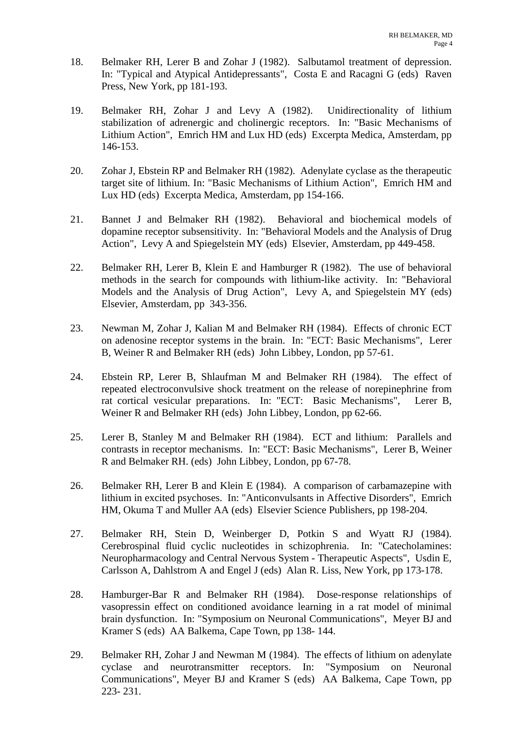18. Belmaker RH, Lerer B and Zohar J (1982). Salbutamol treatment of depression. In: "Typical and Atypical Antidepressants", Costa E and Racagni G (eds) Raven Press, New York, pp 181-193.

19. Belmaker RH, Zohar J and Levy A (1982). Unidirectionality of lithium stabilization of adrenergic and cholinergic receptors. In: "Basic Mechanisms of Lithium Action", Emrich HM and Lux HD (eds) Excerpta Medica, Amsterdam, pp 146-153.

20. Zohar J, Ebstein RP and Belmaker RH (1982). Adenylate cyclase as the therapeutic target site of lithium. In: "Basic Mechanisms of Lithium Action", Emrich HM and Lux HD (eds) Excerpta Medica, Amsterdam, pp 154-166.

21. Bannet J and Belmaker RH (1982). Behavioral and biochemical models of dopamine receptor subsensitivity. In: "Behavioral Models and the Analysis of Drug Action", Levy A and Spiegelstein MY (eds) Elsevier, Amsterdam, pp 449-458.

22. Belmaker RH, Lerer B, Klein E and Hamburger R (1982). The use of behavioral methods in the search for compounds with lithium-like activity. In: "Behavioral Models and the Analysis of Drug Action", Levy A, and Spiegelstein MY (eds) Elsevier, Amsterdam, pp 343-356.

23. Newman M, Zohar J, Kalian M and Belmaker RH (1984). Effects of chronic ECT on adenosine receptor systems in the brain. In: "ECT: Basic Mechanisms", Lerer B, Weiner R and Belmaker RH (eds) John Libbey, London, pp 57-61.

24. Ebstein RP, Lerer B, Shlaufman M and Belmaker RH (1984). The effect of repeated electroconvulsive shock treatment on the release of norepinephrine from rat cortical vesicular preparations. In: "ECT: Basic Mechanisms", Lerer B, Weiner R and Belmaker RH (eds) John Libbey, London, pp 62-66.

25. Lerer B, Stanley M and Belmaker RH (1984). ECT and lithium: Parallels and contrasts in receptor mechanisms. In: "ECT: Basic Mechanisms", Lerer B, Weiner R and Belmaker RH. (eds) John Libbey, London, pp 67-78.

26. Belmaker RH, Lerer B and Klein E (1984). A comparison of carbamazepine with lithium in excited psychoses. In: "Anticonvulsants in Affective Disorders", Emrich HM, Okuma T and Muller AA (eds) Elsevier Science Publishers, pp 198-204.

27. Belmaker RH, Stein D, Weinberger D, Potkin S and Wyatt RJ (1984). Cerebrospinal fluid cyclic nucleotides in schizophrenia. In: "Catecholamines: Neuropharmacology and Central Nervous System - Therapeutic Aspects", Usdin E, Carlsson A, Dahlstrom A and Engel J (eds) Alan R. Liss, New York, pp 173-178.

28. Hamburger-Bar R and Belmaker RH (1984). Dose-response relationships of vasopressin effect on conditioned avoidance learning in a rat model of minimal brain dysfunction. In: "Symposium on Neuronal Communications", Meyer BJ and Kramer S (eds) AA Balkema, Cape Town, pp 138- 144.

29. Belmaker RH, Zohar J and Newman M (1984). The effects of lithium on adenylate cyclase and neurotransmitter receptors. In: "Symposium on Neuronal Communications", Meyer BJ and Kramer S (eds) AA Balkema, Cape Town, pp 223- 231.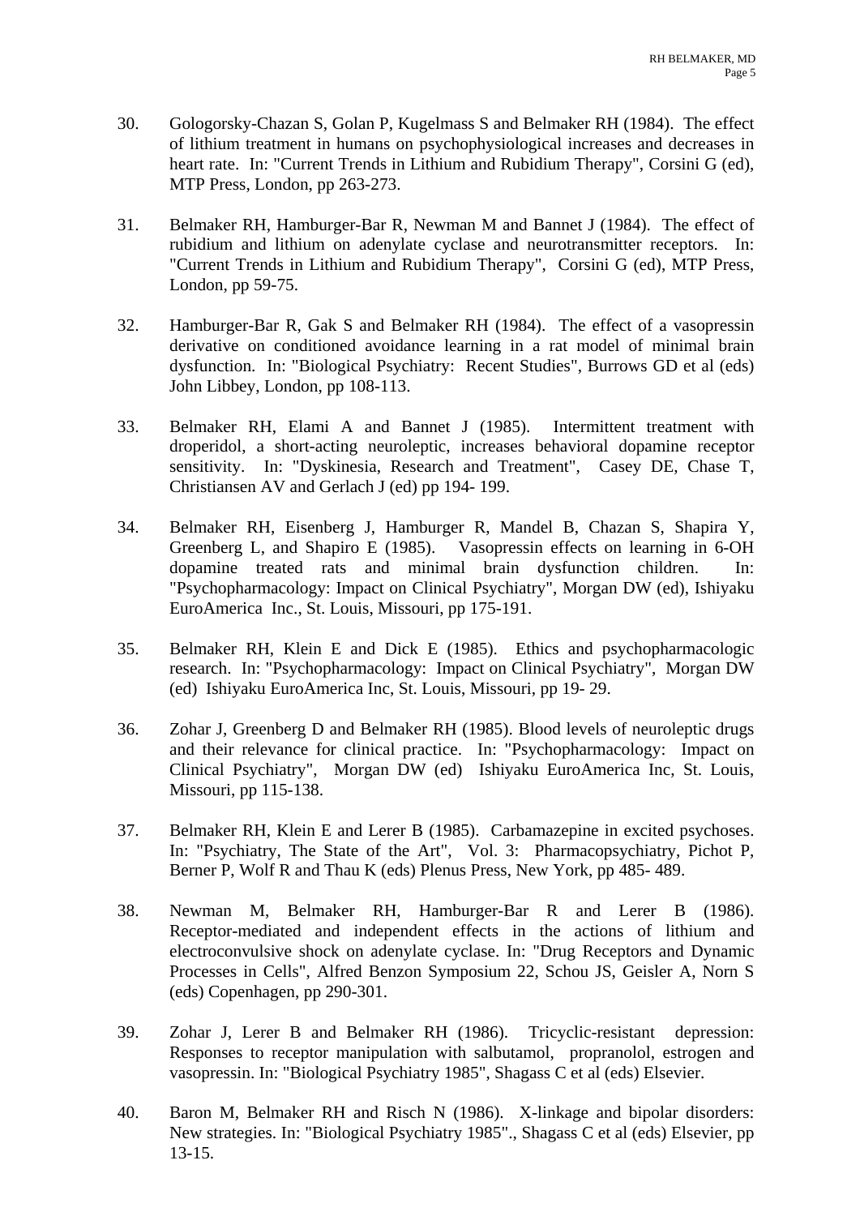30. Gologorsky-Chazan S, Golan P, Kugelmass S and Belmaker RH (1984). The effect of lithium treatment in humans on psychophysiological increases and decreases in heart rate. In: "Current Trends in Lithium and Rubidium Therapy", Corsini G (ed), MTP Press, London, pp 263-273.

31. Belmaker RH, Hamburger-Bar R, Newman M and Bannet J (1984). The effect of rubidium and lithium on adenylate cyclase and neurotransmitter receptors. In: "Current Trends in Lithium and Rubidium Therapy", Corsini G (ed), MTP Press, London, pp 59-75.

32. Hamburger-Bar R, Gak S and Belmaker RH (1984). The effect of a vasopressin derivative on conditioned avoidance learning in a rat model of minimal brain dysfunction. In: "Biological Psychiatry: Recent Studies", Burrows GD et al (eds) John Libbey, London, pp 108-113.

33. Belmaker RH, Elami A and Bannet J (1985). Intermittent treatment with droperidol, a short-acting neuroleptic, increases behavioral dopamine receptor sensitivity. In: "Dyskinesia, Research and Treatment", Casey DE, Chase T, Christiansen AV and Gerlach J (ed) pp 194- 199.

34. Belmaker RH, Eisenberg J, Hamburger R, Mandel B, Chazan S, Shapira Y, Greenberg L, and Shapiro E (1985). Vasopressin effects on learning in 6-OH dopamine treated rats and minimal brain dysfunction children. In: "Psychopharmacology: Impact on Clinical Psychiatry", Morgan DW (ed), Ishiyaku EuroAmerica Inc., St. Louis, Missouri, pp 175-191.

35. Belmaker RH, Klein E and Dick E (1985). Ethics and psychopharmacologic research. In: "Psychopharmacology: Impact on Clinical Psychiatry", Morgan DW (ed) Ishiyaku EuroAmerica Inc, St. Louis, Missouri, pp 19- 29.

36. Zohar J, Greenberg D and Belmaker RH (1985). Blood levels of neuroleptic drugs and their relevance for clinical practice. In: "Psychopharmacology: Impact on Clinical Psychiatry", Morgan DW (ed) Ishiyaku EuroAmerica Inc, St. Louis, Missouri, pp 115-138.

37. Belmaker RH, Klein E and Lerer B (1985). Carbamazepine in excited psychoses. In: "Psychiatry, The State of the Art", Vol. 3: Pharmacopsychiatry, Pichot P, Berner P, Wolf R and Thau K (eds) Plenus Press, New York, pp 485- 489.

38. Newman M, Belmaker RH, Hamburger-Bar R and Lerer B (1986). Receptor-mediated and independent effects in the actions of lithium and electroconvulsive shock on adenylate cyclase. In: "Drug Receptors and Dynamic Processes in Cells", Alfred Benzon Symposium 22, Schou JS, Geisler A, Norn S (eds) Copenhagen, pp 290-301.

39. Zohar J, Lerer B and Belmaker RH (1986). Tricyclic-resistant depression: Responses to receptor manipulation with salbutamol, propranolol, estrogen and vasopressin. In: "Biological Psychiatry 1985", Shagass C et al (eds) Elsevier.

40. Baron M, Belmaker RH and Risch N (1986). X-linkage and bipolar disorders: New strategies. In: "Biological Psychiatry 1985"., Shagass C et al (eds) Elsevier, pp 13-15.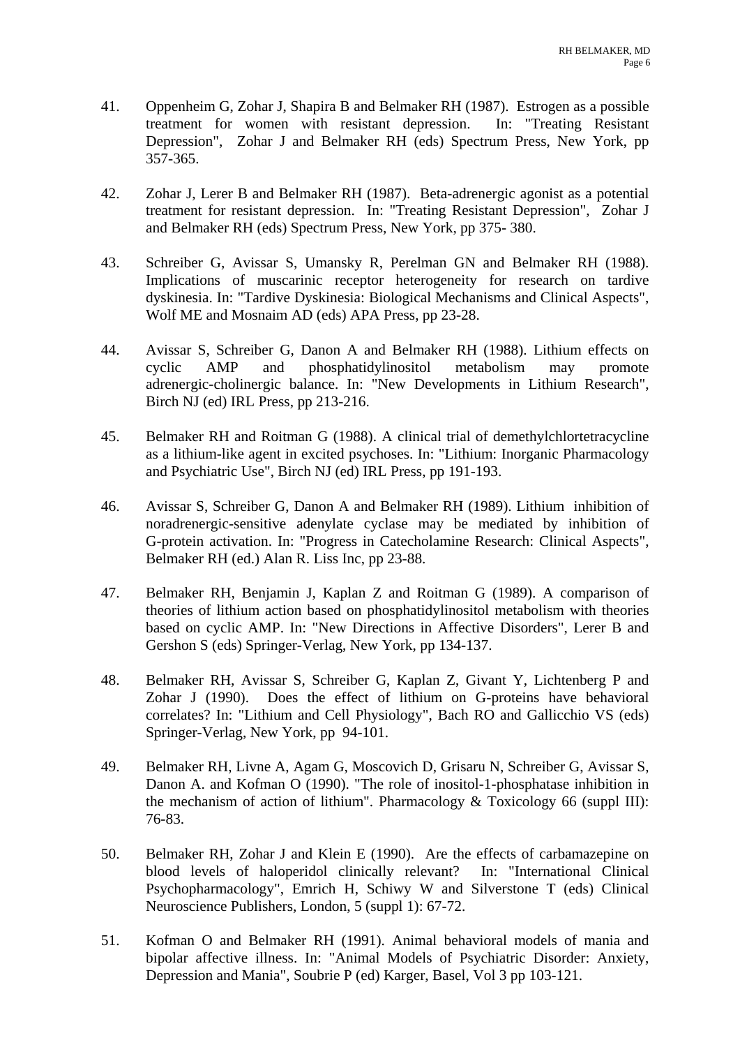41. Oppenheim G, Zohar J, Shapira B and Belmaker RH (1987). Estrogen as a possible treatment for women with resistant depression. In: "Treating Resistant Depression", Zohar J and Belmaker RH (eds) Spectrum Press, New York, pp 357-365.

42. Zohar J, Lerer B and Belmaker RH (1987). Beta-adrenergic agonist as a potential treatment for resistant depression. In: "Treating Resistant Depression", Zohar J and Belmaker RH (eds) Spectrum Press, New York, pp 375- 380.

43. Schreiber G, Avissar S, Umansky R, Perelman GN and Belmaker RH (1988). Implications of muscarinic receptor heterogeneity for research on tardive dyskinesia. In: "Tardive Dyskinesia: Biological Mechanisms and Clinical Aspects", Wolf ME and Mosnaim AD (eds) APA Press, pp 23-28.

44. Avissar S, Schreiber G, Danon A and Belmaker RH (1988). Lithium effects on cyclic AMP and phosphatidylinositol metabolism may promote adrenergic-cholinergic balance. In: "New Developments in Lithium Research", Birch NJ (ed) IRL Press, pp 213-216.

45. Belmaker RH and Roitman G (1988). A clinical trial of demethylchlortetracycline as a lithium-like agent in excited psychoses. In: "Lithium: Inorganic Pharmacology and Psychiatric Use", Birch NJ (ed) IRL Press, pp 191-193.

46. Avissar S, Schreiber G, Danon A and Belmaker RH (1989). Lithium inhibition of noradrenergic-sensitive adenylate cyclase may be mediated by inhibition of G-protein activation. In: "Progress in Catecholamine Research: Clinical Aspects", Belmaker RH (ed.) Alan R. Liss Inc, pp 23-88.

47. Belmaker RH, Benjamin J, Kaplan Z and Roitman G (1989). A comparison of theories of lithium action based on phosphatidylinositol metabolism with theories based on cyclic AMP. In: "New Directions in Affective Disorders", Lerer B and Gershon S (eds) Springer-Verlag, New York, pp 134-137.

48. Belmaker RH, Avissar S, Schreiber G, Kaplan Z, Givant Y, Lichtenberg P and Zohar J (1990). Does the effect of lithium on G-proteins have behavioral correlates? In: "Lithium and Cell Physiology", Bach RO and Gallicchio VS (eds) Springer-Verlag, New York, pp 94-101.

49. Belmaker RH, Livne A, Agam G, Moscovich D, Grisaru N, Schreiber G, Avissar S, Danon A. and Kofman O (1990). "The role of inositol-1-phosphatase inhibition in the mechanism of action of lithium". Pharmacology & Toxicology 66 (suppl III): 76-83.

50. Belmaker RH, Zohar J and Klein E (1990). Are the effects of carbamazepine on blood levels of haloperidol clinically relevant? In: "International Clinical Psychopharmacology", Emrich H, Schiwy W and Silverstone T (eds) Clinical Neuroscience Publishers, London, 5 (suppl 1): 67-72.

51. Kofman O and Belmaker RH (1991). Animal behavioral models of mania and bipolar affective illness. In: "Animal Models of Psychiatric Disorder: Anxiety, Depression and Mania", Soubrie P (ed) Karger, Basel, Vol 3 pp 103-121.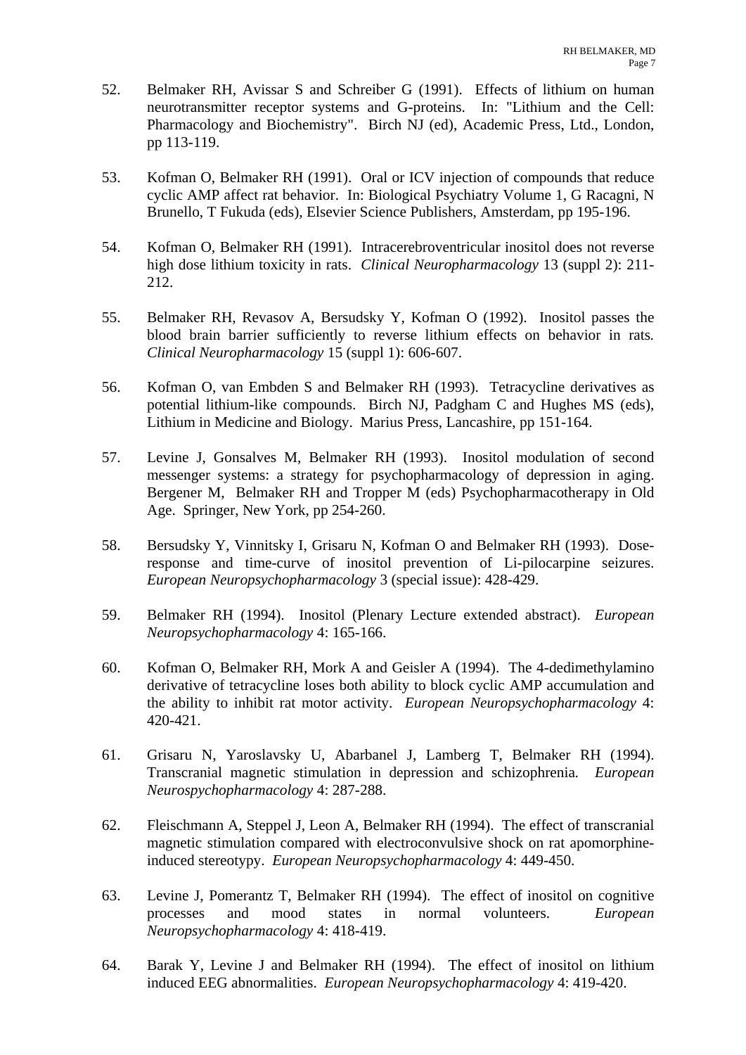52. Belmaker RH, Avissar S and Schreiber G (1991). Effects of lithium on human neurotransmitter receptor systems and G-proteins. In: "Lithium and the Cell: Pharmacology and Biochemistry". Birch NJ (ed), Academic Press, Ltd., London, pp 113-119.

53. Kofman O, Belmaker RH (1991). Oral or ICV injection of compounds that reduce cyclic AMP affect rat behavior. In: Biological Psychiatry Volume 1, G Racagni, N Brunello, T Fukuda (eds), Elsevier Science Publishers, Amsterdam, pp 195-196.

54. Kofman O, Belmaker RH (1991). Intracerebroventricular inositol does not reverse high dose lithium toxicity in rats. *Clinical Neuropharmacology* 13 (suppl 2): 211-212.

55. Belmaker RH, Revasov A, Bersudsky Y, Kofman O (1992). Inositol passes the blood brain barrier sufficiently to reverse lithium effects on behavior in rats. *Clinical Neuropharmacology* 15 (suppl 1): 606-607.

56. Kofman O, van Embden S and Belmaker RH (1993). Tetracycline derivatives as potential lithium-like compounds. Birch NJ, Padgham C and Hughes MS (eds), Lithium in Medicine and Biology. Marius Press, Lancashire, pp 151-164.

57. Levine J, Gonsalves M, Belmaker RH (1993). Inositol modulation of second messenger systems: a strategy for psychopharmacology of depression in aging. Bergener M, Belmaker RH and Tropper M (eds) Psychopharmacotherapy in Old Age. Springer, New York, pp 254-260.

58. Bersudsky Y, Vinnitsky I, Grisaru N, Kofman O and Belmaker RH (1993). Dose-response and time-curve of inositol prevention of Li-pilocarpine seizures. *European Neuropsychopharmacology* 3 (special issue): 428-429.

59. Belmaker RH (1994). Inositol (Plenary Lecture extended abstract). *European Neuropsychopharmacology* 4: 165-166.

60. Kofman O, Belmaker RH, Mork A and Geisler A (1994). The 4-dedimethylamino derivative of tetracycline loses both ability to block cyclic AMP accumulation and the ability to inhibit rat motor activity. *European Neuropsychopharmacology* 4: 420-421.

61. Grisaru N, Yaroslavsky U, Abarbanel J, Lamberg T, Belmaker RH (1994). Transcranial magnetic stimulation in depression and schizophrenia. *European Neurospychopharmacology* 4: 287-288.

62. Fleischmann A, Steppel J, Leon A, Belmaker RH (1994). The effect of transcranial magnetic stimulation compared with electroconvulsive shock on rat apomorphine-induced stereotypy. *European Neuropsychopharmacology* 4: 449-450.

63. Levine J, Pomerantz T, Belmaker RH (1994). The effect of inositol on cognitive processes and mood states in normal volunteers. *European Neuropsychopharmacology* 4: 418-419.

64. Barak Y, Levine J and Belmaker RH (1994). The effect of inositol on lithium induced EEG abnormalities. *European Neuropsychopharmacology* 4: 419-420.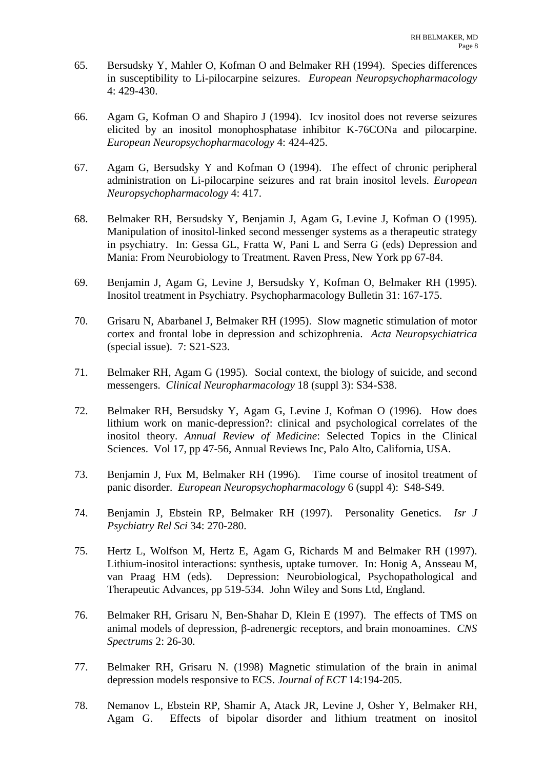65. Bersudsky Y, Mahler O, Kofman O and Belmaker RH (1994). Species differences in susceptibility to Li-pilocarpine seizures. *European Neuropsychopharmacology* 4: 429-430.

66. Agam G, Kofman O and Shapiro J (1994). Icv inositol does not reverse seizures elicited by an inositol monophosphatase inhibitor K-76CONa and pilocarpine. *European Neuropsychopharmacology* 4: 424-425.

67. Agam G, Bersudsky Y and Kofman O (1994). The effect of chronic peripheral administration on Li-pilocarpine seizures and rat brain inositol levels. *European Neuropsychopharmacology* 4: 417.

68. Belmaker RH, Bersudsky Y, Benjamin J, Agam G, Levine J, Kofman O (1995). Manipulation of inositol-linked second messenger systems as a therapeutic strategy in psychiatry. In: Gessa GL, Fratta W, Pani L and Serra G (eds) Depression and Mania: From Neurobiology to Treatment. Raven Press, New York pp 67-84.

69. Benjamin J, Agam G, Levine J, Bersudsky Y, Kofman O, Belmaker RH (1995). Inositol treatment in Psychiatry. Psychopharmacology Bulletin 31: 167-175.

70. Grisaru N, Abarbanel J, Belmaker RH (1995). Slow magnetic stimulation of motor cortex and frontal lobe in depression and schizophrenia. *Acta Neuropsychiatrica* (special issue). 7: S21-S23.

71. Belmaker RH, Agam G (1995). Social context, the biology of suicide, and second messengers. *Clinical Neuropharmacology* 18 (suppl 3): S34-S38.

72. Belmaker RH, Bersudsky Y, Agam G, Levine J, Kofman O (1996). How does lithium work on manic-depression?: clinical and psychological correlates of the inositol theory. *Annual Review of Medicine*: Selected Topics in the Clinical Sciences. Vol 17, pp 47-56, Annual Reviews Inc, Palo Alto, California, USA.

73. Benjamin J, Fux M, Belmaker RH (1996). Time course of inositol treatment of panic disorder. *European Neuropsychopharmacology* 6 (suppl 4): S48-S49.

74. Benjamin J, Ebstein RP, Belmaker RH (1997). Personality Genetics. *Isr J Psychiatry Rel Sci* 34: 270-280.

75. Hertz L, Wolfson M, Hertz E, Agam G, Richards M and Belmaker RH (1997). Lithium-inositol interactions: synthesis, uptake turnover. In: Honig A, Ansseau M, van Praag HM (eds). Depression: Neurobiological, Psychopathological and Therapeutic Advances, pp 519-534. John Wiley and Sons Ltd, England.

76. Belmaker RH, Grisaru N, Ben-Shahar D, Klein E (1997). The effects of TMS on animal models of depression, β-adrenergic receptors, and brain monoamines. *CNS Spectrums* 2: 26-30.

77. Belmaker RH, Grisaru N. (1998) Magnetic stimulation of the brain in animal depression models responsive to ECS. *Journal of ECT* 14:194-205.

78. Nemanov L, Ebstein RP, Shamir A, Atack JR, Levine J, Osher Y, Belmaker RH, Agam G. Effects of bipolar disorder and lithium treatment on inositol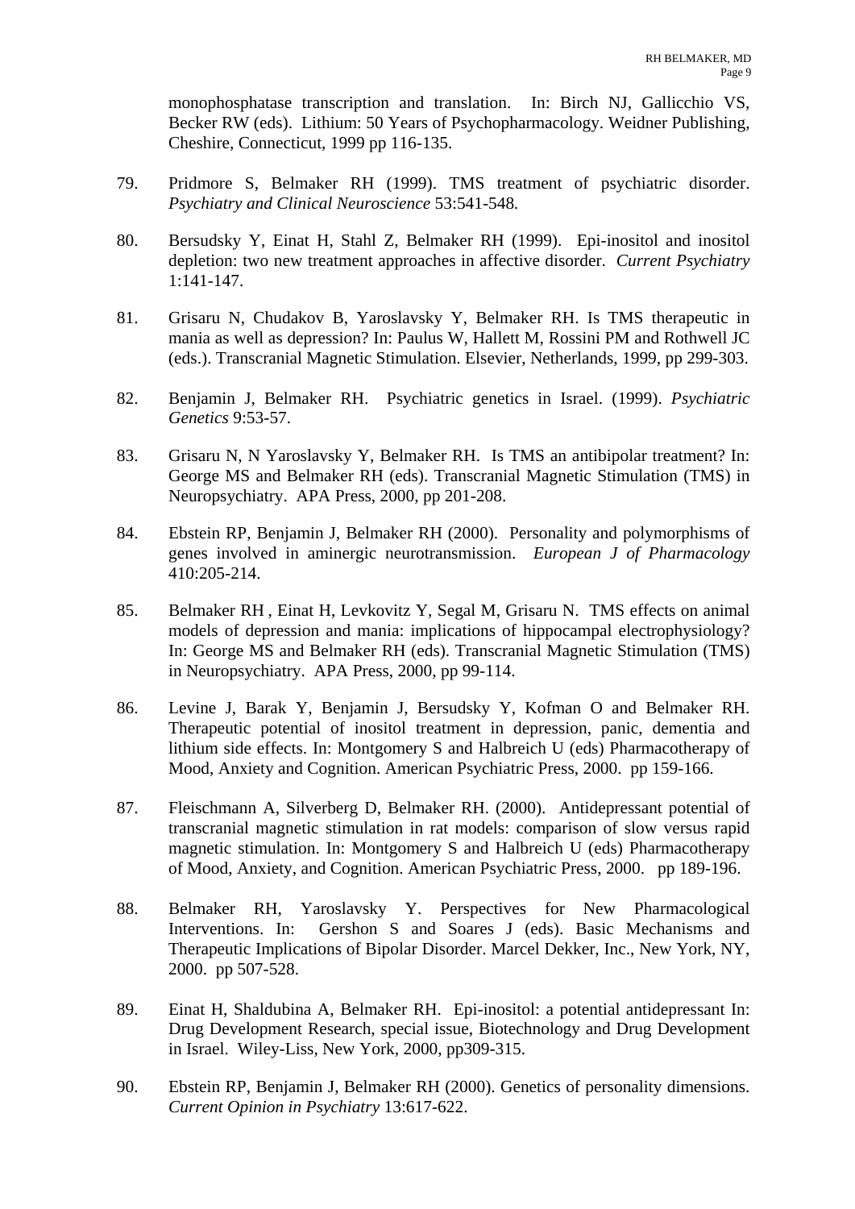monophosphatase transcription and translation. In: Birch NJ, Gallicchio VS, Becker RW (eds). Lithium: 50 Years of Psychopharmacology. Weidner Publishing, Cheshire, Connecticut, 1999 pp 116-135.

79. Pridmore S, Belmaker RH (1999). TMS treatment of psychiatric disorder. *Psychiatry and Clinical Neuroscience* 53:541-548.

80. Bersudsky Y, Einat H, Stahl Z, Belmaker RH (1999). Epi-inositol and inositol depletion: two new treatment approaches in affective disorder. *Current Psychiatry* 1:141-147.

81. Grisaru N, Chudakov B, Yaroslavsky Y, Belmaker RH. Is TMS therapeutic in mania as well as depression? In: Paulus W, Hallett M, Rossini PM and Rothwell JC (eds.). Transcranial Magnetic Stimulation. Elsevier, Netherlands, 1999, pp 299-303.

82. Benjamin J, Belmaker RH. Psychiatric genetics in Israel. (1999). *Psychiatric Genetics* 9:53-57.

83. Grisaru N, N Yaroslavsky Y, Belmaker RH. Is TMS an antibipolar treatment? In: George MS and Belmaker RH (eds). Transcranial Magnetic Stimulation (TMS) in Neuropsychiatry. APA Press, 2000, pp 201-208.

84. Ebstein RP, Benjamin J, Belmaker RH (2000). Personality and polymorphisms of genes involved in aminergic neurotransmission. *European J of Pharmacology* 410:205-214.

85. Belmaker RH , Einat H, Levkovitz Y, Segal M, Grisaru N. TMS effects on animal models of depression and mania: implications of hippocampal electrophysiology? In: George MS and Belmaker RH (eds). Transcranial Magnetic Stimulation (TMS) in Neuropsychiatry. APA Press, 2000, pp 99-114.

86. Levine J, Barak Y, Benjamin J, Bersudsky Y, Kofman O and Belmaker RH. Therapeutic potential of inositol treatment in depression, panic, dementia and lithium side effects. In: Montgomery S and Halbreich U (eds) Pharmacotherapy of Mood, Anxiety and Cognition. American Psychiatric Press, 2000. pp 159-166.

87. Fleischmann A, Silverberg D, Belmaker RH. (2000). Antidepressant potential of transcranial magnetic stimulation in rat models: comparison of slow versus rapid magnetic stimulation. In: Montgomery S and Halbreich U (eds) Pharmacotherapy of Mood, Anxiety, and Cognition. American Psychiatric Press, 2000. pp 189-196.

88. Belmaker RH, Yaroslavsky Y. Perspectives for New Pharmacological Interventions. In: Gershon S and Soares J (eds). Basic Mechanisms and Therapeutic Implications of Bipolar Disorder. Marcel Dekker, Inc., New York, NY, 2000. pp 507-528.

89. Einat H, Shaldubina A, Belmaker RH. Epi-inositol: a potential antidepressant In: Drug Development Research, special issue, Biotechnology and Drug Development in Israel. Wiley-Liss, New York, 2000, pp309-315.

90. Ebstein RP, Benjamin J, Belmaker RH (2000). Genetics of personality dimensions. *Current Opinion in Psychiatry* 13:617-622.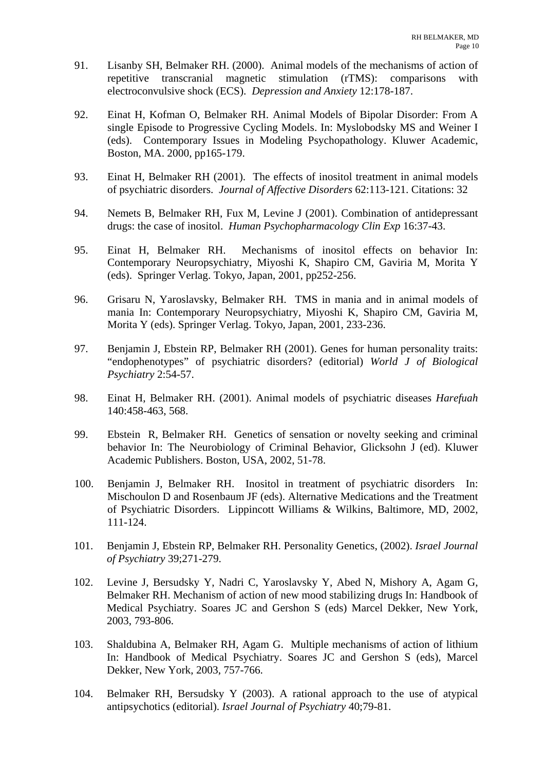91. Lisanby SH, Belmaker RH. (2000). Animal models of the mechanisms of action of repetitive transcranial magnetic stimulation (rTMS): comparisons with electroconvulsive shock (ECS). *Depression and Anxiety* 12:178-187.

92. Einat H, Kofman O, Belmaker RH. Animal Models of Bipolar Disorder: From A single Episode to Progressive Cycling Models. In: Myslobodsky MS and Weiner I (eds). Contemporary Issues in Modeling Psychopathology. Kluwer Academic, Boston, MA. 2000, pp165-179.

93. Einat H, Belmaker RH (2001). The effects of inositol treatment in animal models of psychiatric disorders. *Journal of Affective Disorders* 62:113-121. Citations: 32

94. Nemets B, Belmaker RH, Fux M, Levine J (2001). Combination of antidepressant drugs: the case of inositol. *Human Psychopharmacology Clin Exp* 16:37-43.

95. Einat H, Belmaker RH. Mechanisms of inositol effects on behavior In: Contemporary Neuropsychiatry, Miyoshi K, Shapiro CM, Gaviria M, Morita Y (eds). Springer Verlag. Tokyo, Japan, 2001, pp252-256.

96. Grisaru N, Yaroslavsky, Belmaker RH. TMS in mania and in animal models of mania In: Contemporary Neuropsychiatry, Miyoshi K, Shapiro CM, Gaviria M, Morita Y (eds). Springer Verlag. Tokyo, Japan, 2001, 233-236.

97. Benjamin J, Ebstein RP, Belmaker RH (2001). Genes for human personality traits: "endophenotypes" of psychiatric disorders? (editorial) *World J of Biological Psychiatry* 2:54-57.

98. Einat H, Belmaker RH. (2001). Animal models of psychiatric diseases *Harefuah* 140:458-463, 568.

99. Ebstein R, Belmaker RH. Genetics of sensation or novelty seeking and criminal behavior In: The Neurobiology of Criminal Behavior, Glicksohn J (ed). Kluwer Academic Publishers. Boston, USA, 2002, 51-78.

100. Benjamin J, Belmaker RH. Inositol in treatment of psychiatric disorders In: Mischoulon D and Rosenbaum JF (eds). Alternative Medications and the Treatment of Psychiatric Disorders. Lippincott Williams & Wilkins, Baltimore, MD, 2002, 111-124.

101. Benjamin J, Ebstein RP, Belmaker RH. Personality Genetics, (2002). *Israel Journal of Psychiatry* 39;271-279.

102. Levine J, Bersudsky Y, Nadri C, Yaroslavsky Y, Abed N, Mishory A, Agam G, Belmaker RH. Mechanism of action of new mood stabilizing drugs In: Handbook of Medical Psychiatry. Soares JC and Gershon S (eds) Marcel Dekker, New York, 2003, 793-806.

103. Shaldubina A, Belmaker RH, Agam G. Multiple mechanisms of action of lithium In: Handbook of Medical Psychiatry. Soares JC and Gershon S (eds), Marcel Dekker, New York, 2003, 757-766.

104. Belmaker RH, Bersudsky Y (2003). A rational approach to the use of atypical antipsychotics (editorial). *Israel Journal of Psychiatry* 40;79-81.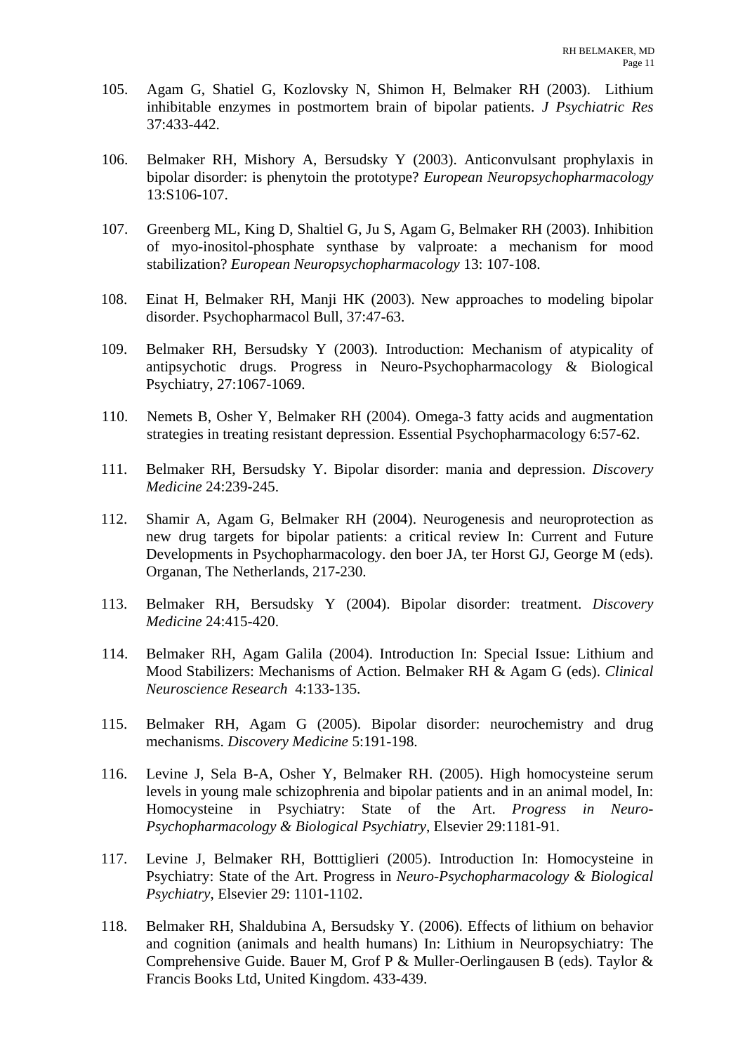105. Agam G, Shatiel G, Kozlovsky N, Shimon H, Belmaker RH (2003). Lithium inhibitable enzymes in postmortem brain of bipolar patients. *J Psychiatric Res* 37:433-442.

106. Belmaker RH, Mishory A, Bersudsky Y (2003). Anticonvulsant prophylaxis in bipolar disorder: is phenytoin the prototype? *European Neuropsychopharmacology* 13:S106-107.

107. Greenberg ML, King D, Shaltiel G, Ju S, Agam G, Belmaker RH (2003). Inhibition of myo-inositol-phosphate synthase by valproate: a mechanism for mood stabilization? *European Neuropsychopharmacology* 13: 107-108.

108. Einat H, Belmaker RH, Manji HK (2003). New approaches to modeling bipolar disorder. Psychopharmacol Bull, 37:47-63.

109. Belmaker RH, Bersudsky Y (2003). Introduction: Mechanism of atypicality of antipsychotic drugs. Progress in Neuro-Psychopharmacology & Biological Psychiatry, 27:1067-1069.

110. Nemets B, Osher Y, Belmaker RH (2004). Omega-3 fatty acids and augmentation strategies in treating resistant depression. Essential Psychopharmacology 6:57-62.

111. Belmaker RH, Bersudsky Y. Bipolar disorder: mania and depression. *Discovery Medicine* 24:239-245.

112. Shamir A, Agam G, Belmaker RH (2004). Neurogenesis and neuroprotection as new drug targets for bipolar patients: a critical review In: Current and Future Developments in Psychopharmacology. den boer JA, ter Horst GJ, George M (eds). Organan, The Netherlands, 217-230.

113. Belmaker RH, Bersudsky Y (2004). Bipolar disorder: treatment. *Discovery Medicine* 24:415-420.

114. Belmaker RH, Agam Galila (2004). Introduction In: Special Issue: Lithium and Mood Stabilizers: Mechanisms of Action. Belmaker RH & Agam G (eds). *Clinical Neuroscience Research* 4:133-135.

115. Belmaker RH, Agam G (2005). Bipolar disorder: neurochemistry and drug mechanisms. *Discovery Medicine* 5:191-198.

116. Levine J, Sela B-A, Osher Y, Belmaker RH. (2005). High homocysteine serum levels in young male schizophrenia and bipolar patients and in an animal model, In: Homocysteine in Psychiatry: State of the Art. *Progress in Neuro-Psychopharmacology & Biological Psychiatry*, Elsevier 29:1181-91.

117. Levine J, Belmaker RH, Botttiglieri (2005). Introduction In: Homocysteine in Psychiatry: State of the Art. Progress in *Neuro-Psychopharmacology & Biological Psychiatry*, Elsevier 29: 1101-1102.

118. Belmaker RH, Shaldubina A, Bersudsky Y. (2006). Effects of lithium on behavior and cognition (animals and health humans) In: Lithium in Neuropsychiatry: The Comprehensive Guide. Bauer M, Grof P & Muller-Oerlingausen B (eds). Taylor & Francis Books Ltd, United Kingdom. 433-439.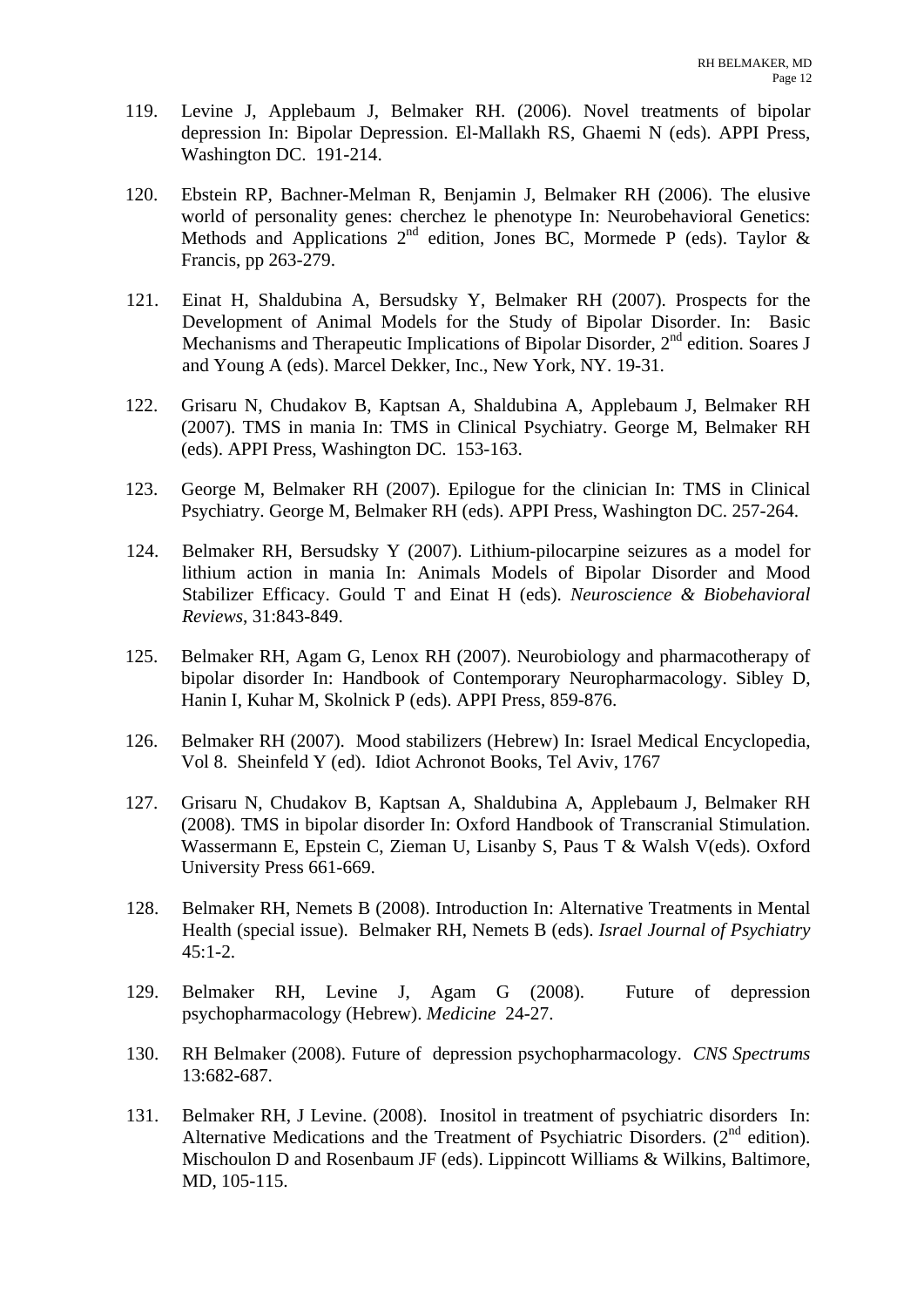119. Levine J, Applebaum J, Belmaker RH. (2006). Novel treatments of bipolar depression In: Bipolar Depression. El-Mallakh RS, Ghaemi N (eds). APPI Press, Washington DC. 191-214.

120. Ebstein RP, Bachner-Melman R, Benjamin J, Belmaker RH (2006). The elusive world of personality genes: cherchez le phenotype In: Neurobehavioral Genetics: Methods and Applications 2nd edition, Jones BC, Mormede P (eds). Taylor & Francis, pp 263-279.

121. Einat H, Shaldubina A, Bersudsky Y, Belmaker RH (2007). Prospects for the Development of Animal Models for the Study of Bipolar Disorder. In: Basic Mechanisms and Therapeutic Implications of Bipolar Disorder, 2nd edition. Soares J and Young A (eds). Marcel Dekker, Inc., New York, NY. 19-31.

122. Grisaru N, Chudakov B, Kaptsan A, Shaldubina A, Applebaum J, Belmaker RH (2007). TMS in mania In: TMS in Clinical Psychiatry. George M, Belmaker RH (eds). APPI Press, Washington DC. 153-163.

123. George M, Belmaker RH (2007). Epilogue for the clinician In: TMS in Clinical Psychiatry. George M, Belmaker RH (eds). APPI Press, Washington DC. 257-264.

124. Belmaker RH, Bersudsky Y (2007). Lithium-pilocarpine seizures as a model for lithium action in mania In: Animals Models of Bipolar Disorder and Mood Stabilizer Efficacy. Gould T and Einat H (eds). *Neuroscience & Biobehavioral Reviews*, 31:843-849.

125. Belmaker RH, Agam G, Lenox RH (2007). Neurobiology and pharmacotherapy of bipolar disorder In: Handbook of Contemporary Neuropharmacology. Sibley D, Hanin I, Kuhar M, Skolnick P (eds). APPI Press, 859-876.

126. Belmaker RH (2007). Mood stabilizers (Hebrew) In: Israel Medical Encyclopedia, Vol 8. Sheinfeld Y (ed). Idiot Achronot Books, Tel Aviv, 1767

127. Grisaru N, Chudakov B, Kaptsan A, Shaldubina A, Applebaum J, Belmaker RH (2008). TMS in bipolar disorder In: Oxford Handbook of Transcranial Stimulation. Wassermann E, Epstein C, Zieman U, Lisanby S, Paus T & Walsh V(eds). Oxford University Press 661-669.

128. Belmaker RH, Nemets B (2008). Introduction In: Alternative Treatments in Mental Health (special issue). Belmaker RH, Nemets B (eds). *Israel Journal of Psychiatry* 45:1-2.

129. Belmaker RH, Levine J, Agam G (2008). Future of depression psychopharmacology (Hebrew). *Medicine* 24-27.

130. RH Belmaker (2008). Future of depression psychopharmacology. *CNS Spectrums* 13:682-687.

131. Belmaker RH, J Levine. (2008). Inositol in treatment of psychiatric disorders In: Alternative Medications and the Treatment of Psychiatric Disorders. (2nd edition). Mischoulon D and Rosenbaum JF (eds). Lippincott Williams & Wilkins, Baltimore, MD, 105-115.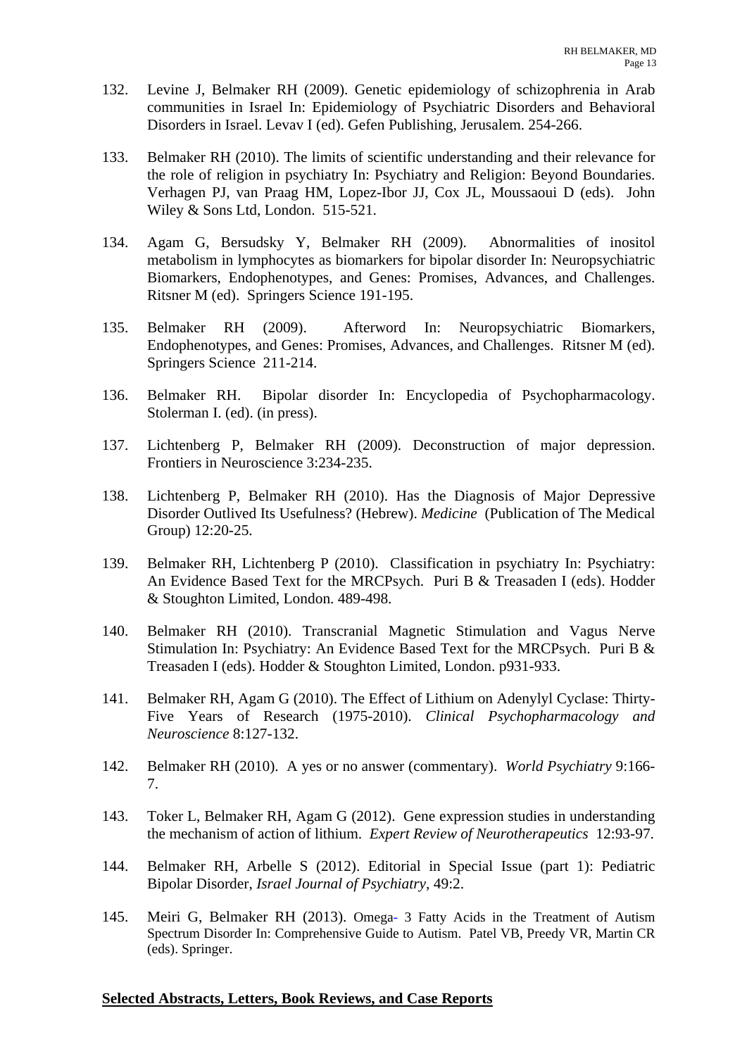132. Levine J, Belmaker RH (2009). Genetic epidemiology of schizophrenia in Arab communities in Israel In: Epidemiology of Psychiatric Disorders and Behavioral Disorders in Israel. Levav I (ed). Gefen Publishing, Jerusalem. 254-266.

133. Belmaker RH (2010). The limits of scientific understanding and their relevance for the role of religion in psychiatry In: Psychiatry and Religion: Beyond Boundaries. Verhagen PJ, van Praag HM, Lopez-Ibor JJ, Cox JL, Moussaoui D (eds). John Wiley & Sons Ltd, London. 515-521.

134. Agam G, Bersudsky Y, Belmaker RH (2009). Abnormalities of inositol metabolism in lymphocytes as biomarkers for bipolar disorder In: Neuropsychiatric Biomarkers, Endophenotypes, and Genes: Promises, Advances, and Challenges. Ritsner M (ed). Springers Science 191-195.

135. Belmaker RH (2009). Afterword In: Neuropsychiatric Biomarkers, Endophenotypes, and Genes: Promises, Advances, and Challenges. Ritsner M (ed). Springers Science 211-214.

136. Belmaker RH. Bipolar disorder In: Encyclopedia of Psychopharmacology. Stolerman I. (ed). (in press).

137. Lichtenberg P, Belmaker RH (2009). Deconstruction of major depression. Frontiers in Neuroscience 3:234-235.

138. Lichtenberg P, Belmaker RH (2010). Has the Diagnosis of Major Depressive Disorder Outlived Its Usefulness? (Hebrew). *Medicine* (Publication of The Medical Group) 12:20-25.

139. Belmaker RH, Lichtenberg P (2010). Classification in psychiatry In: Psychiatry: An Evidence Based Text for the MRCPsych. Puri B & Treasaden I (eds). Hodder & Stoughton Limited, London. 489-498.

140. Belmaker RH (2010). Transcranial Magnetic Stimulation and Vagus Nerve Stimulation In: Psychiatry: An Evidence Based Text for the MRCPsych. Puri B & Treasaden I (eds). Hodder & Stoughton Limited, London. p931-933.

141. Belmaker RH, Agam G (2010). The Effect of Lithium on Adenylyl Cyclase: Thirty-Five Years of Research (1975-2010). *Clinical Psychopharmacology and Neuroscience* 8:127-132.

142. Belmaker RH (2010). A yes or no answer (commentary). *World Psychiatry* 9:166-7.

143. Toker L, Belmaker RH, Agam G (2012). Gene expression studies in understanding the mechanism of action of lithium. *Expert Review of Neurotherapeutics* 12:93-97.

144. Belmaker RH, Arbelle S (2012). Editorial in Special Issue (part 1): Pediatric Bipolar Disorder, *Israel Journal of Psychiatry*, 49:2.

145. Meiri G, Belmaker RH (2013). Omega- 3 Fatty Acids in the Treatment of Autism Spectrum Disorder In: Comprehensive Guide to Autism. Patel VB, Preedy VR, Martin CR (eds). Springer.

## Selected Abstracts, Letters, Book Reviews, and Case Reports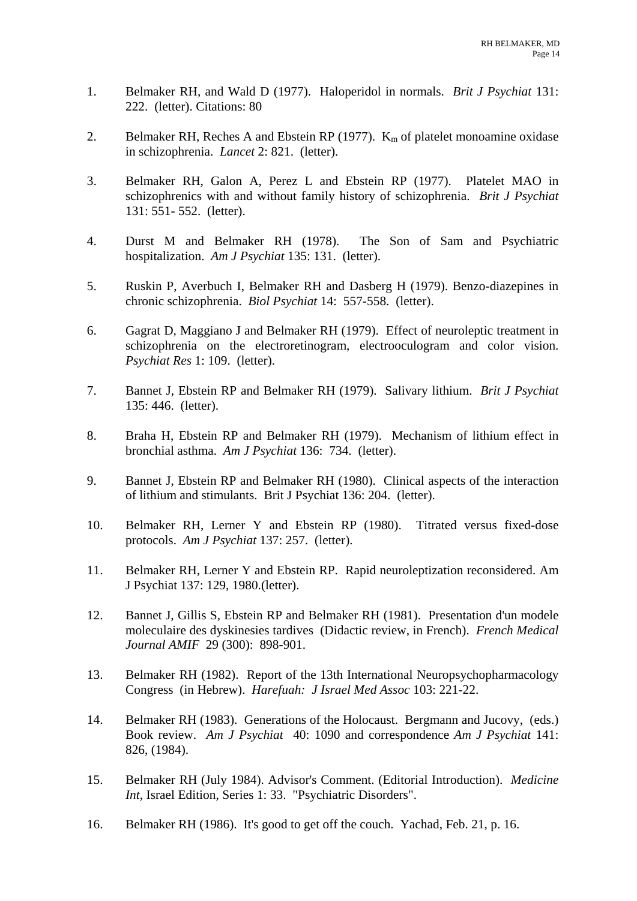1. Belmaker RH, and Wald D (1977). Haloperidol in normals. *Brit J Psychiat* 131: 222. (letter). Citations: 80

2. Belmaker RH, Reches A and Ebstein RP (1977). $K_m$ of platelet monoamine oxidase in schizophrenia. *Lancet* 2: 821. (letter).

3. Belmaker RH, Galon A, Perez L and Ebstein RP (1977). Platelet MAO in schizophrenics with and without family history of schizophrenia. *Brit J Psychiat* 131: 551- 552. (letter).

4. Durst M and Belmaker RH (1978). The Son of Sam and Psychiatric hospitalization. *Am J Psychiat* 135: 131. (letter).

5. Ruskin P, Averbuch I, Belmaker RH and Dasberg H (1979). Benzo-diazepines in chronic schizophrenia. *Biol Psychiat* 14: 557-558. (letter).

6. Gagrat D, Maggiano J and Belmaker RH (1979). Effect of neuroleptic treatment in schizophrenia on the electroretinogram, electrooculogram and color vision. *Psychiat Res* 1: 109. (letter).

7. Bannet J, Ebstein RP and Belmaker RH (1979). Salivary lithium. *Brit J Psychiat* 135: 446. (letter).

8. Braha H, Ebstein RP and Belmaker RH (1979). Mechanism of lithium effect in bronchial asthma. *Am J Psychiat* 136: 734. (letter).

9. Bannet J, Ebstein RP and Belmaker RH (1980). Clinical aspects of the interaction of lithium and stimulants. Brit J Psychiat 136: 204. (letter).

10. Belmaker RH, Lerner Y and Ebstein RP (1980). Titrated versus fixed-dose protocols. *Am J Psychiat* 137: 257. (letter).

11. Belmaker RH, Lerner Y and Ebstein RP. Rapid neuroleptization reconsidered. Am J Psychiat 137: 129, 1980.(letter).

12. Bannet J, Gillis S, Ebstein RP and Belmaker RH (1981). Presentation d'un modele moleculaire des dyskinesies tardives (Didactic review, in French). *French Medical Journal AMIF* 29 (300): 898-901.

13. Belmaker RH (1982). Report of the 13th International Neuropsychopharmacology Congress (in Hebrew). *Harefuah: J Israel Med Assoc* 103: 221-22.

14. Belmaker RH (1983). Generations of the Holocaust. Bergmann and Jucovy, (eds.) Book review. *Am J Psychiat* 40: 1090 and correspondence *Am J Psychiat* 141: 826, (1984).

15. Belmaker RH (July 1984). Advisor's Comment. (Editorial Introduction). *Medicine Int*, Israel Edition, Series 1: 33. "Psychiatric Disorders".

16. Belmaker RH (1986). It's good to get off the couch. Yachad, Feb. 21, p. 16.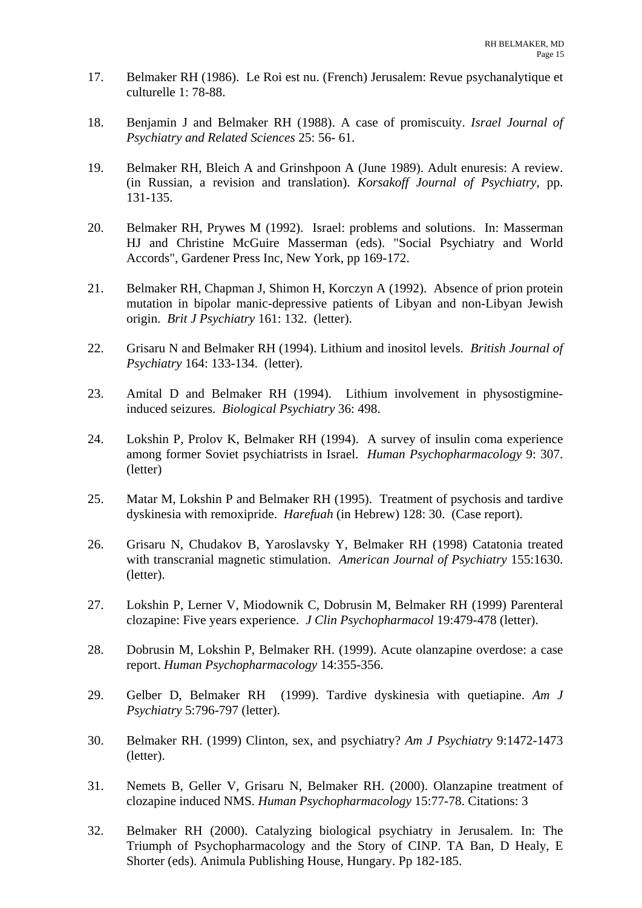17. Belmaker RH (1986). Le Roi est nu. (French) Jerusalem: Revue psychanalytique et culturelle 1: 78-88.

18. Benjamin J and Belmaker RH (1988). A case of promiscuity. *Israel Journal of Psychiatry and Related Sciences* 25: 56- 61.

19. Belmaker RH, Bleich A and Grinshpoon A (June 1989). Adult enuresis: A review. (in Russian, a revision and translation). *Korsakoff Journal of Psychiatry*, pp. 131-135.

20. Belmaker RH, Prywes M (1992). Israel: problems and solutions. In: Masserman HJ and Christine McGuire Masserman (eds). "Social Psychiatry and World Accords", Gardener Press Inc, New York, pp 169-172.

21. Belmaker RH, Chapman J, Shimon H, Korczyn A (1992). Absence of prion protein mutation in bipolar manic-depressive patients of Libyan and non-Libyan Jewish origin. *Brit J Psychiatry* 161: 132. (letter).

22. Grisaru N and Belmaker RH (1994). Lithium and inositol levels. *British Journal of Psychiatry* 164: 133-134. (letter).

23. Amital D and Belmaker RH (1994). Lithium involvement in physostigmine-induced seizures. *Biological Psychiatry* 36: 498.

24. Lokshin P, Prolov K, Belmaker RH (1994). A survey of insulin coma experience among former Soviet psychiatrists in Israel. *Human Psychopharmacology* 9: 307. (letter)

25. Matar M, Lokshin P and Belmaker RH (1995). Treatment of psychosis and tardive dyskinesia with remoxipride. *Harefuah* (in Hebrew) 128: 30. (Case report).

26. Grisaru N, Chudakov B, Yaroslavsky Y, Belmaker RH (1998) Catatonia treated with transcranial magnetic stimulation. *American Journal of Psychiatry* 155:1630. (letter).

27. Lokshin P, Lerner V, Miodownik C, Dobrusin M, Belmaker RH (1999) Parenteral clozapine: Five years experience. *J Clin Psychopharmacol* 19:479-478 (letter).

28. Dobrusin M, Lokshin P, Belmaker RH. (1999). Acute olanzapine overdose: a case report. *Human Psychopharmacology* 14:355-356.

29. Gelber D, Belmaker RH (1999). Tardive dyskinesia with quetiapine. *Am J Psychiatry* 5:796-797 (letter).

30. Belmaker RH. (1999) Clinton, sex, and psychiatry? *Am J Psychiatry* 9:1472-1473 (letter).

31. Nemets B, Geller V, Grisaru N, Belmaker RH. (2000). Olanzapine treatment of clozapine induced NMS. *Human Psychopharmacology* 15:77-78. Citations: 3

32. Belmaker RH (2000). Catalyzing biological psychiatry in Jerusalem. In: The Triumph of Psychopharmacology and the Story of CINP. TA Ban, D Healy, E Shorter (eds). Animula Publishing House, Hungary. Pp 182-185.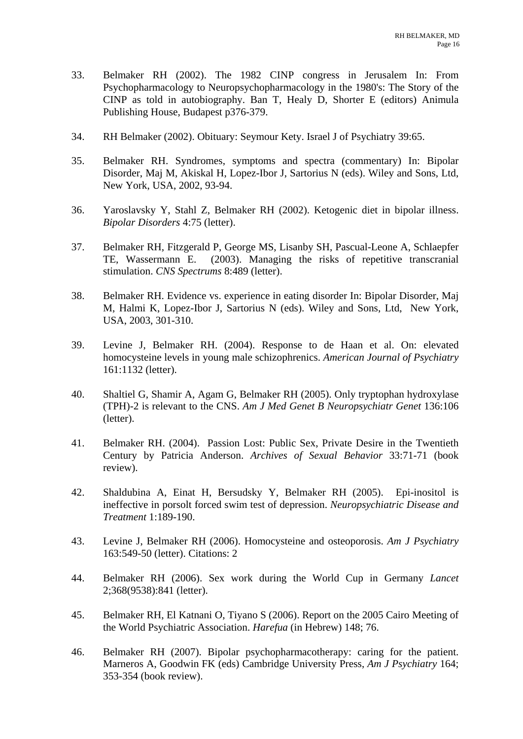33. Belmaker RH (2002). The 1982 CINP congress in Jerusalem In: From Psychopharmacology to Neuropsychopharmacology in the 1980's: The Story of the CINP as told in autobiography. Ban T, Healy D, Shorter E (editors) Animula Publishing House, Budapest p376-379.

34. RH Belmaker (2002). Obituary: Seymour Kety. Israel J of Psychiatry 39:65.

35. Belmaker RH. Syndromes, symptoms and spectra (commentary) In: Bipolar Disorder, Maj M, Akiskal H, Lopez-Ibor J, Sartorius N (eds). Wiley and Sons, Ltd, New York, USA, 2002, 93-94.

36. Yaroslavsky Y, Stahl Z, Belmaker RH (2002). Ketogenic diet in bipolar illness. *Bipolar Disorders* 4:75 (letter).

37. Belmaker RH, Fitzgerald P, George MS, Lisanby SH, Pascual-Leone A, Schlaepfer TE, Wassermann E. (2003). Managing the risks of repetitive transcranial stimulation. *CNS Spectrums* 8:489 (letter).

38. Belmaker RH. Evidence vs. experience in eating disorder In: Bipolar Disorder, Maj M, Halmi K, Lopez-Ibor J, Sartorius N (eds). Wiley and Sons, Ltd, New York, USA, 2003, 301-310.

39. Levine J, Belmaker RH. (2004). Response to de Haan et al. On: elevated homocysteine levels in young male schizophrenics. *American Journal of Psychiatry* 161:1132 (letter).

40. Shaltiel G, Shamir A, Agam G, Belmaker RH (2005). Only tryptophan hydroxylase (TPH)-2 is relevant to the CNS. *Am J Med Genet B Neuropsychiatr Genet* 136:106 (letter).

41. Belmaker RH. (2004). Passion Lost: Public Sex, Private Desire in the Twentieth Century by Patricia Anderson. *Archives of Sexual Behavior* 33:71-71 (book review).

42. Shaldubina A, Einat H, Bersudsky Y, Belmaker RH (2005). Epi-inositol is ineffective in porsolt forced swim test of depression. *Neuropsychiatric Disease and Treatment* 1:189-190.

43. Levine J, Belmaker RH (2006). Homocysteine and osteoporosis. *Am J Psychiatry* 163:549-50 (letter). Citations: 2

44. Belmaker RH (2006). Sex work during the World Cup in Germany *Lancet* 2;368(9538):841 (letter).

45. Belmaker RH, El Katnani O, Tiyano S (2006). Report on the 2005 Cairo Meeting of the World Psychiatric Association. *Harefua* (in Hebrew) 148; 76.

46. Belmaker RH (2007). Bipolar psychopharmacotherapy: caring for the patient. Marneros A, Goodwin FK (eds) Cambridge University Press, *Am J Psychiatry* 164; 353-354 (book review).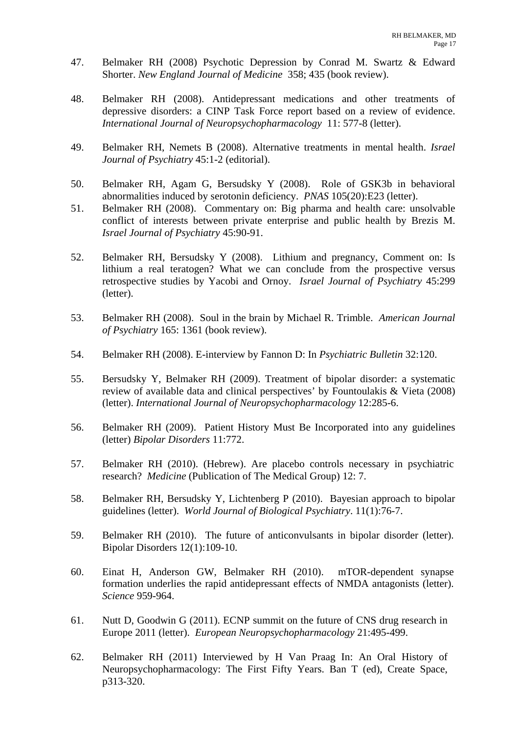47. Belmaker RH (2008) Psychotic Depression by Conrad M. Swartz & Edward Shorter. *New England Journal of Medicine* 358; 435 (book review).

48. Belmaker RH (2008). Antidepressant medications and other treatments of depressive disorders: a CINP Task Force report based on a review of evidence. *International Journal of Neuropsychopharmacology* 11: 577-8 (letter).

49. Belmaker RH, Nemets B (2008). Alternative treatments in mental health. *Israel Journal of Psychiatry* 45:1-2 (editorial).

50. Belmaker RH, Agam G, Bersudsky Y (2008). Role of GSK3b in behavioral abnormalities induced by serotonin deficiency. *PNAS* 105(20):E23 (letter).

51. Belmaker RH (2008). Commentary on: Big pharma and health care: unsolvable conflict of interests between private enterprise and public health by Brezis M. *Israel Journal of Psychiatry* 45:90-91.

52. Belmaker RH, Bersudsky Y (2008). Lithium and pregnancy, Comment on: Is lithium a real teratogen? What we can conclude from the prospective versus retrospective studies by Yacobi and Ornoy. *Israel Journal of Psychiatry* 45:299 (letter).

53. Belmaker RH (2008). Soul in the brain by Michael R. Trimble. *American Journal of Psychiatry* 165: 1361 (book review).

54. Belmaker RH (2008). E-interview by Fannon D: In *Psychiatric Bulletin* 32:120.

55. Bersudsky Y, Belmaker RH (2009). Treatment of bipolar disorder: a systematic review of available data and clinical perspectives' by Fountoulakis & Vieta (2008) (letter). *International Journal of Neuropsychopharmacology* 12:285-6.

56. Belmaker RH (2009). Patient History Must Be Incorporated into any guidelines (letter) *Bipolar Disorders* 11:772.

57. Belmaker RH (2010). (Hebrew). Are placebo controls necessary in psychiatric research? *Medicine* (Publication of The Medical Group) 12: 7.

58. Belmaker RH, Bersudsky Y, Lichtenberg P (2010). Bayesian approach to bipolar guidelines (letter). *World Journal of Biological Psychiatry*. 11(1):76-7.

59. Belmaker RH (2010). The future of anticonvulsants in bipolar disorder (letter). Bipolar Disorders 12(1):109-10.

60. Einat H, Anderson GW, Belmaker RH (2010). mTOR-dependent synapse formation underlies the rapid antidepressant effects of NMDA antagonists (letter). *Science* 959-964.

61. Nutt D, Goodwin G (2011). ECNP summit on the future of CNS drug research in Europe 2011 (letter). *European Neuropsychopharmacology* 21:495-499.

62. Belmaker RH (2011) Interviewed by H Van Praag In: An Oral History of Neuropsychopharmacology: The First Fifty Years. Ban T (ed), Create Space, p313-320.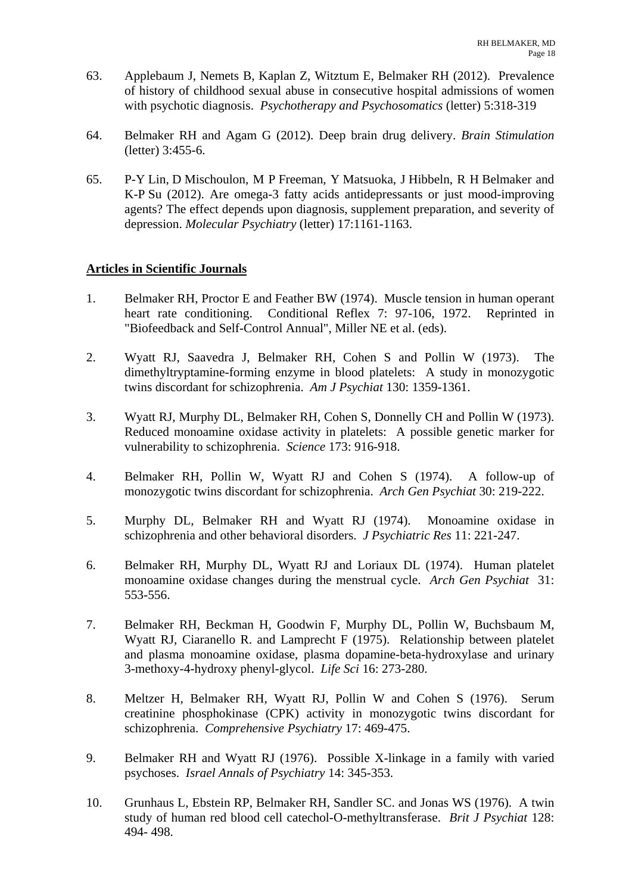63. Applebaum J, Nemets B, Kaplan Z, Witztum E, Belmaker RH (2012). Prevalence of history of childhood sexual abuse in consecutive hospital admissions of women with psychotic diagnosis. *Psychotherapy and Psychosomatics* (letter) 5:318-319

64. Belmaker RH and Agam G (2012). Deep brain drug delivery. *Brain Stimulation* (letter) 3:455-6.

65. P-Y Lin, D Mischoulon, M P Freeman, Y Matsuoka, J Hibbeln, R H Belmaker and K-P Su (2012). Are omega-3 fatty acids antidepressants or just mood-improving agents? The effect depends upon diagnosis, supplement preparation, and severity of depression. *Molecular Psychiatry* (letter) 17:1161-1163.

**Articles in Scientific Journals**

1. Belmaker RH, Proctor E and Feather BW (1974). Muscle tension in human operant heart rate conditioning. Conditional Reflex 7: 97-106, 1972. Reprinted in "Biofeedback and Self-Control Annual", Miller NE et al. (eds).

2. Wyatt RJ, Saavedra J, Belmaker RH, Cohen S and Pollin W (1973). The dimethyltryptamine-forming enzyme in blood platelets: A study in monozygotic twins discordant for schizophrenia. *Am J Psychiat* 130: 1359-1361.

3. Wyatt RJ, Murphy DL, Belmaker RH, Cohen S, Donnelly CH and Pollin W (1973). Reduced monoamine oxidase activity in platelets: A possible genetic marker for vulnerability to schizophrenia. *Science* 173: 916-918.

4. Belmaker RH, Pollin W, Wyatt RJ and Cohen S (1974). A follow-up of monozygotic twins discordant for schizophrenia. *Arch Gen Psychiat* 30: 219-222.

5. Murphy DL, Belmaker RH and Wyatt RJ (1974). Monoamine oxidase in schizophrenia and other behavioral disorders. *J Psychiatric Res* 11: 221-247.

6. Belmaker RH, Murphy DL, Wyatt RJ and Loriaux DL (1974). Human platelet monoamine oxidase changes during the menstrual cycle. *Arch Gen Psychiat* 31: 553-556.

7. Belmaker RH, Beckman H, Goodwin F, Murphy DL, Pollin W, Buchsbaum M, Wyatt RJ, Ciaranello R. and Lamprecht F (1975). Relationship between platelet and plasma monoamine oxidase, plasma dopamine-beta-hydroxylase and urinary 3-methoxy-4-hydroxy phenyl-glycol. *Life Sci* 16: 273-280.

8. Meltzer H, Belmaker RH, Wyatt RJ, Pollin W and Cohen S (1976). Serum creatinine phosphokinase (CPK) activity in monozygotic twins discordant for schizophrenia. *Comprehensive Psychiatry* 17: 469-475.

9. Belmaker RH and Wyatt RJ (1976). Possible X-linkage in a family with varied psychoses. *Israel Annals of Psychiatry* 14: 345-353.

10. Grunhaus L, Ebstein RP, Belmaker RH, Sandler SC. and Jonas WS (1976). A twin study of human red blood cell catechol-O-methyltransferase. *Brit J Psychiat* 128: 494- 498.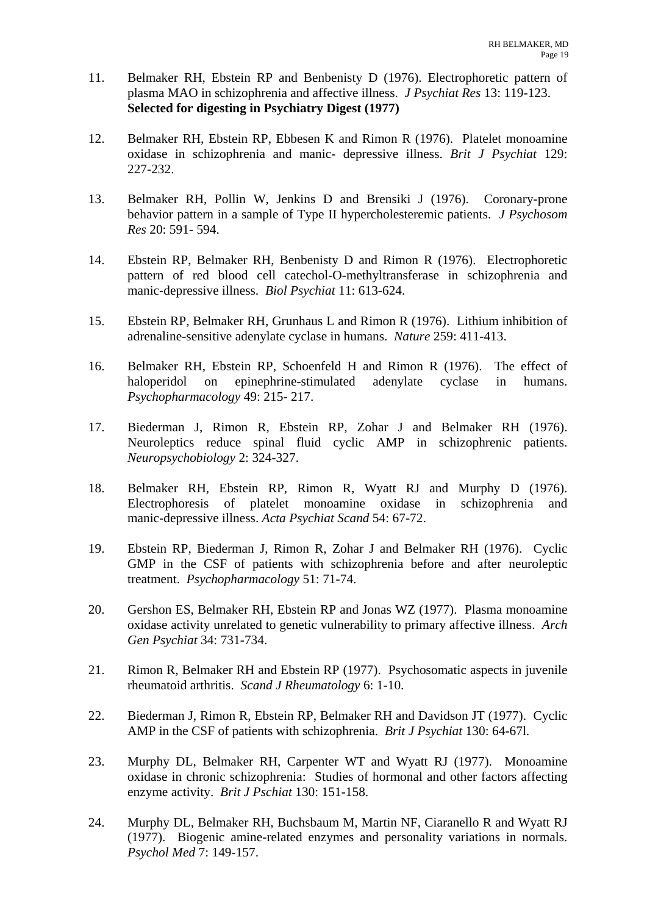11. Belmaker RH, Ebstein RP and Benbenisty D (1976). Electrophoretic pattern of plasma MAO in schizophrenia and affective illness. *J Psychiat Res* 13: 119-123. **Selected for digesting in Psychiatry Digest (1977)**

12. Belmaker RH, Ebstein RP, Ebbesen K and Rimon R (1976). Platelet monoamine oxidase in schizophrenia and manic- depressive illness. *Brit J Psychiat* 129: 227-232.

13. Belmaker RH, Pollin W, Jenkins D and Brensiki J (1976). Coronary-prone behavior pattern in a sample of Type II hypercholesteremic patients. *J Psychosom Res* 20: 591- 594.

14. Ebstein RP, Belmaker RH, Benbenisty D and Rimon R (1976). Electrophoretic pattern of red blood cell catechol-O-methyltransferase in schizophrenia and manic-depressive illness. *Biol Psychiat* 11: 613-624.

15. Ebstein RP, Belmaker RH, Grunhaus L and Rimon R (1976). Lithium inhibition of adrenaline-sensitive adenylate cyclase in humans. *Nature* 259: 411-413.

16. Belmaker RH, Ebstein RP, Schoenfeld H and Rimon R (1976). The effect of haloperidol on epinephrine-stimulated adenylate cyclase in humans. *Psychopharmacology* 49: 215- 217.

17. Biederman J, Rimon R, Ebstein RP, Zohar J and Belmaker RH (1976). Neuroleptics reduce spinal fluid cyclic AMP in schizophrenic patients. *Neuropsychobiology* 2: 324-327.

18. Belmaker RH, Ebstein RP, Rimon R, Wyatt RJ and Murphy D (1976). Electrophoresis of platelet monoamine oxidase in schizophrenia and manic-depressive illness. *Acta Psychiat Scand* 54: 67-72.

19. Ebstein RP, Biederman J, Rimon R, Zohar J and Belmaker RH (1976). Cyclic GMP in the CSF of patients with schizophrenia before and after neuroleptic treatment. *Psychopharmacology* 51: 71-74.

20. Gershon ES, Belmaker RH, Ebstein RP and Jonas WZ (1977). Plasma monoamine oxidase activity unrelated to genetic vulnerability to primary affective illness. *Arch Gen Psychiat* 34: 731-734.

21. Rimon R, Belmaker RH and Ebstein RP (1977). Psychosomatic aspects in juvenile rheumatoid arthritis. *Scand J Rheumatology* 6: 1-10.

22. Biederman J, Rimon R, Ebstein RP, Belmaker RH and Davidson JT (1977). Cyclic AMP in the CSF of patients with schizophrenia. *Brit J Psychiat* 130: 64-67l.

23. Murphy DL, Belmaker RH, Carpenter WT and Wyatt RJ (1977). Monoamine oxidase in chronic schizophrenia: Studies of hormonal and other factors affecting enzyme activity. *Brit J Pschiat* 130: 151-158.

24. Murphy DL, Belmaker RH, Buchsbaum M, Martin NF, Ciaranello R and Wyatt RJ (1977). Biogenic amine-related enzymes and personality variations in normals. *Psychol Med* 7: 149-157.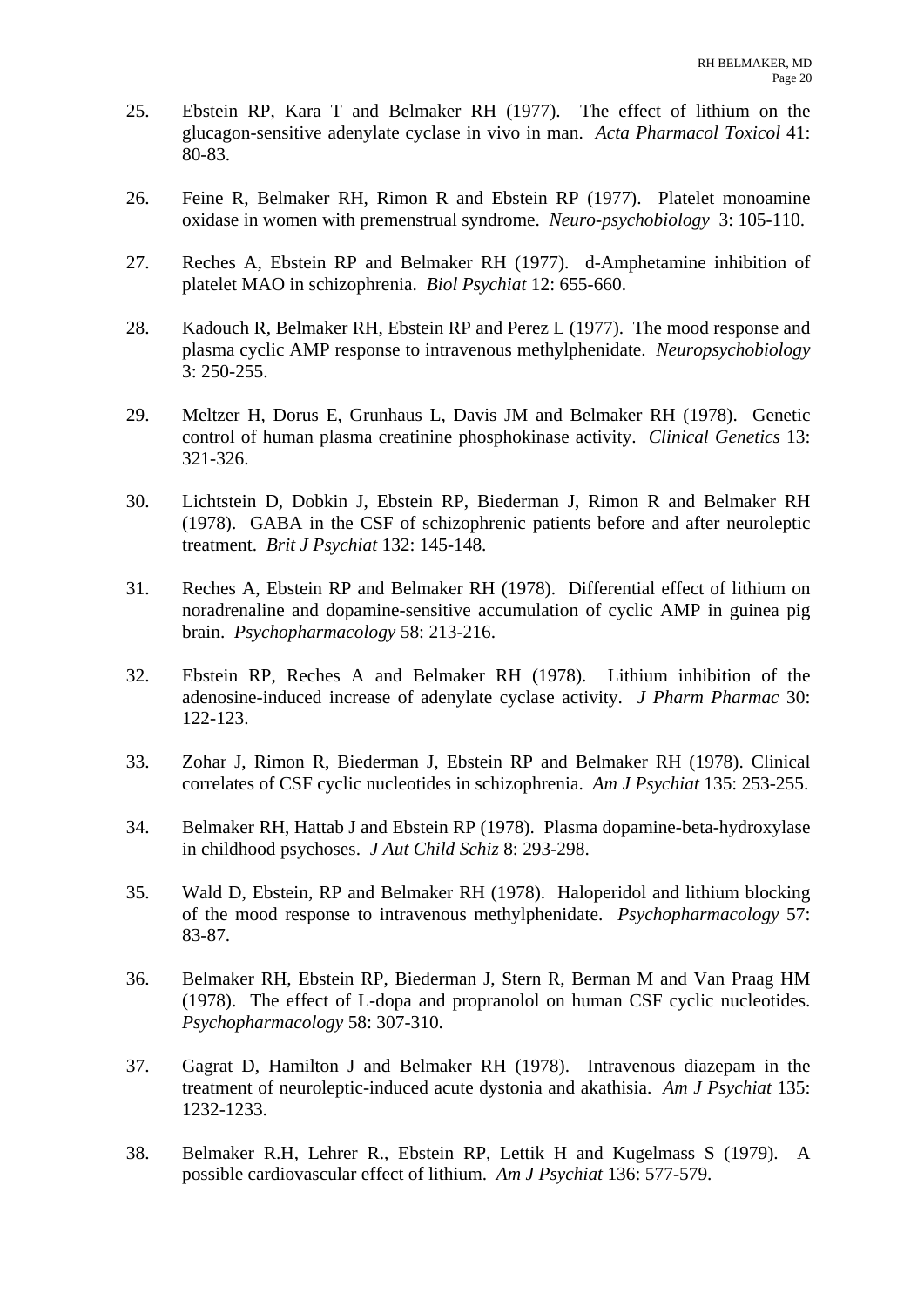25. Ebstein RP, Kara T and Belmaker RH (1977). The effect of lithium on the glucagon-sensitive adenylate cyclase in vivo in man. *Acta Pharmacol Toxicol* 41: 80-83.

26. Feine R, Belmaker RH, Rimon R and Ebstein RP (1977). Platelet monoamine oxidase in women with premenstrual syndrome. *Neuro-psychobiology* 3: 105-110.

27. Reches A, Ebstein RP and Belmaker RH (1977). d-Amphetamine inhibition of platelet MAO in schizophrenia. *Biol Psychiat* 12: 655-660.

28. Kadouch R, Belmaker RH, Ebstein RP and Perez L (1977). The mood response and plasma cyclic AMP response to intravenous methylphenidate. *Neuropsychobiology* 3: 250-255.

29. Meltzer H, Dorus E, Grunhaus L, Davis JM and Belmaker RH (1978). Genetic control of human plasma creatinine phosphokinase activity. *Clinical Genetics* 13: 321-326.

30. Lichtstein D, Dobkin J, Ebstein RP, Biederman J, Rimon R and Belmaker RH (1978). GABA in the CSF of schizophrenic patients before and after neuroleptic treatment. *Brit J Psychiat* 132: 145-148.

31. Reches A, Ebstein RP and Belmaker RH (1978). Differential effect of lithium on noradrenaline and dopamine-sensitive accumulation of cyclic AMP in guinea pig brain. *Psychopharmacology* 58: 213-216.

32. Ebstein RP, Reches A and Belmaker RH (1978). Lithium inhibition of the adenosine-induced increase of adenylate cyclase activity. *J Pharm Pharmac* 30: 122-123.

33. Zohar J, Rimon R, Biederman J, Ebstein RP and Belmaker RH (1978). Clinical correlates of CSF cyclic nucleotides in schizophrenia. *Am J Psychiat* 135: 253-255.

34. Belmaker RH, Hattab J and Ebstein RP (1978). Plasma dopamine-beta-hydroxylase in childhood psychoses. *J Aut Child Schiz* 8: 293-298.

35. Wald D, Ebstein, RP and Belmaker RH (1978). Haloperidol and lithium blocking of the mood response to intravenous methylphenidate. *Psychopharmacology* 57: 83-87.

36. Belmaker RH, Ebstein RP, Biederman J, Stern R, Berman M and Van Praag HM (1978). The effect of L-dopa and propranolol on human CSF cyclic nucleotides. *Psychopharmacology* 58: 307-310.

37. Gagrat D, Hamilton J and Belmaker RH (1978). Intravenous diazepam in the treatment of neuroleptic-induced acute dystonia and akathisia. *Am J Psychiat* 135: 1232-1233.

38. Belmaker R.H, Lehrer R., Ebstein RP, Lettik H and Kugelmass S (1979). A possible cardiovascular effect of lithium. *Am J Psychiat* 136: 577-579.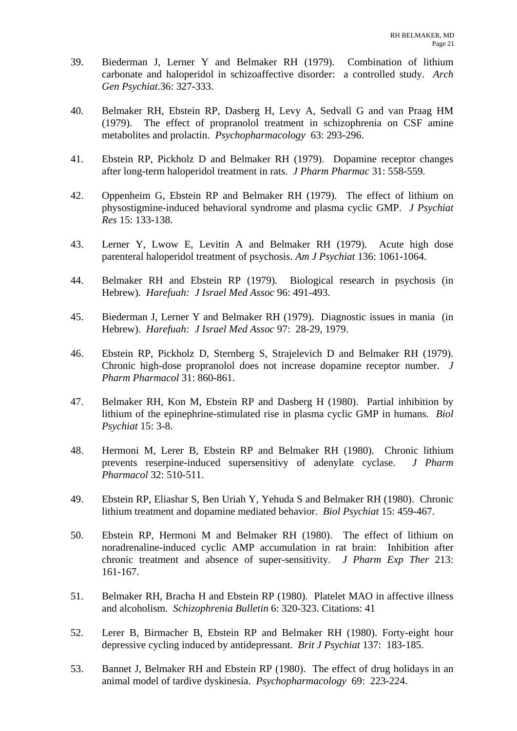39. Biederman J, Lerner Y and Belmaker RH (1979). Combination of lithium carbonate and haloperidol in schizoaffective disorder: a controlled study. *Arch Gen Psychiat*.36: 327-333.

40. Belmaker RH, Ebstein RP, Dasberg H, Levy A, Sedvall G and van Praag HM (1979). The effect of propranolol treatment in schizophrenia on CSF amine metabolites and prolactin. *Psychopharmacology* 63: 293-296.

41. Ebstein RP, Pickholz D and Belmaker RH (1979). Dopamine receptor changes after long-term haloperidol treatment in rats. *J Pharm Pharmac* 31: 558-559.

42. Oppenheim G, Ebstein RP and Belmaker RH (1979). The effect of lithium on physostigmine-induced behavioral syndrome and plasma cyclic GMP. *J Psychiat Res* 15: 133-138.

43. Lerner Y, Lwow E, Levitin A and Belmaker RH (1979). Acute high dose parenteral haloperidol treatment of psychosis. *Am J Psychiat* 136: 1061-1064.

44. Belmaker RH and Ebstein RP (1979). Biological research in psychosis (in Hebrew). *Harefuah: J Israel Med Assoc* 96: 491-493.

45. Biederman J, Lerner Y and Belmaker RH (1979). Diagnostic issues in mania (in Hebrew). *Harefuah: J Israel Med Assoc* 97: 28-29, 1979.

46. Ebstein RP, Pickholz D, Sternberg S, Strajelevich D and Belmaker RH (1979). Chronic high-dose propranolol does not increase dopamine receptor number. *J Pharm Pharmacol* 31: 860-861.

47. Belmaker RH, Kon M, Ebstein RP and Dasberg H (1980). Partial inhibition by lithium of the epinephrine-stimulated rise in plasma cyclic GMP in humans. *Biol Psychiat* 15: 3-8.

48. Hermoni M, Lerer B, Ebstein RP and Belmaker RH (1980). Chronic lithium prevents reserpine-induced supersensitivy of adenylate cyclase. *J Pharm Pharmacol* 32: 510-511.

49. Ebstein RP, Eliashar S, Ben Uriah Y, Yehuda S and Belmaker RH (1980). Chronic lithium treatment and dopamine mediated behavior. *Biol Psychiat* 15: 459-467.

50. Ebstein RP, Hermoni M and Belmaker RH (1980). The effect of lithium on noradrenaline-induced cyclic AMP accumulation in rat brain: Inhibition after chronic treatment and absence of super-sensitivity. *J Pharm Exp Ther* 213: 161-167.

51. Belmaker RH, Bracha H and Ebstein RP (1980). Platelet MAO in affective illness and alcoholism. *Schizophrenia Bulletin* 6: 320-323. Citations: 41

52. Lerer B, Birmacher B, Ebstein RP and Belmaker RH (1980). Forty-eight hour depressive cycling induced by antidepressant. *Brit J Psychiat* 137: 183-185.

53. Bannet J, Belmaker RH and Ebstein RP (1980). The effect of drug holidays in an animal model of tardive dyskinesia. *Psychopharmacology* 69: 223-224.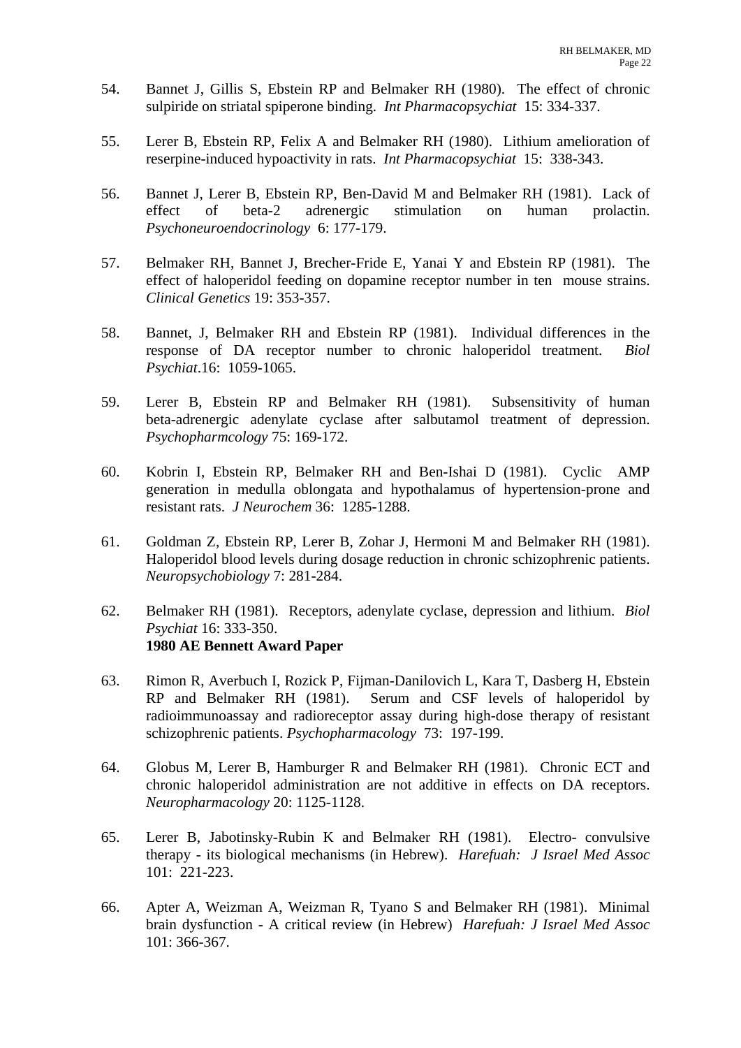54. Bannet J, Gillis S, Ebstein RP and Belmaker RH (1980). The effect of chronic sulpiride on striatal spiperone binding. *Int Pharmacopsychiat* 15: 334-337.

55. Lerer B, Ebstein RP, Felix A and Belmaker RH (1980). Lithium amelioration of reserpine-induced hypoactivity in rats. *Int Pharmacopsychiat* 15: 338-343.

56. Bannet J, Lerer B, Ebstein RP, Ben-David M and Belmaker RH (1981). Lack of effect of beta-2 adrenergic stimulation on human prolactin. *Psychoneuroendocrinology* 6: 177-179.

57. Belmaker RH, Bannet J, Brecher-Fride E, Yanai Y and Ebstein RP (1981). The effect of haloperidol feeding on dopamine receptor number in ten mouse strains. *Clinical Genetics* 19: 353-357.

58. Bannet, J, Belmaker RH and Ebstein RP (1981). Individual differences in the response of DA receptor number to chronic haloperidol treatment. *Biol Psychiat*.16: 1059-1065.

59. Lerer B, Ebstein RP and Belmaker RH (1981). Subsensitivity of human beta-adrenergic adenylate cyclase after salbutamol treatment of depression. *Psychopharmcology* 75: 169-172.

60. Kobrin I, Ebstein RP, Belmaker RH and Ben-Ishai D (1981). Cyclic AMP generation in medulla oblongata and hypothalamus of hypertension-prone and resistant rats. *J Neurochem* 36: 1285-1288.

61. Goldman Z, Ebstein RP, Lerer B, Zohar J, Hermoni M and Belmaker RH (1981). Haloperidol blood levels during dosage reduction in chronic schizophrenic patients. *Neuropsychobiology* 7: 281-284.

62. Belmaker RH (1981). Receptors, adenylate cyclase, depression and lithium. *Biol Psychiat* 16: 333-350.
 **1980 AE Bennett Award Paper**

63. Rimon R, Averbuch I, Rozick P, Fijman-Danilovich L, Kara T, Dasberg H, Ebstein RP and Belmaker RH (1981). Serum and CSF levels of haloperidol by radioimmunoassay and radioreceptor assay during high-dose therapy of resistant schizophrenic patients. *Psychopharmacology* 73: 197-199.

64. Globus M, Lerer B, Hamburger R and Belmaker RH (1981). Chronic ECT and chronic haloperidol administration are not additive in effects on DA receptors. *Neuropharmacology* 20: 1125-1128.

65. Lerer B, Jabotinsky-Rubin K and Belmaker RH (1981). Electro- convulsive therapy - its biological mechanisms (in Hebrew). *Harefuah: J Israel Med Assoc* 101: 221-223.

66. Apter A, Weizman A, Weizman R, Tyano S and Belmaker RH (1981). Minimal brain dysfunction - A critical review (in Hebrew) *Harefuah: J Israel Med Assoc* 101: 366-367.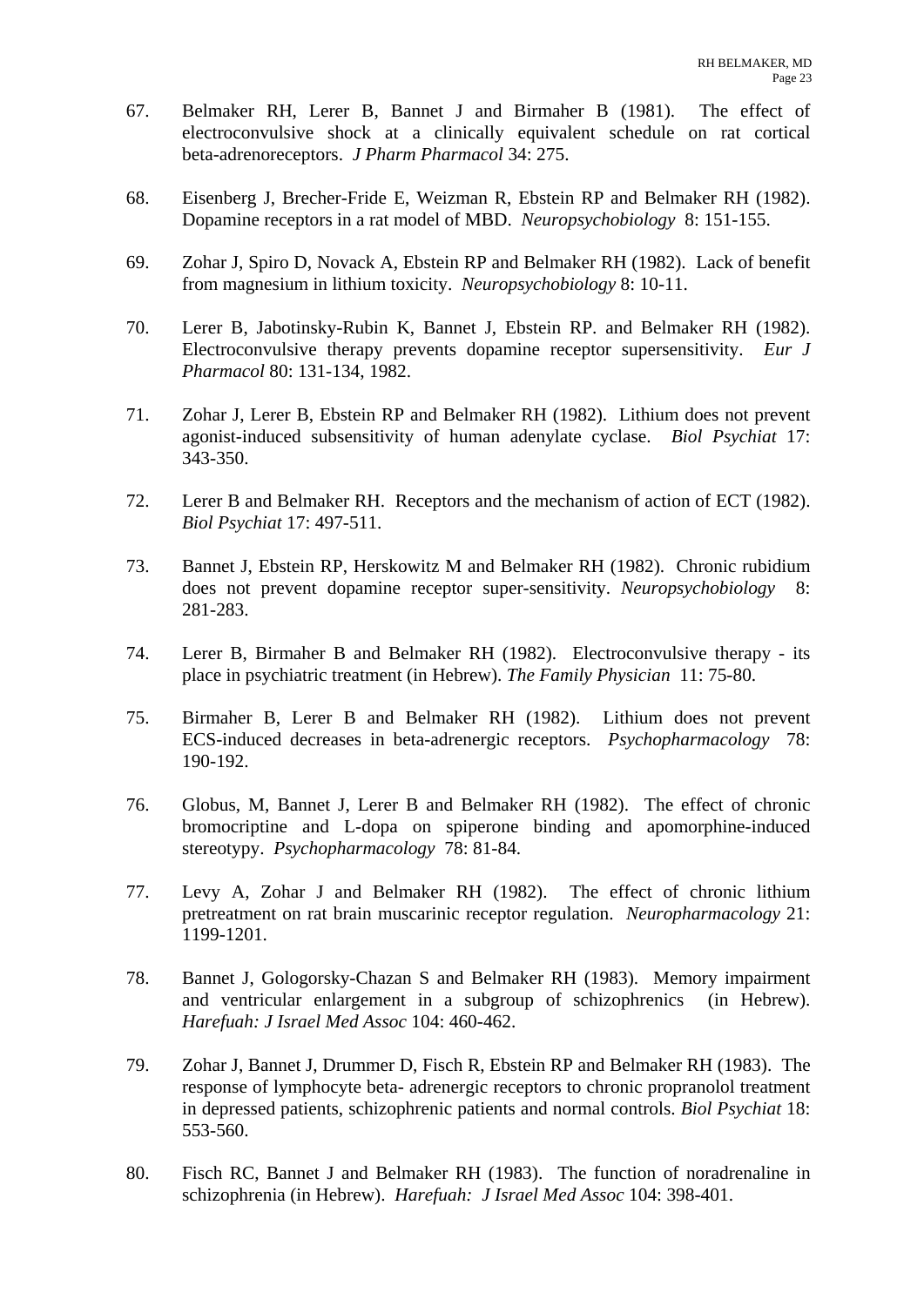67. Belmaker RH, Lerer B, Bannet J and Birmaher B (1981). The effect of electroconvulsive shock at a clinically equivalent schedule on rat cortical beta-adrenoreceptors. *J Pharm Pharmacol* 34: 275.

68. Eisenberg J, Brecher-Fride E, Weizman R, Ebstein RP and Belmaker RH (1982). Dopamine receptors in a rat model of MBD. *Neuropsychobiology* 8: 151-155.

69. Zohar J, Spiro D, Novack A, Ebstein RP and Belmaker RH (1982). Lack of benefit from magnesium in lithium toxicity. *Neuropsychobiology* 8: 10-11.

70. Lerer B, Jabotinsky-Rubin K, Bannet J, Ebstein RP. and Belmaker RH (1982). Electroconvulsive therapy prevents dopamine receptor supersensitivity. *Eur J Pharmacol* 80: 131-134, 1982.

71. Zohar J, Lerer B, Ebstein RP and Belmaker RH (1982). Lithium does not prevent agonist-induced subsensitivity of human adenylate cyclase. *Biol Psychiat* 17: 343-350.

72. Lerer B and Belmaker RH. Receptors and the mechanism of action of ECT (1982). *Biol Psychiat* 17: 497-511.

73. Bannet J, Ebstein RP, Herskowitz M and Belmaker RH (1982). Chronic rubidium does not prevent dopamine receptor super-sensitivity. *Neuropsychobiology* 8: 281-283.

74. Lerer B, Birmaher B and Belmaker RH (1982). Electroconvulsive therapy - its place in psychiatric treatment (in Hebrew). *The Family Physician* 11: 75-80.

75. Birmaher B, Lerer B and Belmaker RH (1982). Lithium does not prevent ECS-induced decreases in beta-adrenergic receptors. *Psychopharmacology* 78: 190-192.

76. Globus, M, Bannet J, Lerer B and Belmaker RH (1982). The effect of chronic bromocriptine and L-dopa on spiperone binding and apomorphine-induced stereotypy. *Psychopharmacology* 78: 81-84.

77. Levy A, Zohar J and Belmaker RH (1982). The effect of chronic lithium pretreatment on rat brain muscarinic receptor regulation. *Neuropharmacology* 21: 1199-1201.

78. Bannet J, Gologorsky-Chazan S and Belmaker RH (1983). Memory impairment and ventricular enlargement in a subgroup of schizophrenics (in Hebrew). *Harefuah: J Israel Med Assoc* 104: 460-462.

79. Zohar J, Bannet J, Drummer D, Fisch R, Ebstein RP and Belmaker RH (1983). The response of lymphocyte beta- adrenergic receptors to chronic propranolol treatment in depressed patients, schizophrenic patients and normal controls. *Biol Psychiat* 18: 553-560.

80. Fisch RC, Bannet J and Belmaker RH (1983). The function of noradrenaline in schizophrenia (in Hebrew). *Harefuah: J Israel Med Assoc* 104: 398-401.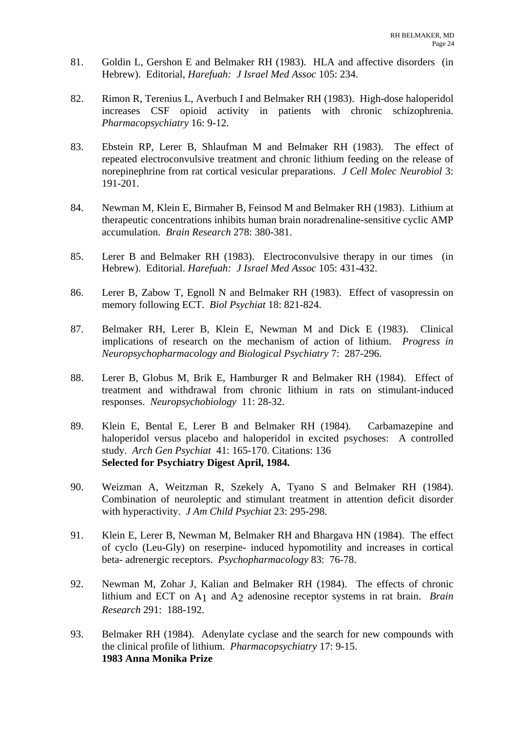81. Goldin L, Gershon E and Belmaker RH (1983). HLA and affective disorders (in Hebrew). Editorial, *Harefuah: J Israel Med Assoc* 105: 234.

82. Rimon R, Terenius L, Averbuch I and Belmaker RH (1983). High-dose haloperidol increases CSF opioid activity in patients with chronic schizophrenia. *Pharmacopsychiatry* 16: 9-12.

83. Ebstein RP, Lerer B, Shlaufman M and Belmaker RH (1983). The effect of repeated electroconvulsive treatment and chronic lithium feeding on the release of norepinephrine from rat cortical vesicular preparations. *J Cell Molec Neurobiol* 3: 191-201.

84. Newman M, Klein E, Birmaher B, Feinsod M and Belmaker RH (1983). Lithium at therapeutic concentrations inhibits human brain noradrenaline-sensitive cyclic AMP accumulation. *Brain Research* 278: 380-381.

85. Lerer B and Belmaker RH (1983). Electroconvulsive therapy in our times (in Hebrew). Editorial. *Harefuah: J Israel Med Assoc* 105: 431-432.

86. Lerer B, Zabow T, Egnoll N and Belmaker RH (1983). Effect of vasopressin on memory following ECT. *Biol Psychiat* 18: 821-824.

87. Belmaker RH, Lerer B, Klein E, Newman M and Dick E (1983). Clinical implications of research on the mechanism of action of lithium. *Progress in Neuropsychopharmacology and Biological Psychiatry* 7: 287-296.

88. Lerer B, Globus M, Brik E, Hamburger R and Belmaker RH (1984). Effect of treatment and withdrawal from chronic lithium in rats on stimulant-induced responses. *Neuropsychobiology* 11: 28-32.

89. Klein E, Bental E, Lerer B and Belmaker RH (1984). Carbamazepine and haloperidol versus placebo and haloperidol in excited psychoses: A controlled study. *Arch Gen Psychiat* 41: 165-170. Citations: 136
**Selected for Psychiatry Digest April, 1984.**

90. Weizman A, Weitzman R, Szekely A, Tyano S and Belmaker RH (1984). Combination of neuroleptic and stimulant treatment in attention deficit disorder with hyperactivity. *J Am Child Psychiat* 23: 295-298.

91. Klein E, Lerer B, Newman M, Belmaker RH and Bhargava HN (1984). The effect of cyclo (Leu-Gly) on reserpine- induced hypomotility and increases in cortical beta- adrenergic receptors. *Psychopharmacology* 83: 76-78.

92. Newman M, Zohar J, Kalian and Belmaker RH (1984). The effects of chronic lithium and ECT on $A_1$ and $A_2$ adenosine receptor systems in rat brain. *Brain Research* 291: 188-192.

93. Belmaker RH (1984). Adenylate cyclase and the search for new compounds with the clinical profile of lithium. *Pharmacopsychiatry* 17: 9-15.
**1983 Anna Monika Prize**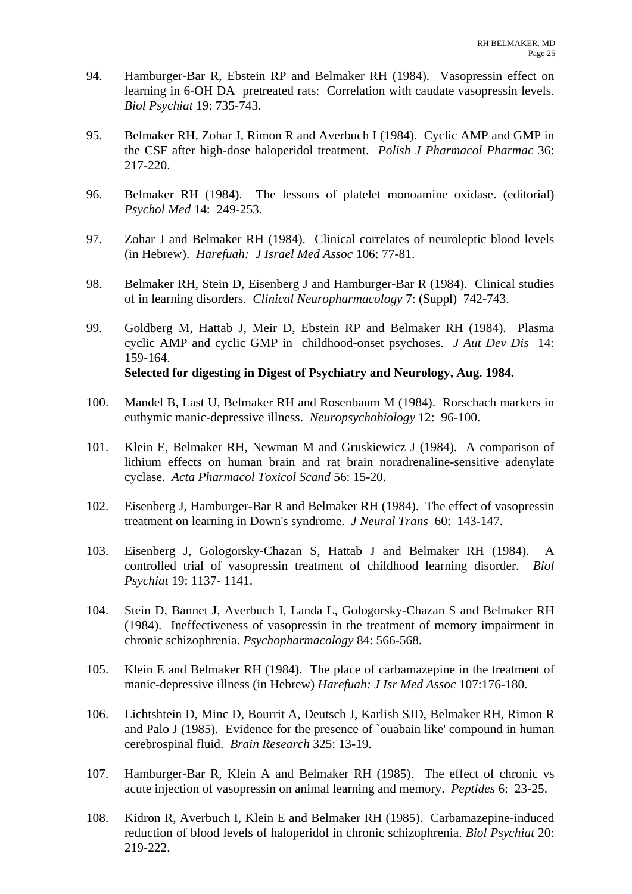94. Hamburger-Bar R, Ebstein RP and Belmaker RH (1984). Vasopressin effect on learning in 6-OH DA pretreated rats: Correlation with caudate vasopressin levels. *Biol Psychiat* 19: 735-743.

95. Belmaker RH, Zohar J, Rimon R and Averbuch I (1984). Cyclic AMP and GMP in the CSF after high-dose haloperidol treatment. *Polish J Pharmacol Pharmac* 36: 217-220.

96. Belmaker RH (1984). The lessons of platelet monoamine oxidase. (editorial) *Psychol Med* 14: 249-253.

97. Zohar J and Belmaker RH (1984). Clinical correlates of neuroleptic blood levels (in Hebrew). *Harefuah: J Israel Med Assoc* 106: 77-81.

98. Belmaker RH, Stein D, Eisenberg J and Hamburger-Bar R (1984). Clinical studies of in learning disorders. *Clinical Neuropharmacology* 7: (Suppl) 742-743.

99. Goldberg M, Hattab J, Meir D, Ebstein RP and Belmaker RH (1984). Plasma cyclic AMP and cyclic GMP in childhood-onset psychoses. *J Aut Dev Dis* 14: 159-164.
    **Selected for digesting in Digest of Psychiatry and Neurology, Aug. 1984.**

100. Mandel B, Last U, Belmaker RH and Rosenbaum M (1984). Rorschach markers in euthymic manic-depressive illness. *Neuropsychobiology* 12: 96-100.

101. Klein E, Belmaker RH, Newman M and Gruskiewicz J (1984). A comparison of lithium effects on human brain and rat brain noradrenaline-sensitive adenylate cyclase. *Acta Pharmacol Toxicol Scand* 56: 15-20.

102. Eisenberg J, Hamburger-Bar R and Belmaker RH (1984). The effect of vasopressin treatment on learning in Down's syndrome. *J Neural Trans* 60: 143-147.

103. Eisenberg J, Gologorsky-Chazan S, Hattab J and Belmaker RH (1984). A controlled trial of vasopressin treatment of childhood learning disorder. *Biol Psychiat* 19: 1137- 1141.

104. Stein D, Bannet J, Averbuch I, Landa L, Gologorsky-Chazan S and Belmaker RH (1984). Ineffectiveness of vasopressin in the treatment of memory impairment in chronic schizophrenia. *Psychopharmacology* 84: 566-568.

105. Klein E and Belmaker RH (1984). The place of carbamazepine in the treatment of manic-depressive illness (in Hebrew) *Harefuah: J Isr Med Assoc* 107:176-180.

106. Lichtshtein D, Minc D, Bourrit A, Deutsch J, Karlish SJD, Belmaker RH, Rimon R and Palo J (1985). Evidence for the presence of `ouabain like' compound in human cerebrospinal fluid. *Brain Research* 325: 13-19.

107. Hamburger-Bar R, Klein A and Belmaker RH (1985). The effect of chronic vs acute injection of vasopressin on animal learning and memory. *Peptides* 6: 23-25.

108. Kidron R, Averbuch I, Klein E and Belmaker RH (1985). Carbamazepine-induced reduction of blood levels of haloperidol in chronic schizophrenia. *Biol Psychiat* 20: 219-222.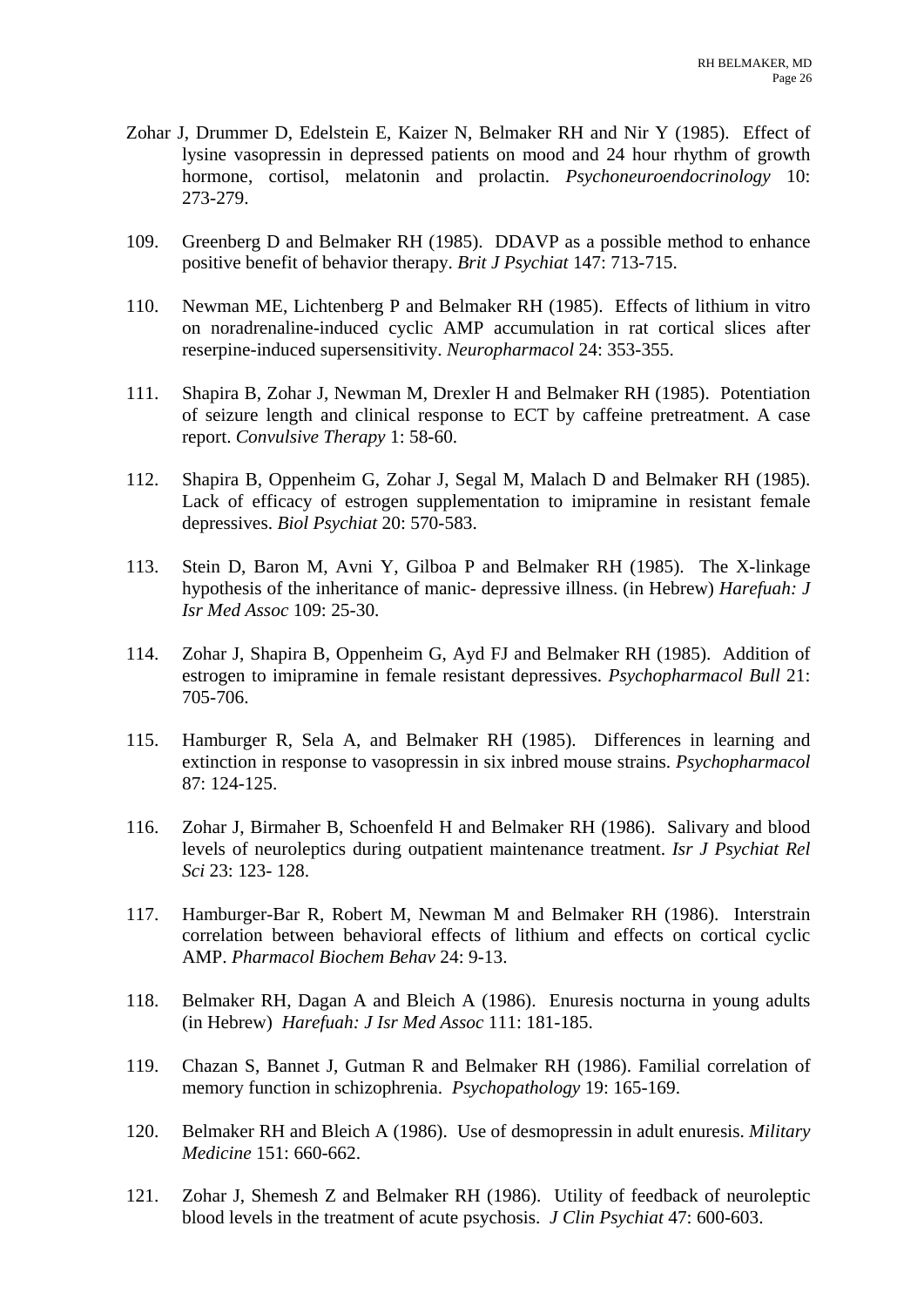Zohar J, Drummer D, Edelstein E, Kaizer N, Belmaker RH and Nir Y (1985). Effect of lysine vasopressin in depressed patients on mood and 24 hour rhythm of growth hormone, cortisol, melatonin and prolactin. *Psychoneuroendocrinology* 10: 273-279.

109. Greenberg D and Belmaker RH (1985). DDAVP as a possible method to enhance positive benefit of behavior therapy. *Brit J Psychiat* 147: 713-715.

110. Newman ME, Lichtenberg P and Belmaker RH (1985). Effects of lithium in vitro on noradrenaline-induced cyclic AMP accumulation in rat cortical slices after reserpine-induced supersensitivity. *Neuropharmacol* 24: 353-355.

111. Shapira B, Zohar J, Newman M, Drexler H and Belmaker RH (1985). Potentiation of seizure length and clinical response to ECT by caffeine pretreatment. A case report. *Convulsive Therapy* 1: 58-60.

112. Shapira B, Oppenheim G, Zohar J, Segal M, Malach D and Belmaker RH (1985). Lack of efficacy of estrogen supplementation to imipramine in resistant female depressives. *Biol Psychiat* 20: 570-583.

113. Stein D, Baron M, Avni Y, Gilboa P and Belmaker RH (1985). The X-linkage hypothesis of the inheritance of manic- depressive illness. (in Hebrew) *Harefuah: J Isr Med Assoc* 109: 25-30.

114. Zohar J, Shapira B, Oppenheim G, Ayd FJ and Belmaker RH (1985). Addition of estrogen to imipramine in female resistant depressives. *Psychopharmacol Bull* 21: 705-706.

115. Hamburger R, Sela A, and Belmaker RH (1985). Differences in learning and extinction in response to vasopressin in six inbred mouse strains. *Psychopharmacol* 87: 124-125.

116. Zohar J, Birmaher B, Schoenfeld H and Belmaker RH (1986). Salivary and blood levels of neuroleptics during outpatient maintenance treatment. *Isr J Psychiat Rel Sci* 23: 123- 128.

117. Hamburger-Bar R, Robert M, Newman M and Belmaker RH (1986). Interstrain correlation between behavioral effects of lithium and effects on cortical cyclic AMP. *Pharmacol Biochem Behav* 24: 9-13.

118. Belmaker RH, Dagan A and Bleich A (1986). Enuresis nocturna in young adults (in Hebrew) *Harefuah: J Isr Med Assoc* 111: 181-185.

119. Chazan S, Bannet J, Gutman R and Belmaker RH (1986). Familial correlation of memory function in schizophrenia. *Psychopathology* 19: 165-169.

120. Belmaker RH and Bleich A (1986). Use of desmopressin in adult enuresis. *Military Medicine* 151: 660-662.

121. Zohar J, Shemesh Z and Belmaker RH (1986). Utility of feedback of neuroleptic blood levels in the treatment of acute psychosis. *J Clin Psychiat* 47: 600-603.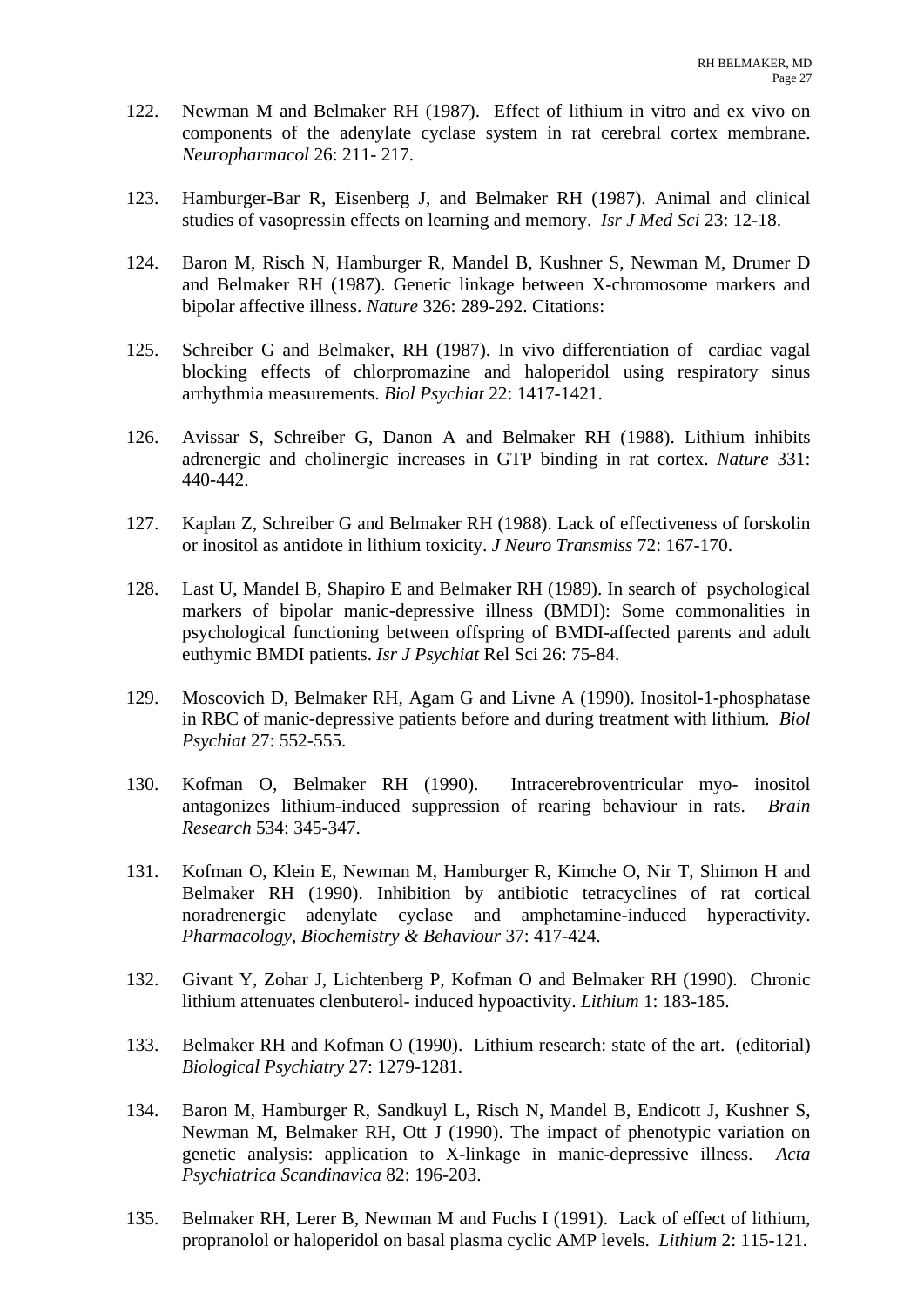122. Newman M and Belmaker RH (1987). Effect of lithium in vitro and ex vivo on components of the adenylate cyclase system in rat cerebral cortex membrane. *Neuropharmacol* 26: 211- 217.

123. Hamburger-Bar R, Eisenberg J, and Belmaker RH (1987). Animal and clinical studies of vasopressin effects on learning and memory. *Isr J Med Sci* 23: 12-18.

124. Baron M, Risch N, Hamburger R, Mandel B, Kushner S, Newman M, Drumer D and Belmaker RH (1987). Genetic linkage between X-chromosome markers and bipolar affective illness. *Nature* 326: 289-292. Citations:

125. Schreiber G and Belmaker, RH (1987). In vivo differentiation of cardiac vagal blocking effects of chlorpromazine and haloperidol using respiratory sinus arrhythmia measurements. *Biol Psychiat* 22: 1417-1421.

126. Avissar S, Schreiber G, Danon A and Belmaker RH (1988). Lithium inhibits adrenergic and cholinergic increases in GTP binding in rat cortex. *Nature* 331: 440-442.

127. Kaplan Z, Schreiber G and Belmaker RH (1988). Lack of effectiveness of forskolin or inositol as antidote in lithium toxicity. *J Neuro Transmiss* 72: 167-170.

128. Last U, Mandel B, Shapiro E and Belmaker RH (1989). In search of psychological markers of bipolar manic-depressive illness (BMDI): Some commonalities in psychological functioning between offspring of BMDI-affected parents and adult euthymic BMDI patients. *Isr J Psychiat* Rel Sci 26: 75-84.

129. Moscovich D, Belmaker RH, Agam G and Livne A (1990). Inositol-1-phosphatase in RBC of manic-depressive patients before and during treatment with lithium. *Biol Psychiat* 27: 552-555.

130. Kofman O, Belmaker RH (1990). Intracerebroventricular myo- inositol antagonizes lithium-induced suppression of rearing behaviour in rats. *Brain Research* 534: 345-347.

131. Kofman O, Klein E, Newman M, Hamburger R, Kimche O, Nir T, Shimon H and Belmaker RH (1990). Inhibition by antibiotic tetracyclines of rat cortical noradrenergic adenylate cyclase and amphetamine-induced hyperactivity. *Pharmacology, Biochemistry & Behaviour* 37: 417-424.

132. Givant Y, Zohar J, Lichtenberg P, Kofman O and Belmaker RH (1990). Chronic lithium attenuates clenbuterol- induced hypoactivity. *Lithium* 1: 183-185.

133. Belmaker RH and Kofman O (1990). Lithium research: state of the art. (editorial) *Biological Psychiatry* 27: 1279-1281.

134. Baron M, Hamburger R, Sandkuyl L, Risch N, Mandel B, Endicott J, Kushner S, Newman M, Belmaker RH, Ott J (1990). The impact of phenotypic variation on genetic analysis: application to X-linkage in manic-depressive illness. *Acta Psychiatrica Scandinavica* 82: 196-203.

135. Belmaker RH, Lerer B, Newman M and Fuchs I (1991). Lack of effect of lithium, propranolol or haloperidol on basal plasma cyclic AMP levels. *Lithium* 2: 115-121.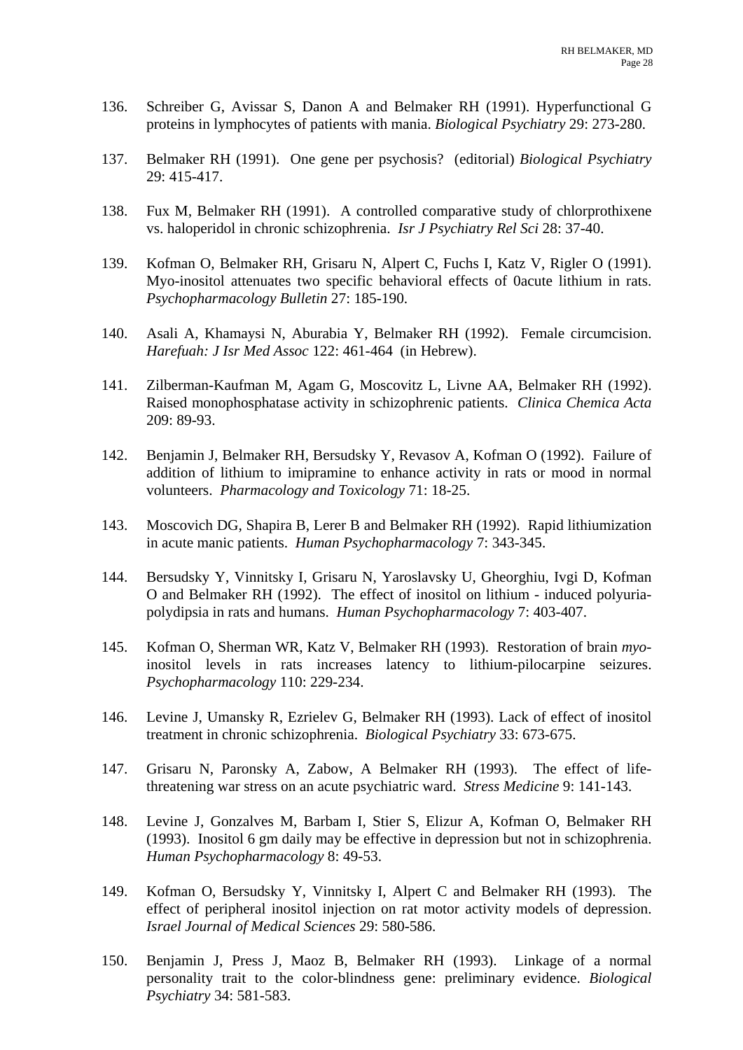136. Schreiber G, Avissar S, Danon A and Belmaker RH (1991). Hyperfunctional G proteins in lymphocytes of patients with mania. *Biological Psychiatry* 29: 273-280.

137. Belmaker RH (1991). One gene per psychosis? (editorial) *Biological Psychiatry* 29: 415-417.

138. Fux M, Belmaker RH (1991). A controlled comparative study of chlorprothixene vs. haloperidol in chronic schizophrenia. *Isr J Psychiatry Rel Sci* 28: 37-40.

139. Kofman O, Belmaker RH, Grisaru N, Alpert C, Fuchs I, Katz V, Rigler O (1991). Myo-inositol attenuates two specific behavioral effects of 0acute lithium in rats. *Psychopharmacology Bulletin* 27: 185-190.

140. Asali A, Khamaysi N, Aburabia Y, Belmaker RH (1992). Female circumcision. *Harefuah: J Isr Med Assoc* 122: 461-464 (in Hebrew).

141. Zilberman-Kaufman M, Agam G, Moscovitz L, Livne AA, Belmaker RH (1992). Raised monophosphatase activity in schizophrenic patients. *Clinica Chemica Acta* 209: 89-93.

142. Benjamin J, Belmaker RH, Bersudsky Y, Revasov A, Kofman O (1992). Failure of addition of lithium to imipramine to enhance activity in rats or mood in normal volunteers. *Pharmacology and Toxicology* 71: 18-25.

143. Moscovich DG, Shapira B, Lerer B and Belmaker RH (1992). Rapid lithiumization in acute manic patients. *Human Psychopharmacology* 7: 343-345.

144. Bersudsky Y, Vinnitsky I, Grisaru N, Yaroslavsky U, Gheorghiu, Ivgi D, Kofman O and Belmaker RH (1992). The effect of inositol on lithium - induced polyuria-polydipsia in rats and humans. *Human Psychopharmacology* 7: 403-407.

145. Kofman O, Sherman WR, Katz V, Belmaker RH (1993). Restoration of brain *myo*-inositol levels in rats increases latency to lithium-pilocarpine seizures. *Psychopharmacology* 110: 229-234.

146. Levine J, Umansky R, Ezrielev G, Belmaker RH (1993). Lack of effect of inositol treatment in chronic schizophrenia. *Biological Psychiatry* 33: 673-675.

147. Grisaru N, Paronsky A, Zabow, A Belmaker RH (1993). The effect of life-threatening war stress on an acute psychiatric ward. *Stress Medicine* 9: 141-143.

148. Levine J, Gonzalves M, Barbam I, Stier S, Elizur A, Kofman O, Belmaker RH (1993). Inositol 6 gm daily may be effective in depression but not in schizophrenia. *Human Psychopharmacology* 8: 49-53.

149. Kofman O, Bersudsky Y, Vinnitsky I, Alpert C and Belmaker RH (1993). The effect of peripheral inositol injection on rat motor activity models of depression. *Israel Journal of Medical Sciences* 29: 580-586.

150. Benjamin J, Press J, Maoz B, Belmaker RH (1993). Linkage of a normal personality trait to the color-blindness gene: preliminary evidence. *Biological Psychiatry* 34: 581-583.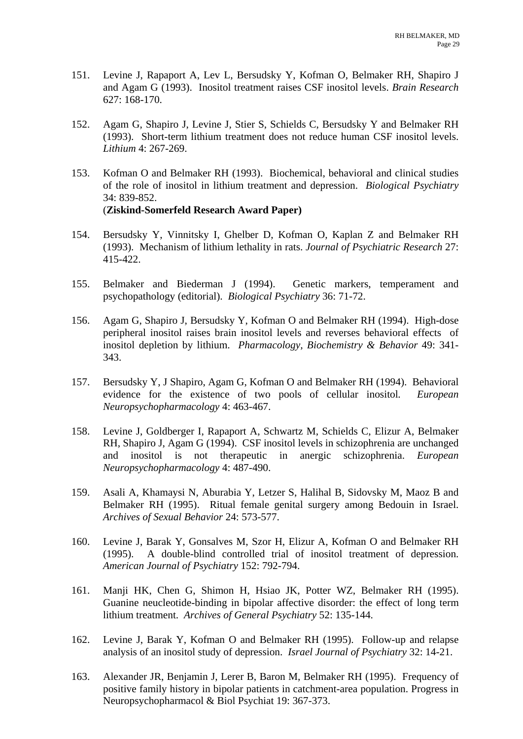151. Levine J, Rapaport A, Lev L, Bersudsky Y, Kofman O, Belmaker RH, Shapiro J and Agam G (1993). Inositol treatment raises CSF inositol levels. *Brain Research* 627: 168-170.

152. Agam G, Shapiro J, Levine J, Stier S, Schields C, Bersudsky Y and Belmaker RH (1993). Short-term lithium treatment does not reduce human CSF inositol levels. *Lithium* 4: 267-269.

153. Kofman O and Belmaker RH (1993). Biochemical, behavioral and clinical studies of the role of inositol in lithium treatment and depression. *Biological Psychiatry* 34: 839-852.
(**Ziskind-Somerfeld Research Award Paper)**

154. Bersudsky Y, Vinnitsky I, Ghelber D, Kofman O, Kaplan Z and Belmaker RH (1993). Mechanism of lithium lethality in rats. *Journal of Psychiatric Research* 27: 415-422.

155. Belmaker and Biederman J (1994). Genetic markers, temperament and psychopathology (editorial). *Biological Psychiatry* 36: 71-72.

156. Agam G, Shapiro J, Bersudsky Y, Kofman O and Belmaker RH (1994). High-dose peripheral inositol raises brain inositol levels and reverses behavioral effects of inositol depletion by lithium. *Pharmacology, Biochemistry & Behavior* 49: 341-343.

157. Bersudsky Y, J Shapiro, Agam G, Kofman O and Belmaker RH (1994). Behavioral evidence for the existence of two pools of cellular inositol. *European Neuropsychopharmacology* 4: 463-467.

158. Levine J, Goldberger I, Rapaport A, Schwartz M, Schields C, Elizur A, Belmaker RH, Shapiro J, Agam G (1994). CSF inositol levels in schizophrenia are unchanged and inositol is not therapeutic in anergic schizophrenia. *European Neuropsychopharmacology* 4: 487-490.

159. Asali A, Khamaysi N, Aburabia Y, Letzer S, Halihal B, Sidovsky M, Maoz B and Belmaker RH (1995). Ritual female genital surgery among Bedouin in Israel. *Archives of Sexual Behavior* 24: 573-577.

160. Levine J, Barak Y, Gonsalves M, Szor H, Elizur A, Kofman O and Belmaker RH (1995). A double-blind controlled trial of inositol treatment of depression. *American Journal of Psychiatry* 152: 792-794.

161. Manji HK, Chen G, Shimon H, Hsiao JK, Potter WZ, Belmaker RH (1995). Guanine neucleotide-binding in bipolar affective disorder: the effect of long term lithium treatment. *Archives of General Psychiatry* 52: 135-144.

162. Levine J, Barak Y, Kofman O and Belmaker RH (1995). Follow-up and relapse analysis of an inositol study of depression. *Israel Journal of Psychiatry* 32: 14-21.

163. Alexander JR, Benjamin J, Lerer B, Baron M, Belmaker RH (1995). Frequency of positive family history in bipolar patients in catchment-area population. Progress in Neuropsychopharmacol & Biol Psychiat 19: 367-373.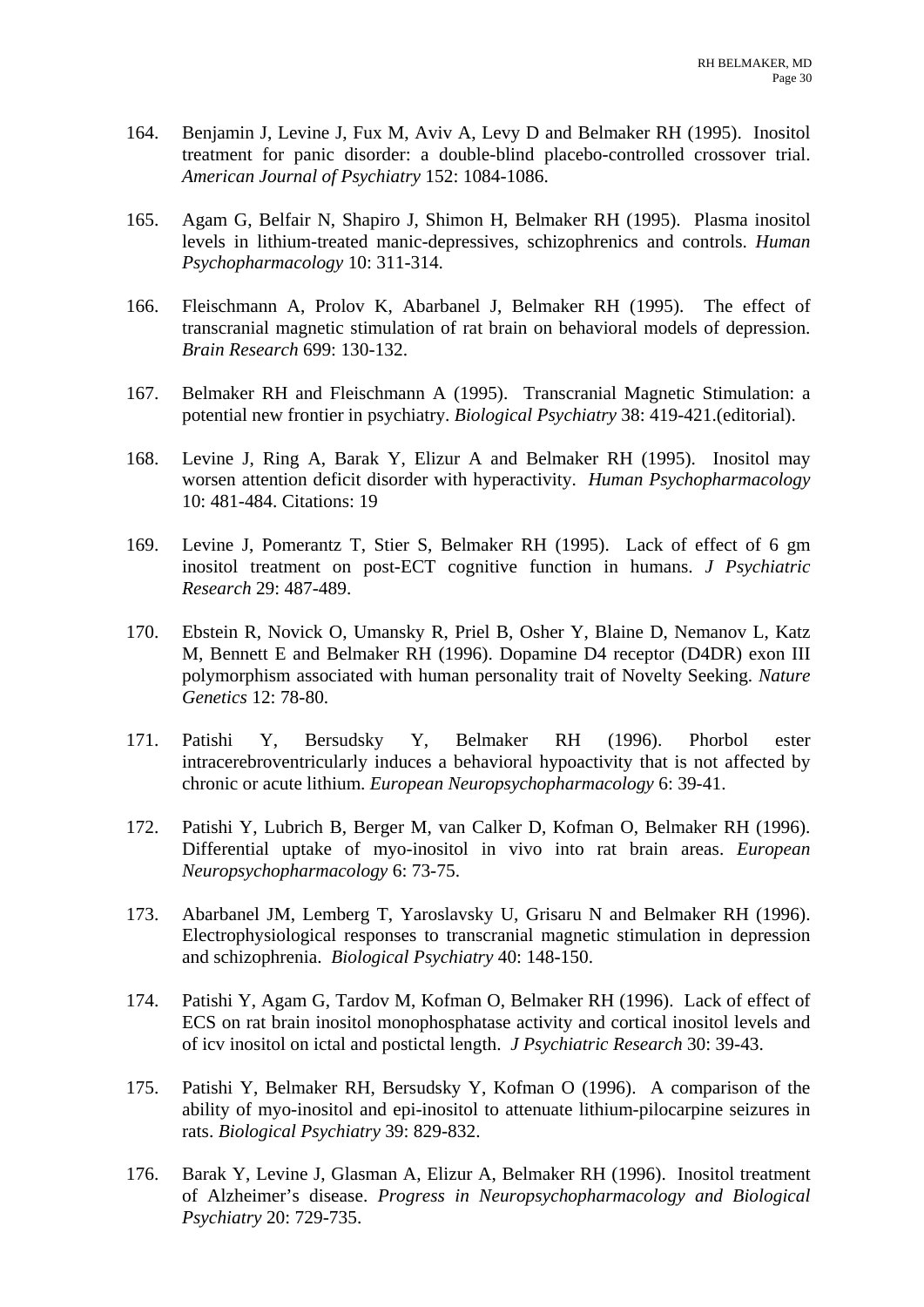164. Benjamin J, Levine J, Fux M, Aviv A, Levy D and Belmaker RH (1995). Inositol treatment for panic disorder: a double-blind placebo-controlled crossover trial. *American Journal of Psychiatry* 152: 1084-1086.

165. Agam G, Belfair N, Shapiro J, Shimon H, Belmaker RH (1995). Plasma inositol levels in lithium-treated manic-depressives, schizophrenics and controls. *Human Psychopharmacology* 10: 311-314.

166. Fleischmann A, Prolov K, Abarbanel J, Belmaker RH (1995). The effect of transcranial magnetic stimulation of rat brain on behavioral models of depression. *Brain Research* 699: 130-132.

167. Belmaker RH and Fleischmann A (1995). Transcranial Magnetic Stimulation: a potential new frontier in psychiatry. *Biological Psychiatry* 38: 419-421.(editorial).

168. Levine J, Ring A, Barak Y, Elizur A and Belmaker RH (1995). Inositol may worsen attention deficit disorder with hyperactivity. *Human Psychopharmacology* 10: 481-484. Citations: 19

169. Levine J, Pomerantz T, Stier S, Belmaker RH (1995). Lack of effect of 6 gm inositol treatment on post-ECT cognitive function in humans. *J Psychiatric Research* 29: 487-489.

170. Ebstein R, Novick O, Umansky R, Priel B, Osher Y, Blaine D, Nemanov L, Katz M, Bennett E and Belmaker RH (1996). Dopamine D4 receptor (D4DR) exon III polymorphism associated with human personality trait of Novelty Seeking. *Nature Genetics* 12: 78-80.

171. Patishi Y, Bersudsky Y, Belmaker RH (1996). Phorbol ester intracerebroventricularly induces a behavioral hypoactivity that is not affected by chronic or acute lithium. *European Neuropsychopharmacology* 6: 39-41.

172. Patishi Y, Lubrich B, Berger M, van Calker D, Kofman O, Belmaker RH (1996). Differential uptake of myo-inositol in vivo into rat brain areas. *European Neuropsychopharmacology* 6: 73-75.

173. Abarbanel JM, Lemberg T, Yaroslavsky U, Grisaru N and Belmaker RH (1996). Electrophysiological responses to transcranial magnetic stimulation in depression and schizophrenia. *Biological Psychiatry* 40: 148-150.

174. Patishi Y, Agam G, Tardov M, Kofman O, Belmaker RH (1996). Lack of effect of ECS on rat brain inositol monophosphatase activity and cortical inositol levels and of icv inositol on ictal and postictal length. *J Psychiatric Research* 30: 39-43.

175. Patishi Y, Belmaker RH, Bersudsky Y, Kofman O (1996). A comparison of the ability of myo-inositol and epi-inositol to attenuate lithium-pilocarpine seizures in rats. *Biological Psychiatry* 39: 829-832.

176. Barak Y, Levine J, Glasman A, Elizur A, Belmaker RH (1996). Inositol treatment of Alzheimer's disease. *Progress in Neuropsychopharmacology and Biological Psychiatry* 20: 729-735.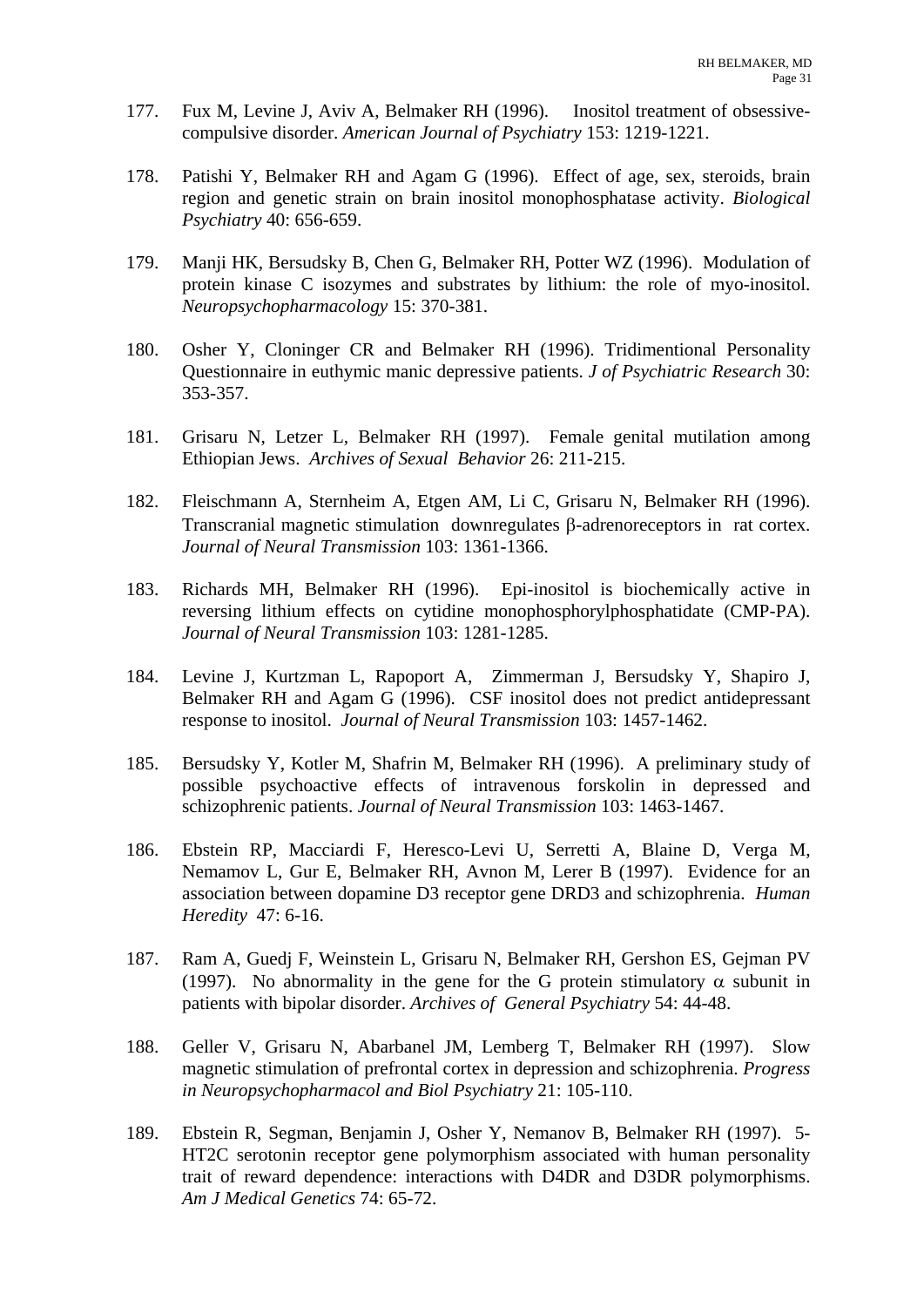177. Fux M, Levine J, Aviv A, Belmaker RH (1996). Inositol treatment of obsessive-compulsive disorder. *American Journal of Psychiatry* 153: 1219-1221.

178. Patishi Y, Belmaker RH and Agam G (1996). Effect of age, sex, steroids, brain region and genetic strain on brain inositol monophosphatase activity. *Biological Psychiatry* 40: 656-659.

179. Manji HK, Bersudsky B, Chen G, Belmaker RH, Potter WZ (1996). Modulation of protein kinase C isozymes and substrates by lithium: the role of myo-inositol. *Neuropsychopharmacology* 15: 370-381.

180. Osher Y, Cloninger CR and Belmaker RH (1996). Tridimentional Personality Questionnaire in euthymic manic depressive patients. *J of Psychiatric Research* 30: 353-357.

181. Grisaru N, Letzer L, Belmaker RH (1997). Female genital mutilation among Ethiopian Jews. *Archives of Sexual Behavior* 26: 211-215.

182. Fleischmann A, Sternheim A, Etgen AM, Li C, Grisaru N, Belmaker RH (1996). Transcranial magnetic stimulation downregulates β-adrenoreceptors in rat cortex. *Journal of Neural Transmission* 103: 1361-1366.

183. Richards MH, Belmaker RH (1996). Epi-inositol is biochemically active in reversing lithium effects on cytidine monophosphorylphosphatidate (CMP-PA). *Journal of Neural Transmission* 103: 1281-1285.

184. Levine J, Kurtzman L, Rapoport A, Zimmerman J, Bersudsky Y, Shapiro J, Belmaker RH and Agam G (1996). CSF inositol does not predict antidepressant response to inositol. *Journal of Neural Transmission* 103: 1457-1462.

185. Bersudsky Y, Kotler M, Shafrin M, Belmaker RH (1996). A preliminary study of possible psychoactive effects of intravenous forskolin in depressed and schizophrenic patients. *Journal of Neural Transmission* 103: 1463-1467.

186. Ebstein RP, Macciardi F, Heresco-Levi U, Serretti A, Blaine D, Verga M, Nemamov L, Gur E, Belmaker RH, Avnon M, Lerer B (1997). Evidence for an association between dopamine D3 receptor gene DRD3 and schizophrenia. *Human Heredity* 47: 6-16.

187. Ram A, Guedj F, Weinstein L, Grisaru N, Belmaker RH, Gershon ES, Gejman PV (1997). No abnormality in the gene for the G protein stimulatory α subunit in patients with bipolar disorder. *Archives of General Psychiatry* 54: 44-48.

188. Geller V, Grisaru N, Abarbanel JM, Lemberg T, Belmaker RH (1997). Slow magnetic stimulation of prefrontal cortex in depression and schizophrenia. *Progress in Neuropsychopharmacol and Biol Psychiatry* 21: 105-110.

189. Ebstein R, Segman, Benjamin J, Osher Y, Nemanov B, Belmaker RH (1997). 5-HT2C serotonin receptor gene polymorphism associated with human personality trait of reward dependence: interactions with D4DR and D3DR polymorphisms. *Am J Medical Genetics* 74: 65-72.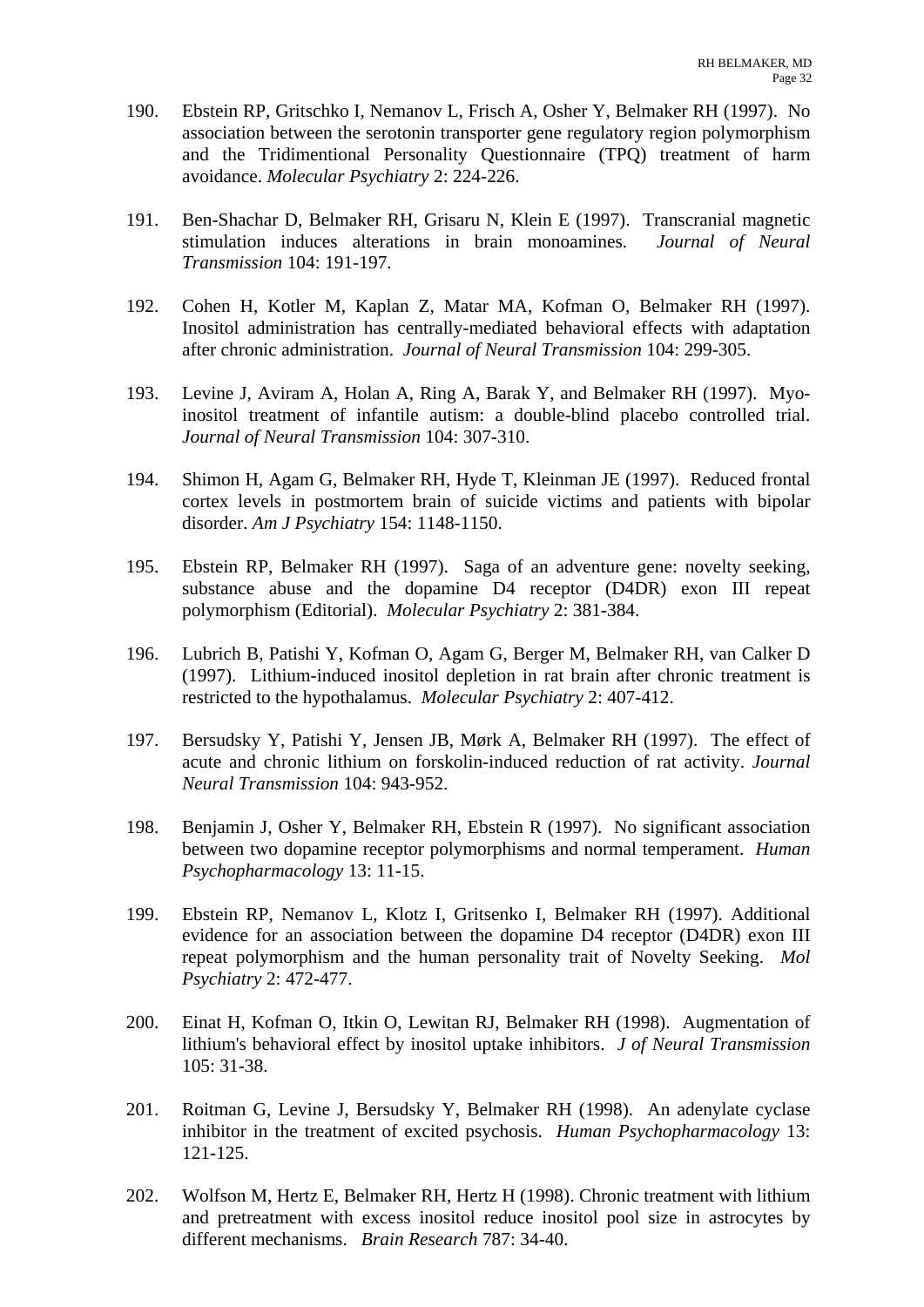190. Ebstein RP, Gritschko I, Nemanov L, Frisch A, Osher Y, Belmaker RH (1997). No association between the serotonin transporter gene regulatory region polymorphism and the Tridimentional Personality Questionnaire (TPQ) treatment of harm avoidance. *Molecular Psychiatry* 2: 224-226.

191. Ben-Shachar D, Belmaker RH, Grisaru N, Klein E (1997). Transcranial magnetic stimulation induces alterations in brain monoamines. *Journal of Neural Transmission* 104: 191-197.

192. Cohen H, Kotler M, Kaplan Z, Matar MA, Kofman O, Belmaker RH (1997). Inositol administration has centrally-mediated behavioral effects with adaptation after chronic administration. *Journal of Neural Transmission* 104: 299-305.

193. Levine J, Aviram A, Holan A, Ring A, Barak Y, and Belmaker RH (1997). Myo-inositol treatment of infantile autism: a double-blind placebo controlled trial. *Journal of Neural Transmission* 104: 307-310.

194. Shimon H, Agam G, Belmaker RH, Hyde T, Kleinman JE (1997). Reduced frontal cortex levels in postmortem brain of suicide victims and patients with bipolar disorder. *Am J Psychiatry* 154: 1148-1150.

195. Ebstein RP, Belmaker RH (1997). Saga of an adventure gene: novelty seeking, substance abuse and the dopamine D4 receptor (D4DR) exon III repeat polymorphism (Editorial). *Molecular Psychiatry* 2: 381-384.

196. Lubrich B, Patishi Y, Kofman O, Agam G, Berger M, Belmaker RH, van Calker D (1997). Lithium-induced inositol depletion in rat brain after chronic treatment is restricted to the hypothalamus. *Molecular Psychiatry* 2: 407-412.

197. Bersudsky Y, Patishi Y, Jensen JB, Mørk A, Belmaker RH (1997). The effect of acute and chronic lithium on forskolin-induced reduction of rat activity. *Journal Neural Transmission* 104: 943-952.

198. Benjamin J, Osher Y, Belmaker RH, Ebstein R (1997). No significant association between two dopamine receptor polymorphisms and normal temperament. *Human Psychopharmacology* 13: 11-15.

199. Ebstein RP, Nemanov L, Klotz I, Gritsenko I, Belmaker RH (1997). Additional evidence for an association between the dopamine D4 receptor (D4DR) exon III repeat polymorphism and the human personality trait of Novelty Seeking. *Mol Psychiatry* 2: 472-477.

200. Einat H, Kofman O, Itkin O, Lewitan RJ, Belmaker RH (1998). Augmentation of lithium's behavioral effect by inositol uptake inhibitors. *J of Neural Transmission* 105: 31-38.

201. Roitman G, Levine J, Bersudsky Y, Belmaker RH (1998). An adenylate cyclase inhibitor in the treatment of excited psychosis. *Human Psychopharmacology* 13: 121-125.

202. Wolfson M, Hertz E, Belmaker RH, Hertz H (1998). Chronic treatment with lithium and pretreatment with excess inositol reduce inositol pool size in astrocytes by different mechanisms. *Brain Research* 787: 34-40.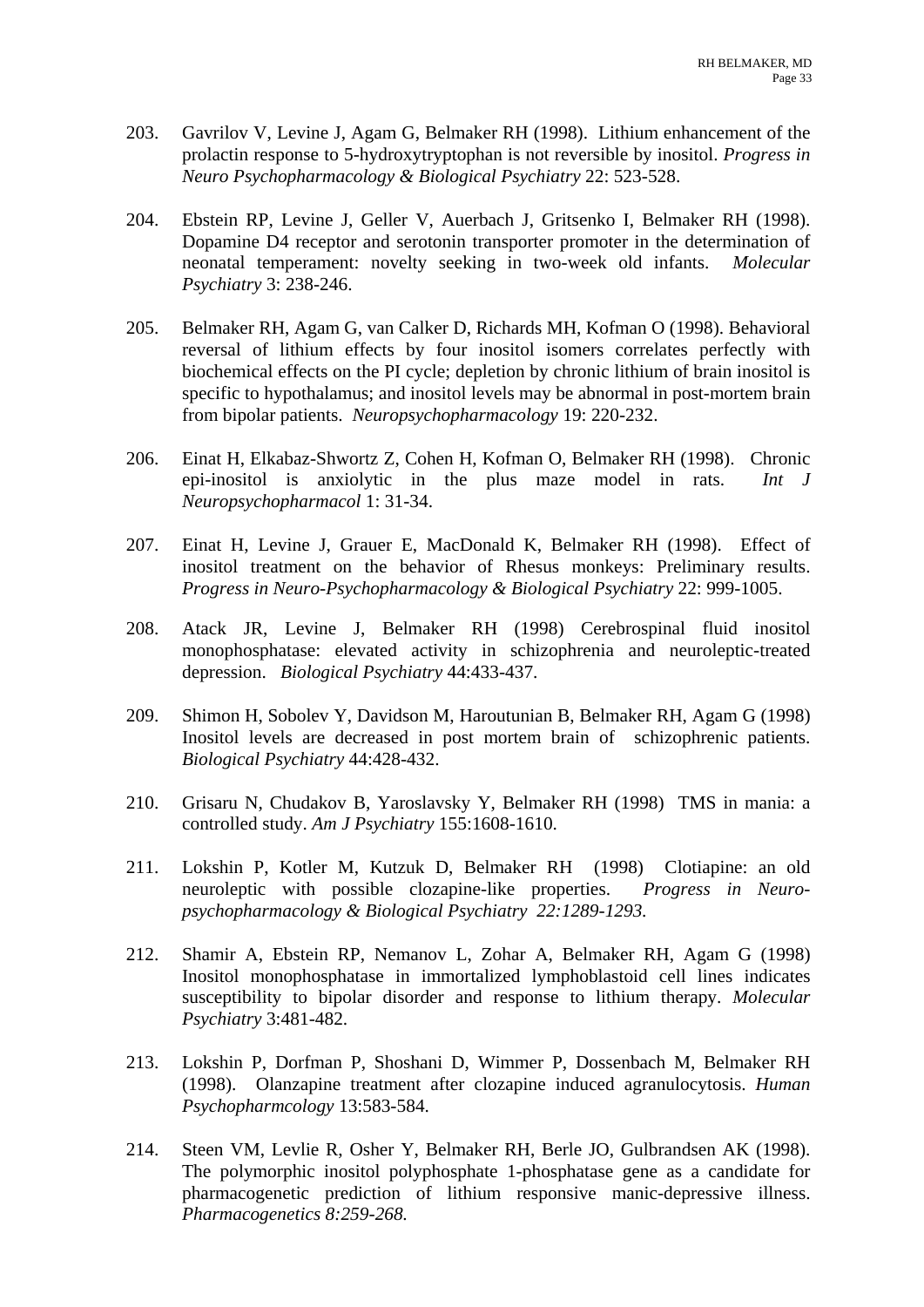203. Gavrilov V, Levine J, Agam G, Belmaker RH (1998). Lithium enhancement of the prolactin response to 5-hydroxytryptophan is not reversible by inositol. *Progress in Neuro Psychopharmacology & Biological Psychiatry* 22: 523-528.

204. Ebstein RP, Levine J, Geller V, Auerbach J, Gritsenko I, Belmaker RH (1998). Dopamine D4 receptor and serotonin transporter promoter in the determination of neonatal temperament: novelty seeking in two-week old infants. *Molecular Psychiatry* 3: 238-246.

205. Belmaker RH, Agam G, van Calker D, Richards MH, Kofman O (1998). Behavioral reversal of lithium effects by four inositol isomers correlates perfectly with biochemical effects on the PI cycle; depletion by chronic lithium of brain inositol is specific to hypothalamus; and inositol levels may be abnormal in post-mortem brain from bipolar patients. *Neuropsychopharmacology* 19: 220-232.

206. Einat H, Elkabaz-Shwortz Z, Cohen H, Kofman O, Belmaker RH (1998). Chronic epi-inositol is anxiolytic in the plus maze model in rats. *Int J Neuropsychopharmacol* 1: 31-34.

207. Einat H, Levine J, Grauer E, MacDonald K, Belmaker RH (1998). Effect of inositol treatment on the behavior of Rhesus monkeys: Preliminary results. *Progress in Neuro-Psychopharmacology & Biological Psychiatry* 22: 999-1005.

208. Atack JR, Levine J, Belmaker RH (1998) Cerebrospinal fluid inositol monophosphatase: elevated activity in schizophrenia and neuroleptic-treated depression. *Biological Psychiatry* 44:433-437.

209. Shimon H, Sobolev Y, Davidson M, Haroutunian B, Belmaker RH, Agam G (1998) Inositol levels are decreased in post mortem brain of schizophrenic patients. *Biological Psychiatry* 44:428-432.

210. Grisaru N, Chudakov B, Yaroslavsky Y, Belmaker RH (1998) TMS in mania: a controlled study. *Am J Psychiatry* 155:1608-1610.

211. Lokshin P, Kotler M, Kutzuk D, Belmaker RH (1998) Clotiapine: an old neuroleptic with possible clozapine-like properties. *Progress in Neuro-psychopharmacology & Biological Psychiatry 22:1289-1293.*

212. Shamir A, Ebstein RP, Nemanov L, Zohar A, Belmaker RH, Agam G (1998) Inositol monophosphatase in immortalized lymphoblastoid cell lines indicates susceptibility to bipolar disorder and response to lithium therapy. *Molecular Psychiatry* 3:481-482.

213. Lokshin P, Dorfman P, Shoshani D, Wimmer P, Dossenbach M, Belmaker RH (1998). Olanzapine treatment after clozapine induced agranulocytosis. *Human Psychopharmcology* 13:583-584.

214. Steen VM, Levlie R, Osher Y, Belmaker RH, Berle JO, Gulbrandsen AK (1998). The polymorphic inositol polyphosphate 1-phosphatase gene as a candidate for pharmacogenetic prediction of lithium responsive manic-depressive illness. *Pharmacogenetics 8:259-268.*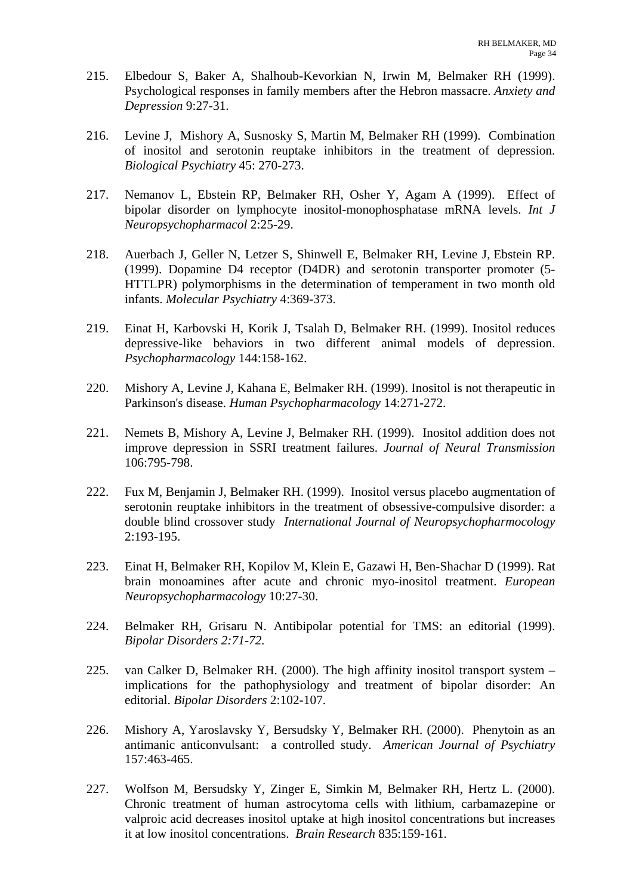215. Elbedour S, Baker A, Shalhoub-Kevorkian N, Irwin M, Belmaker RH (1999). Psychological responses in family members after the Hebron massacre. *Anxiety and Depression* 9:27-31.

216. Levine J, Mishory A, Susnosky S, Martin M, Belmaker RH (1999). Combination of inositol and serotonin reuptake inhibitors in the treatment of depression. *Biological Psychiatry* 45: 270-273.

217. Nemanov L, Ebstein RP, Belmaker RH, Osher Y, Agam A (1999). Effect of bipolar disorder on lymphocyte inositol-monophosphatase mRNA levels. *Int J Neuropsychopharmacol* 2:25-29.

218. Auerbach J, Geller N, Letzer S, Shinwell E, Belmaker RH, Levine J, Ebstein RP. (1999). Dopamine D4 receptor (D4DR) and serotonin transporter promoter (5-HTTLPR) polymorphisms in the determination of temperament in two month old infants. *Molecular Psychiatry* 4:369-373.

219. Einat H, Karbovski H, Korik J, Tsalah D, Belmaker RH. (1999). Inositol reduces depressive-like behaviors in two different animal models of depression. *Psychopharmacology* 144:158-162.

220. Mishory A, Levine J, Kahana E, Belmaker RH. (1999). Inositol is not therapeutic in Parkinson's disease. *Human Psychopharmacology* 14:271-272.

221. Nemets B, Mishory A, Levine J, Belmaker RH. (1999). Inositol addition does not improve depression in SSRI treatment failures. *Journal of Neural Transmission* 106:795-798.

222. Fux M, Benjamin J, Belmaker RH. (1999). Inositol versus placebo augmentation of serotonin reuptake inhibitors in the treatment of obsessive-compulsive disorder: a double blind crossover study *International Journal of Neuropsychopharmocology* 2:193-195.

223. Einat H, Belmaker RH, Kopilov M, Klein E, Gazawi H, Ben-Shachar D (1999). Rat brain monoamines after acute and chronic myo-inositol treatment. *European Neuropsychopharmacology* 10:27-30.

224. Belmaker RH, Grisaru N. Antibipolar potential for TMS: an editorial (1999). *Bipolar Disorders 2:71-72.*

225. van Calker D, Belmaker RH. (2000). The high affinity inositol transport system – implications for the pathophysiology and treatment of bipolar disorder: An editorial. *Bipolar Disorders* 2:102-107.

226. Mishory A, Yaroslavsky Y, Bersudsky Y, Belmaker RH. (2000). Phenytoin as an antimanic anticonvulsant: a controlled study. *American Journal of Psychiatry* 157:463-465.

227. Wolfson M, Bersudsky Y, Zinger E, Simkin M, Belmaker RH, Hertz L. (2000). Chronic treatment of human astrocytoma cells with lithium, carbamazepine or valproic acid decreases inositol uptake at high inositol concentrations but increases it at low inositol concentrations. *Brain Research* 835:159-161.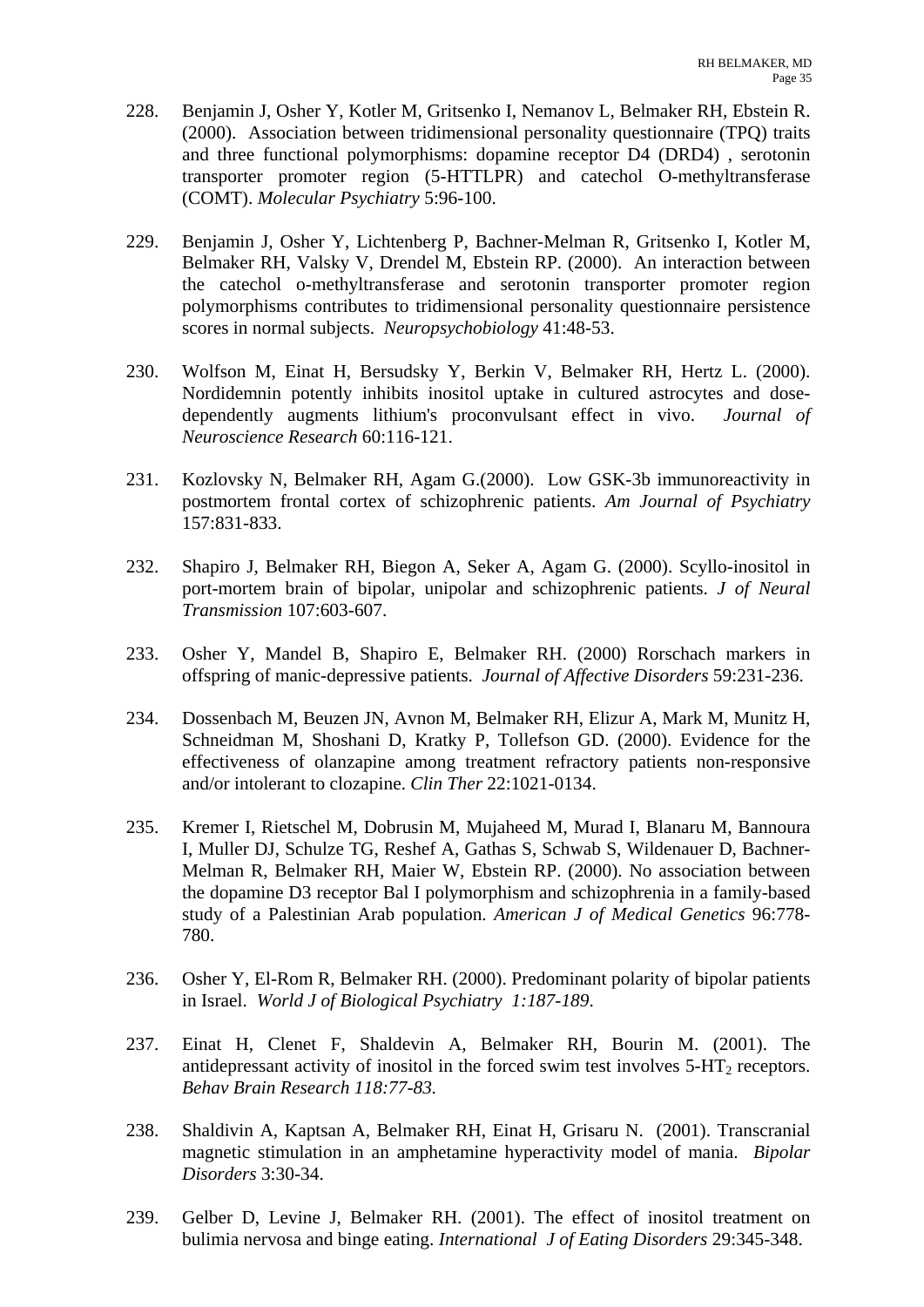228. Benjamin J, Osher Y, Kotler M, Gritsenko I, Nemanov L, Belmaker RH, Ebstein R. (2000). Association between tridimensional personality questionnaire (TPQ) traits and three functional polymorphisms: dopamine receptor D4 (DRD4) , serotonin transporter promoter region (5-HTTLPR) and catechol O-methyltransferase (COMT). *Molecular Psychiatry* 5:96-100.

229. Benjamin J, Osher Y, Lichtenberg P, Bachner-Melman R, Gritsenko I, Kotler M, Belmaker RH, Valsky V, Drendel M, Ebstein RP. (2000). An interaction between the catechol o-methyltransferase and serotonin transporter promoter region polymorphisms contributes to tridimensional personality questionnaire persistence scores in normal subjects. *Neuropsychobiology* 41:48-53.

230. Wolfson M, Einat H, Bersudsky Y, Berkin V, Belmaker RH, Hertz L. (2000). Nordidemnin potently inhibits inositol uptake in cultured astrocytes and dose-dependently augments lithium's proconvulsant effect in vivo. *Journal of Neuroscience Research* 60:116-121.

231. Kozlovsky N, Belmaker RH, Agam G.(2000). Low GSK-3b immunoreactivity in postmortem frontal cortex of schizophrenic patients. *Am Journal of Psychiatry* 157:831-833.

232. Shapiro J, Belmaker RH, Biegon A, Seker A, Agam G. (2000). Scyllo-inositol in port-mortem brain of bipolar, unipolar and schizophrenic patients. *J of Neural Transmission* 107:603-607.

233. Osher Y, Mandel B, Shapiro E, Belmaker RH. (2000) Rorschach markers in offspring of manic-depressive patients. *Journal of Affective Disorders* 59:231-236.

234. Dossenbach M, Beuzen JN, Avnon M, Belmaker RH, Elizur A, Mark M, Munitz H, Schneidman M, Shoshani D, Kratky P, Tollefson GD. (2000). Evidence for the effectiveness of olanzapine among treatment refractory patients non-responsive and/or intolerant to clozapine. *Clin Ther* 22:1021-0134.

235. Kremer I, Rietschel M, Dobrusin M, Mujaheed M, Murad I, Blanaru M, Bannoura I, Muller DJ, Schulze TG, Reshef A, Gathas S, Schwab S, Wildenauer D, Bachner-Melman R, Belmaker RH, Maier W, Ebstein RP. (2000). No association between the dopamine D3 receptor Bal I polymorphism and schizophrenia in a family-based study of a Palestinian Arab population. *American J of Medical Genetics* 96:778-780.

236. Osher Y, El-Rom R, Belmaker RH. (2000). Predominant polarity of bipolar patients in Israel. *World J of Biological Psychiatry 1:187-189*.

237. Einat H, Clenet F, Shaldevin A, Belmaker RH, Bourin M. (2001). The antidepressant activity of inositol in the forced swim test involves 5-HT$_2$ receptors. *Behav Brain Research 118:77-83.*

238. Shaldivin A, Kaptsan A, Belmaker RH, Einat H, Grisaru N. (2001). Transcranial magnetic stimulation in an amphetamine hyperactivity model of mania. *Bipolar Disorders* 3:30-34.

239. Gelber D, Levine J, Belmaker RH. (2001). The effect of inositol treatment on bulimia nervosa and binge eating. *International J of Eating Disorders* 29:345-348.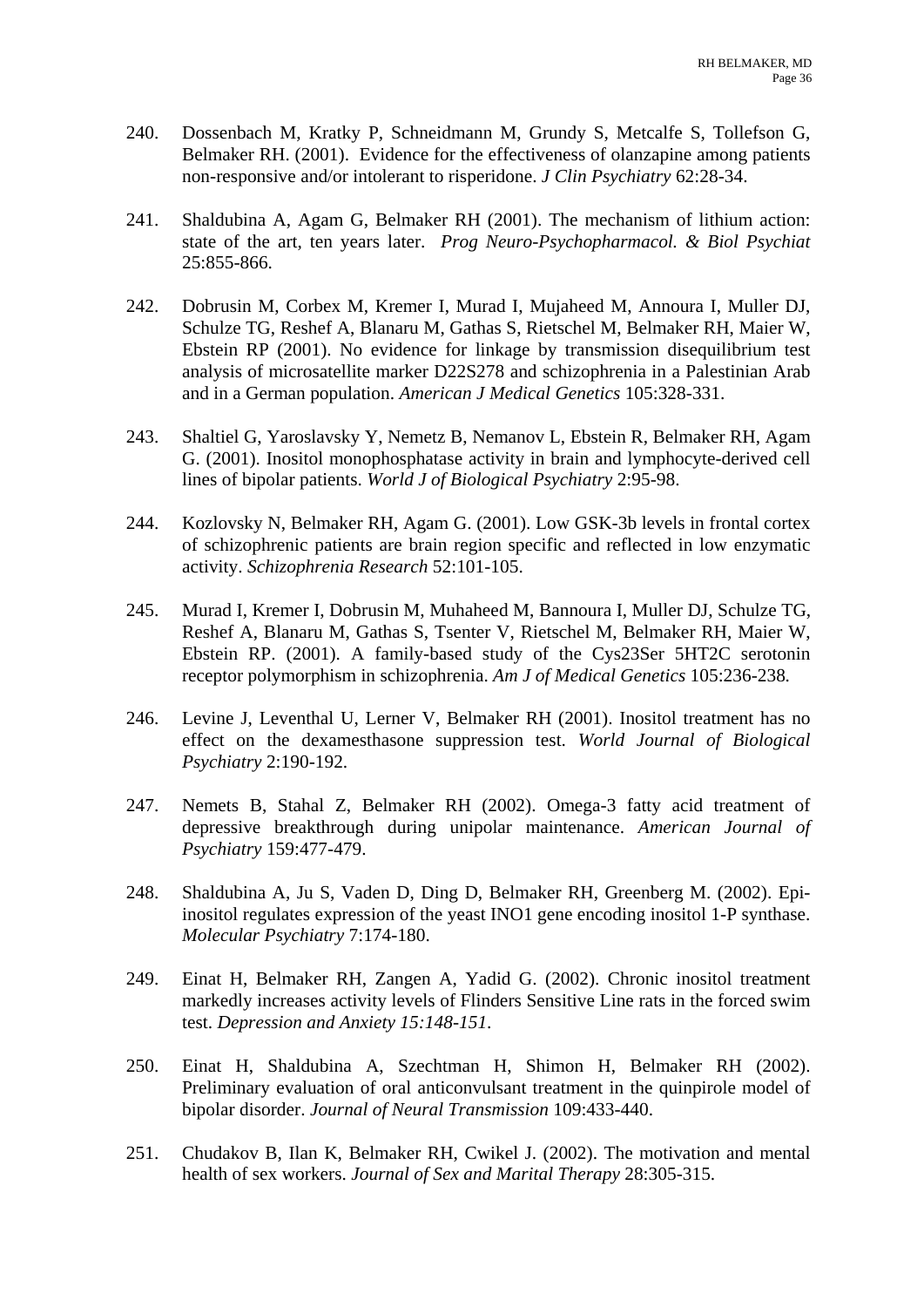240. Dossenbach M, Kratky P, Schneidmann M, Grundy S, Metcalfe S, Tollefson G, Belmaker RH. (2001). Evidence for the effectiveness of olanzapine among patients non-responsive and/or intolerant to risperidone. *J Clin Psychiatry* 62:28-34.

241. Shaldubina A, Agam G, Belmaker RH (2001). The mechanism of lithium action: state of the art, ten years later. *Prog Neuro-Psychopharmacol. & Biol Psychiat* 25:855-866.

242. Dobrusin M, Corbex M, Kremer I, Murad I, Mujaheed M, Annoura I, Muller DJ, Schulze TG, Reshef A, Blanaru M, Gathas S, Rietschel M, Belmaker RH, Maier W, Ebstein RP (2001). No evidence for linkage by transmission disequilibrium test analysis of microsatellite marker D22S278 and schizophrenia in a Palestinian Arab and in a German population. *American J Medical Genetics* 105:328-331.

243. Shaltiel G, Yaroslavsky Y, Nemetz B, Nemanov L, Ebstein R, Belmaker RH, Agam G. (2001). Inositol monophosphatase activity in brain and lymphocyte-derived cell lines of bipolar patients. *World J of Biological Psychiatry* 2:95-98.

244. Kozlovsky N, Belmaker RH, Agam G. (2001). Low GSK-3b levels in frontal cortex of schizophrenic patients are brain region specific and reflected in low enzymatic activity. *Schizophrenia Research* 52:101-105.

245. Murad I, Kremer I, Dobrusin M, Muhaheed M, Bannoura I, Muller DJ, Schulze TG, Reshef A, Blanaru M, Gathas S, Tsenter V, Rietschel M, Belmaker RH, Maier W, Ebstein RP. (2001). A family-based study of the Cys23Ser 5HT2C serotonin receptor polymorphism in schizophrenia. *Am J of Medical Genetics* 105:236-238.

246. Levine J, Leventhal U, Lerner V, Belmaker RH (2001). Inositol treatment has no effect on the dexamesthasone suppression test. *World Journal of Biological Psychiatry* 2:190-192.

247. Nemets B, Stahal Z, Belmaker RH (2002). Omega-3 fatty acid treatment of depressive breakthrough during unipolar maintenance. *American Journal of Psychiatry* 159:477-479.

248. Shaldubina A, Ju S, Vaden D, Ding D, Belmaker RH, Greenberg M. (2002). Epi-inositol regulates expression of the yeast INO1 gene encoding inositol 1-P synthase. *Molecular Psychiatry* 7:174-180.

249. Einat H, Belmaker RH, Zangen A, Yadid G. (2002). Chronic inositol treatment markedly increases activity levels of Flinders Sensitive Line rats in the forced swim test. *Depression and Anxiety 15:148-151.*

250. Einat H, Shaldubina A, Szechtman H, Shimon H, Belmaker RH (2002). Preliminary evaluation of oral anticonvulsant treatment in the quinpirole model of bipolar disorder. *Journal of Neural Transmission* 109:433-440.

251. Chudakov B, Ilan K, Belmaker RH, Cwikel J. (2002). The motivation and mental health of sex workers. *Journal of Sex and Marital Therapy* 28:305-315.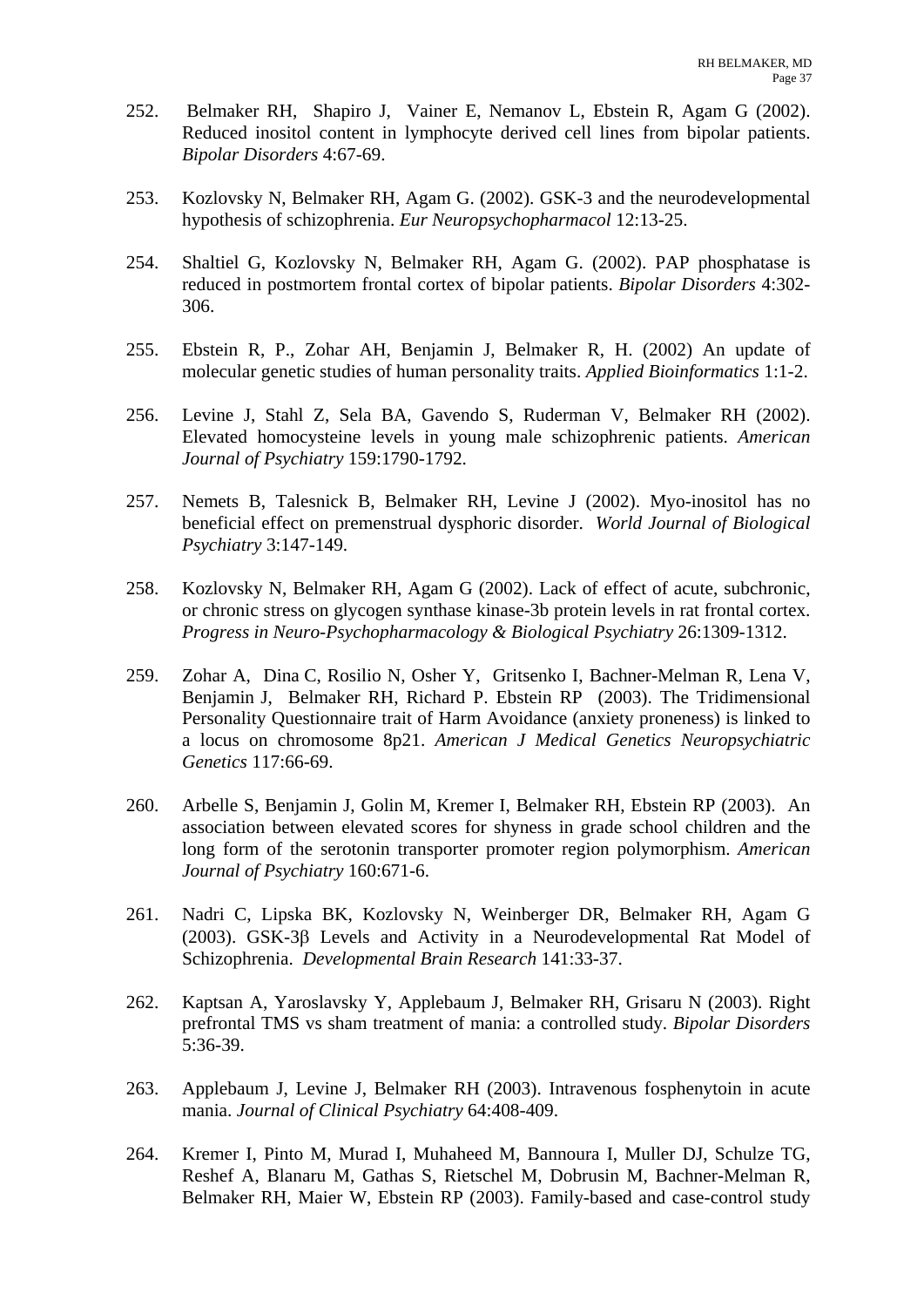252. Belmaker RH, Shapiro J, Vainer E, Nemanov L, Ebstein R, Agam G (2002). Reduced inositol content in lymphocyte derived cell lines from bipolar patients. *Bipolar Disorders* 4:67-69.

253. Kozlovsky N, Belmaker RH, Agam G. (2002). GSK-3 and the neurodevelopmental hypothesis of schizophrenia. *Eur Neuropsychopharmacol* 12:13-25.

254. Shaltiel G, Kozlovsky N, Belmaker RH, Agam G. (2002). PAP phosphatase is reduced in postmortem frontal cortex of bipolar patients. *Bipolar Disorders* 4:302-306.

255. Ebstein R, P., Zohar AH, Benjamin J, Belmaker R, H. (2002) An update of molecular genetic studies of human personality traits. *Applied Bioinformatics* 1:1-2.

256. Levine J, Stahl Z, Sela BA, Gavendo S, Ruderman V, Belmaker RH (2002). Elevated homocysteine levels in young male schizophrenic patients. *American Journal of Psychiatry* 159:1790-1792.

257. Nemets B, Talesnick B, Belmaker RH, Levine J (2002). Myo-inositol has no beneficial effect on premenstrual dysphoric disorder. *World Journal of Biological Psychiatry* 3:147-149.

258. Kozlovsky N, Belmaker RH, Agam G (2002). Lack of effect of acute, subchronic, or chronic stress on glycogen synthase kinase-3b protein levels in rat frontal cortex. *Progress in Neuro-Psychopharmacology & Biological Psychiatry* 26:1309-1312.

259. Zohar A, Dina C, Rosilio N, Osher Y, Gritsenko I, Bachner-Melman R, Lena V, Benjamin J, Belmaker RH, Richard P. Ebstein RP (2003). The Tridimensional Personality Questionnaire trait of Harm Avoidance (anxiety proneness) is linked to a locus on chromosome 8p21. *American J Medical Genetics Neuropsychiatric Genetics* 117:66-69.

260. Arbelle S, Benjamin J, Golin M, Kremer I, Belmaker RH, Ebstein RP (2003). An association between elevated scores for shyness in grade school children and the long form of the serotonin transporter promoter region polymorphism. *American Journal of Psychiatry* 160:671-6.

261. Nadri C, Lipska BK, Kozlovsky N, Weinberger DR, Belmaker RH, Agam G (2003). GSK-3β Levels and Activity in a Neurodevelopmental Rat Model of Schizophrenia. *Developmental Brain Research* 141:33-37.

262. Kaptsan A, Yaroslavsky Y, Applebaum J, Belmaker RH, Grisaru N (2003). Right prefrontal TMS vs sham treatment of mania: a controlled study. *Bipolar Disorders* 5:36-39.

263. Applebaum J, Levine J, Belmaker RH (2003). Intravenous fosphenytoin in acute mania. *Journal of Clinical Psychiatry* 64:408-409.

264. Kremer I, Pinto M, Murad I, Muhaheed M, Bannoura I, Muller DJ, Schulze TG, Reshef A, Blanaru M, Gathas S, Rietschel M, Dobrusin M, Bachner-Melman R, Belmaker RH, Maier W, Ebstein RP (2003). Family-based and case-control study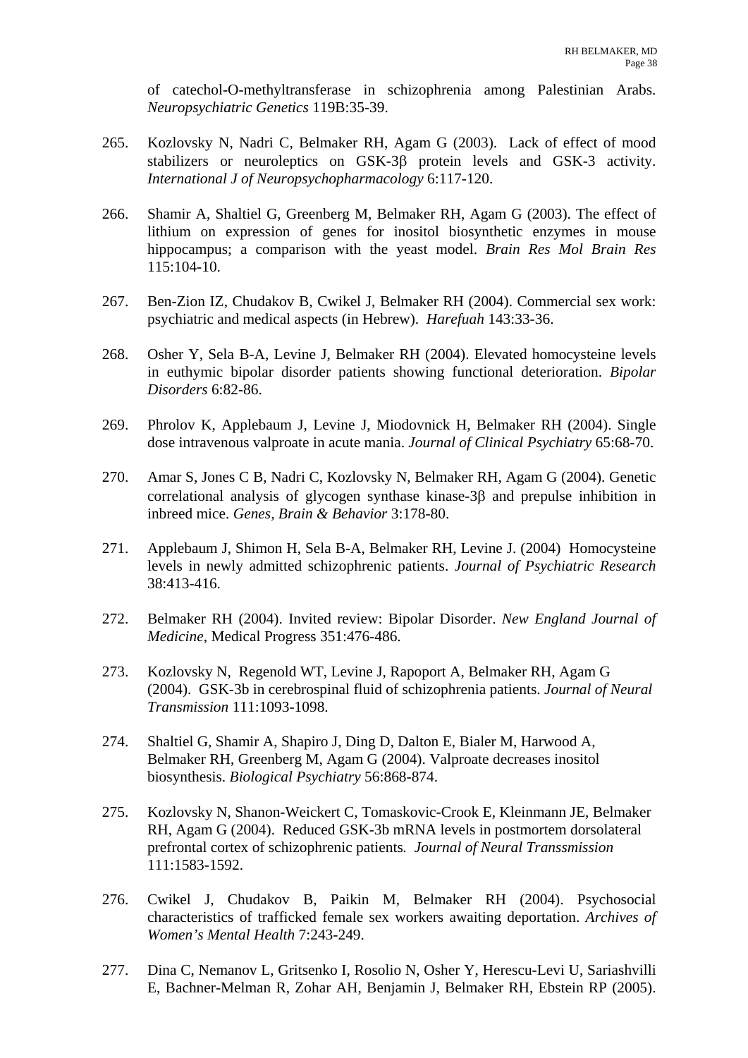of catechol-O-methyltransferase in schizophrenia among Palestinian Arabs. *Neuropsychiatric Genetics* 119B:35-39.

265. Kozlovsky N, Nadri C, Belmaker RH, Agam G (2003). Lack of effect of mood stabilizers or neuroleptics on GSK-3β protein levels and GSK-3 activity. *International J of Neuropsychopharmacology* 6:117-120.

266. Shamir A, Shaltiel G, Greenberg M, Belmaker RH, Agam G (2003). The effect of lithium on expression of genes for inositol biosynthetic enzymes in mouse hippocampus; a comparison with the yeast model. *Brain Res Mol Brain Res* 115:104-10.

267. Ben-Zion IZ, Chudakov B, Cwikel J, Belmaker RH (2004). Commercial sex work: psychiatric and medical aspects (in Hebrew). *Harefuah* 143:33-36.

268. Osher Y, Sela B-A, Levine J, Belmaker RH (2004). Elevated homocysteine levels in euthymic bipolar disorder patients showing functional deterioration. *Bipolar Disorders* 6:82-86.

269. Phrolov K, Applebaum J, Levine J, Miodovnick H, Belmaker RH (2004). Single dose intravenous valproate in acute mania. *Journal of Clinical Psychiatry* 65:68-70.

270. Amar S, Jones C B, Nadri C, Kozlovsky N, Belmaker RH, Agam G (2004). Genetic correlational analysis of glycogen synthase kinase-3β and prepulse inhibition in inbreed mice. *Genes, Brain & Behavior* 3:178-80.

271. Applebaum J, Shimon H, Sela B-A, Belmaker RH, Levine J. (2004) Homocysteine levels in newly admitted schizophrenic patients. *Journal of Psychiatric Research* 38:413-416.

272. Belmaker RH (2004). Invited review: Bipolar Disorder. *New England Journal of Medicine*, Medical Progress 351:476-486.

273. Kozlovsky N, Regenold WT, Levine J, Rapoport A, Belmaker RH, Agam G (2004). GSK-3b in cerebrospinal fluid of schizophrenia patients. *Journal of Neural Transmission* 111:1093-1098.

274. Shaltiel G, Shamir A, Shapiro J, Ding D, Dalton E, Bialer M, Harwood A, Belmaker RH, Greenberg M, Agam G (2004). Valproate decreases inositol biosynthesis. *Biological Psychiatry* 56:868-874.

275. Kozlovsky N, Shanon-Weickert C, Tomaskovic-Crook E, Kleinmann JE, Belmaker RH, Agam G (2004). Reduced GSK-3b mRNA levels in postmortem dorsolateral prefrontal cortex of schizophrenic patients. *Journal of Neural Transsmission* 111:1583-1592.

276. Cwikel J, Chudakov B, Paikin M, Belmaker RH (2004). Psychosocial characteristics of trafficked female sex workers awaiting deportation. *Archives of Women's Mental Health* 7:243-249.

277. Dina C, Nemanov L, Gritsenko I, Rosolio N, Osher Y, Herescu-Levi U, Sariashvilli E, Bachner-Melman R, Zohar AH, Benjamin J, Belmaker RH, Ebstein RP (2005).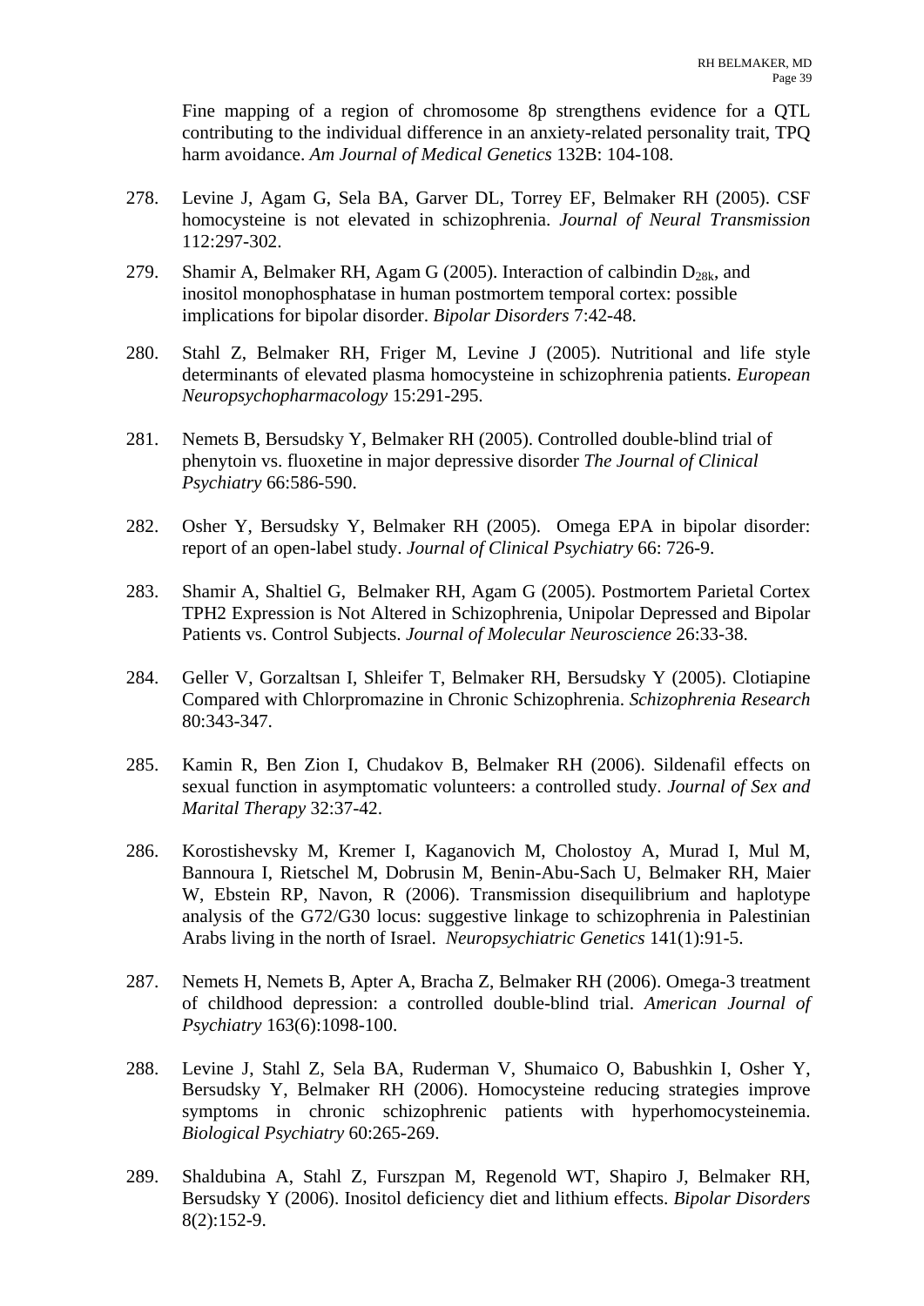Fine mapping of a region of chromosome 8p strengthens evidence for a QTL contributing to the individual difference in an anxiety-related personality trait, TPQ harm avoidance. *Am Journal of Medical Genetics* 132B: 104-108.

278. Levine J, Agam G, Sela BA, Garver DL, Torrey EF, Belmaker RH (2005). CSF homocysteine is not elevated in schizophrenia. *Journal of Neural Transmission* 112:297-302.

279. Shamir A, Belmaker RH, Agam G (2005). Interaction of calbindin $D_{28k}$, and inositol monophosphatase in human postmortem temporal cortex: possible implications for bipolar disorder. *Bipolar Disorders* 7:42-48.

280. Stahl Z, Belmaker RH, Friger M, Levine J (2005). Nutritional and life style determinants of elevated plasma homocysteine in schizophrenia patients. *European Neuropsychopharmacology* 15:291-295.

281. Nemets B, Bersudsky Y, Belmaker RH (2005). Controlled double-blind trial of phenytoin vs. fluoxetine in major depressive disorder *The Journal of Clinical Psychiatry* 66:586-590.

282. Osher Y, Bersudsky Y, Belmaker RH (2005). Omega EPA in bipolar disorder: report of an open-label study. *Journal of Clinical Psychiatry* 66: 726-9.

283. Shamir A, Shaltiel G, Belmaker RH, Agam G (2005). Postmortem Parietal Cortex TPH2 Expression is Not Altered in Schizophrenia, Unipolar Depressed and Bipolar Patients vs. Control Subjects. *Journal of Molecular Neuroscience* 26:33-38.

284. Geller V, Gorzaltsan I, Shleifer T, Belmaker RH, Bersudsky Y (2005). Clotiapine Compared with Chlorpromazine in Chronic Schizophrenia. *Schizophrenia Research* 80:343-347.

285. Kamin R, Ben Zion I, Chudakov B, Belmaker RH (2006). Sildenafil effects on sexual function in asymptomatic volunteers: a controlled study. *Journal of Sex and Marital Therapy* 32:37-42.

286. Korostishevsky M, Kremer I, Kaganovich M, Cholostoy A, Murad I, Mul M, Bannoura I, Rietschel M, Dobrusin M, Benin-Abu-Sach U, Belmaker RH, Maier W, Ebstein RP, Navon, R (2006). Transmission disequilibrium and haplotype analysis of the G72/G30 locus: suggestive linkage to schizophrenia in Palestinian Arabs living in the north of Israel. *Neuropsychiatric Genetics* 141(1):91-5.

287. Nemets H, Nemets B, Apter A, Bracha Z, Belmaker RH (2006). Omega-3 treatment of childhood depression: a controlled double-blind trial. *American Journal of Psychiatry* 163(6):1098-100.

288. Levine J, Stahl Z, Sela BA, Ruderman V, Shumaico O, Babushkin I, Osher Y, Bersudsky Y, Belmaker RH (2006). Homocysteine reducing strategies improve symptoms in chronic schizophrenic patients with hyperhomocysteinemia. *Biological Psychiatry* 60:265-269.

289. Shaldubina A, Stahl Z, Furszpan M, Regenold WT, Shapiro J, Belmaker RH, Bersudsky Y (2006). Inositol deficiency diet and lithium effects. *Bipolar Disorders* 8(2):152-9.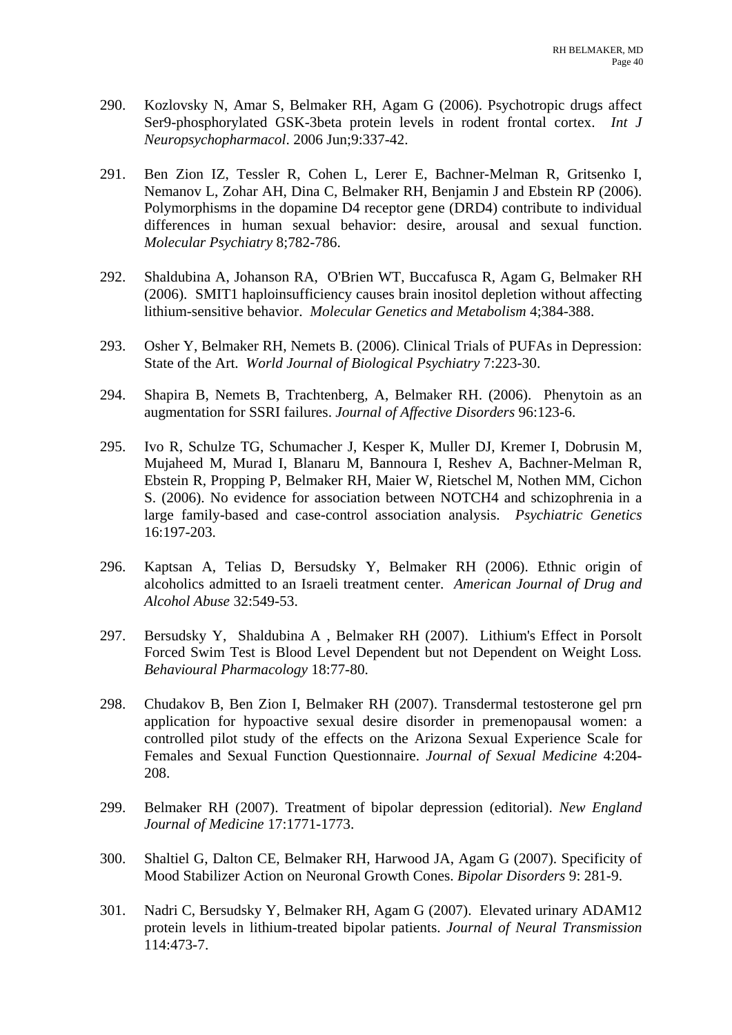290. Kozlovsky N, Amar S, Belmaker RH, Agam G (2006). Psychotropic drugs affect Ser9-phosphorylated GSK-3beta protein levels in rodent frontal cortex. *Int J Neuropsychopharmacol*. 2006 Jun;9:337-42.

291. Ben Zion IZ, Tessler R, Cohen L, Lerer E, Bachner-Melman R, Gritsenko I, Nemanov L, Zohar AH, Dina C, Belmaker RH, Benjamin J and Ebstein RP (2006). Polymorphisms in the dopamine D4 receptor gene (DRD4) contribute to individual differences in human sexual behavior: desire, arousal and sexual function. *Molecular Psychiatry* 8;782-786.

292. Shaldubina A, Johanson RA, O'Brien WT, Buccafusca R, Agam G, Belmaker RH (2006). SMIT1 haploinsufficiency causes brain inositol depletion without affecting lithium-sensitive behavior. *Molecular Genetics and Metabolism* 4;384-388.

293. Osher Y, Belmaker RH, Nemets B. (2006). Clinical Trials of PUFAs in Depression: State of the Art. *World Journal of Biological Psychiatry* 7:223-30.

294. Shapira B, Nemets B, Trachtenberg, A, Belmaker RH. (2006). Phenytoin as an augmentation for SSRI failures. *Journal of Affective Disorders* 96:123-6.

295. Ivo R, Schulze TG, Schumacher J, Kesper K, Muller DJ, Kremer I, Dobrusin M, Mujaheed M, Murad I, Blanaru M, Bannoura I, Reshev A, Bachner-Melman R, Ebstein R, Propping P, Belmaker RH, Maier W, Rietschel M, Nothen MM, Cichon S. (2006). No evidence for association between NOTCH4 and schizophrenia in a large family-based and case-control association analysis. *Psychiatric Genetics* 16:197-203.

296. Kaptsan A, Telias D, Bersudsky Y, Belmaker RH (2006). Ethnic origin of alcoholics admitted to an Israeli treatment center. *American Journal of Drug and Alcohol Abuse* 32:549-53.

297. Bersudsky Y, Shaldubina A , Belmaker RH (2007). Lithium's Effect in Porsolt Forced Swim Test is Blood Level Dependent but not Dependent on Weight Loss*.* *Behavioural Pharmacology* 18:77-80.

298. Chudakov B, Ben Zion I, Belmaker RH (2007). Transdermal testosterone gel prn application for hypoactive sexual desire disorder in premenopausal women: a controlled pilot study of the effects on the Arizona Sexual Experience Scale for Females and Sexual Function Questionnaire. *Journal of Sexual Medicine* 4:204-208.

299. Belmaker RH (2007). Treatment of bipolar depression (editorial). *New England Journal of Medicine* 17:1771-1773.

300. Shaltiel G, Dalton CE, Belmaker RH, Harwood JA, Agam G (2007). Specificity of Mood Stabilizer Action on Neuronal Growth Cones. *Bipolar Disorders* 9: 281-9.

301. Nadri C, Bersudsky Y, Belmaker RH, Agam G (2007). Elevated urinary ADAM12 protein levels in lithium-treated bipolar patients. *Journal of Neural Transmission* 114:473-7.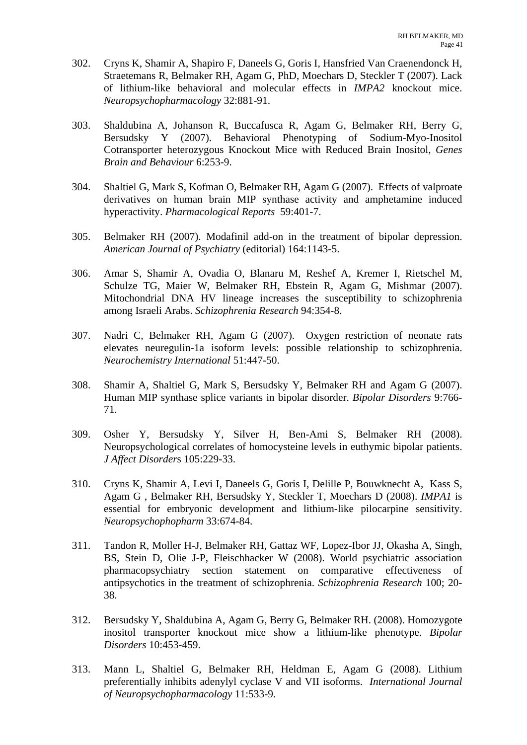302. Cryns K, Shamir A, Shapiro F, Daneels G, Goris I, Hansfried Van Craenendonck H, Straetemans R, Belmaker RH, Agam G, PhD, Moechars D, Steckler T (2007). Lack of lithium-like behavioral and molecular effects in *IMPA2* knockout mice. *Neuropsychopharmacology* 32:881-91.

303. Shaldubina A, Johanson R, Buccafusca R, Agam G, Belmaker RH, Berry G, Bersudsky Y (2007). Behavioral Phenotyping of Sodium-Myo-Inositol Cotransporter heterozygous Knockout Mice with Reduced Brain Inositol, *Genes Brain and Behaviour* 6:253-9.

304. Shaltiel G, Mark S, Kofman O, Belmaker RH, Agam G (2007). Effects of valproate derivatives on human brain MIP synthase activity and amphetamine induced hyperactivity. *Pharmacological Reports* 59:401-7.

305. Belmaker RH (2007). Modafinil add-on in the treatment of bipolar depression. *American Journal of Psychiatry* (editorial) 164:1143-5.

306. Amar S, Shamir A, Ovadia O, Blanaru M, Reshef A, Kremer I, Rietschel M, Schulze TG, Maier W, Belmaker RH, Ebstein R, Agam G, Mishmar (2007). Mitochondrial DNA HV lineage increases the susceptibility to schizophrenia among Israeli Arabs. *Schizophrenia Research* 94:354-8.

307. Nadri C, Belmaker RH, Agam G (2007). Oxygen restriction of neonate rats elevates neuregulin-1a isoform levels: possible relationship to schizophrenia. *Neurochemistry International* 51:447-50.

308. Shamir A, Shaltiel G, Mark S, Bersudsky Y, Belmaker RH and Agam G (2007). Human MIP synthase splice variants in bipolar disorder. *Bipolar Disorders* 9:766-71.

309. Osher Y, Bersudsky Y, Silver H, Ben-Ami S, Belmaker RH (2008). Neuropsychological correlates of homocysteine levels in euthymic bipolar patients. *J Affect Disorder*s 105:229-33.

310. Cryns K, Shamir A, Levi I, Daneels G, Goris I, Delille P, Bouwknecht A, Kass S, Agam G , Belmaker RH, Bersudsky Y, Steckler T, Moechars D (2008). *IMPA1* is essential for embryonic development and lithium-like pilocarpine sensitivity. *Neuropsychophopharm* 33:674-84.

311. Tandon R, Moller H-J, Belmaker RH, Gattaz WF, Lopez-Ibor JJ, Okasha A, Singh, BS, Stein D, Olie J-P, Fleischhacker W (2008). World psychiatric association pharmacopsychiatry section statement on comparative effectiveness of antipsychotics in the treatment of schizophrenia. *Schizophrenia Research* 100; 20-38.

312. Bersudsky Y, Shaldubina A, Agam G, Berry G, Belmaker RH. (2008). Homozygote inositol transporter knockout mice show a lithium-like phenotype. *Bipolar Disorders* 10:453-459.

313. Mann L, Shaltiel G, Belmaker RH, Heldman E, Agam G (2008). Lithium preferentially inhibits adenylyl cyclase V and VII isoforms. *International Journal of Neuropsychopharmacology* 11:533-9.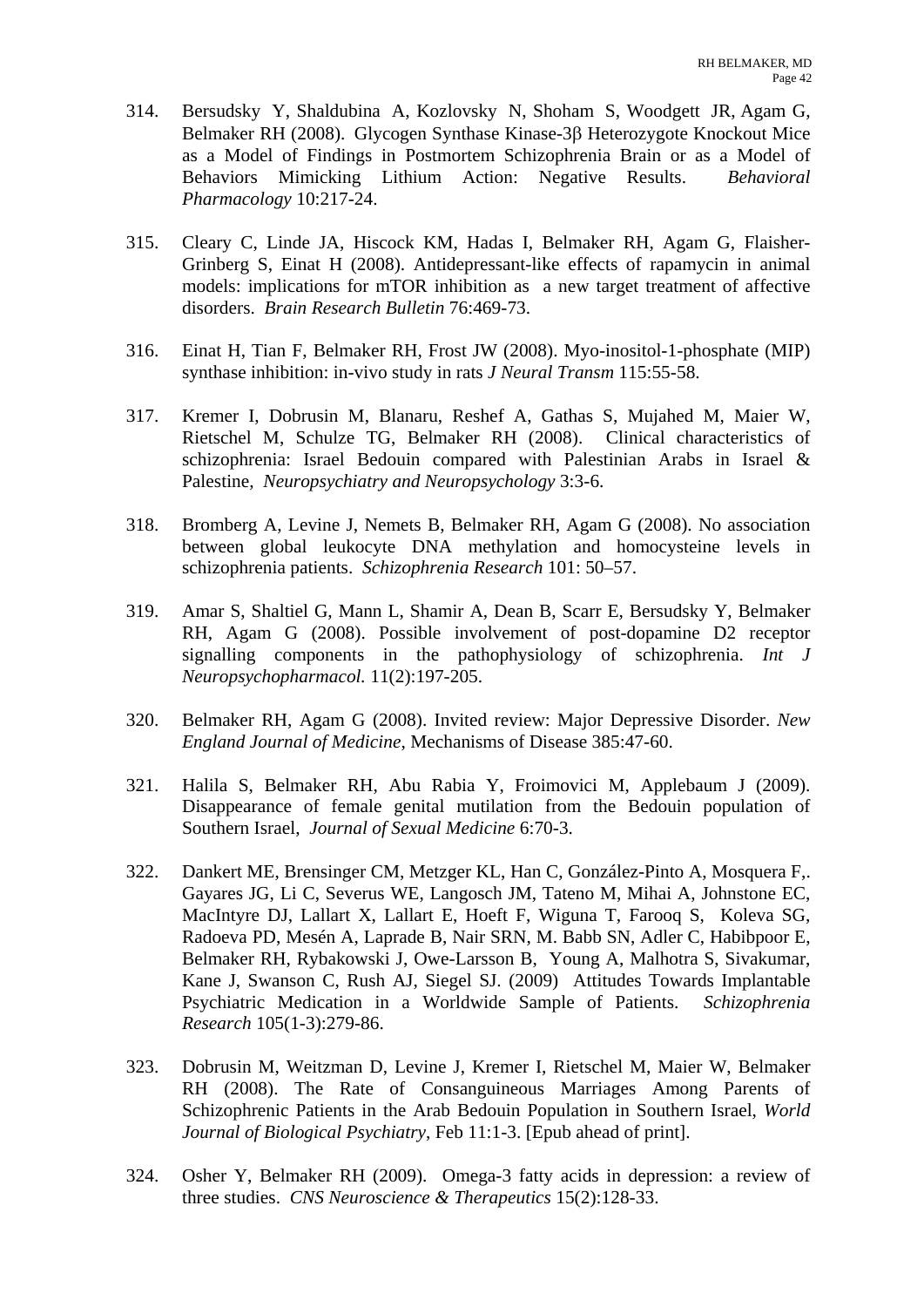314. Bersudsky Y, Shaldubina A, Kozlovsky N, Shoham S, Woodgett JR, Agam G, Belmaker RH (2008). Glycogen Synthase Kinase-3β Heterozygote Knockout Mice as a Model of Findings in Postmortem Schizophrenia Brain or as a Model of Behaviors Mimicking Lithium Action: Negative Results. *Behavioral Pharmacology* 10:217-24.

315. Cleary C, Linde JA, Hiscock KM, Hadas I, Belmaker RH, Agam G, Flaisher-Grinberg S, Einat H (2008). Antidepressant-like effects of rapamycin in animal models: implications for mTOR inhibition as a new target treatment of affective disorders. *Brain Research Bulletin* 76:469-73.

316. Einat H, Tian F, Belmaker RH, Frost JW (2008). Myo-inositol-1-phosphate (MIP) synthase inhibition: in-vivo study in rats *J Neural Transm* 115:55-58.

317. Kremer I, Dobrusin M, Blanaru, Reshef A, Gathas S, Mujahed M, Maier W, Rietschel M, Schulze TG, Belmaker RH (2008). Clinical characteristics of schizophrenia: Israel Bedouin compared with Palestinian Arabs in Israel & Palestine, *Neuropsychiatry and Neuropsychology* 3:3-6.

318. Bromberg A, Levine J, Nemets B, Belmaker RH, Agam G (2008). No association between global leukocyte DNA methylation and homocysteine levels in schizophrenia patients. *Schizophrenia Research* 101: 50–57.

319. Amar S, Shaltiel G, Mann L, Shamir A, Dean B, Scarr E, Bersudsky Y, Belmaker RH, Agam G (2008). Possible involvement of post-dopamine D2 receptor signalling components in the pathophysiology of schizophrenia. *Int J Neuropsychopharmacol.* 11(2):197-205.

320. Belmaker RH, Agam G (2008). Invited review: Major Depressive Disorder. *New England Journal of Medicine*, Mechanisms of Disease 385:47-60.

321. Halila S, Belmaker RH, Abu Rabia Y, Froimovici M, Applebaum J (2009). Disappearance of female genital mutilation from the Bedouin population of Southern Israel, *Journal of Sexual Medicine* 6:70-3.

322. Dankert ME, Brensinger CM, Metzger KL, Han C, González-Pinto A, Mosquera F,. Gayares JG, Li C, Severus WE, Langosch JM, Tateno M, Mihai A, Johnstone EC, MacIntyre DJ, Lallart X, Lallart E, Hoeft F, Wiguna T, Farooq S, Koleva SG, Radoeva PD, Mesén A, Laprade B, Nair SRN, M. Babb SN, Adler C, Habibpoor E, Belmaker RH, Rybakowski J, Owe-Larsson B, Young A, Malhotra S, Sivakumar, Kane J, Swanson C, Rush AJ, Siegel SJ. (2009) Attitudes Towards Implantable Psychiatric Medication in a Worldwide Sample of Patients. *Schizophrenia Research* 105(1-3):279-86.

323. Dobrusin M, Weitzman D, Levine J, Kremer I, Rietschel M, Maier W, Belmaker RH (2008). The Rate of Consanguineous Marriages Among Parents of Schizophrenic Patients in the Arab Bedouin Population in Southern Israel, *World Journal of Biological Psychiatry*, Feb 11:1-3. [Epub ahead of print].

324. Osher Y, Belmaker RH (2009). Omega-3 fatty acids in depression: a review of three studies. *CNS Neuroscience & Therapeutics* 15(2):128-33.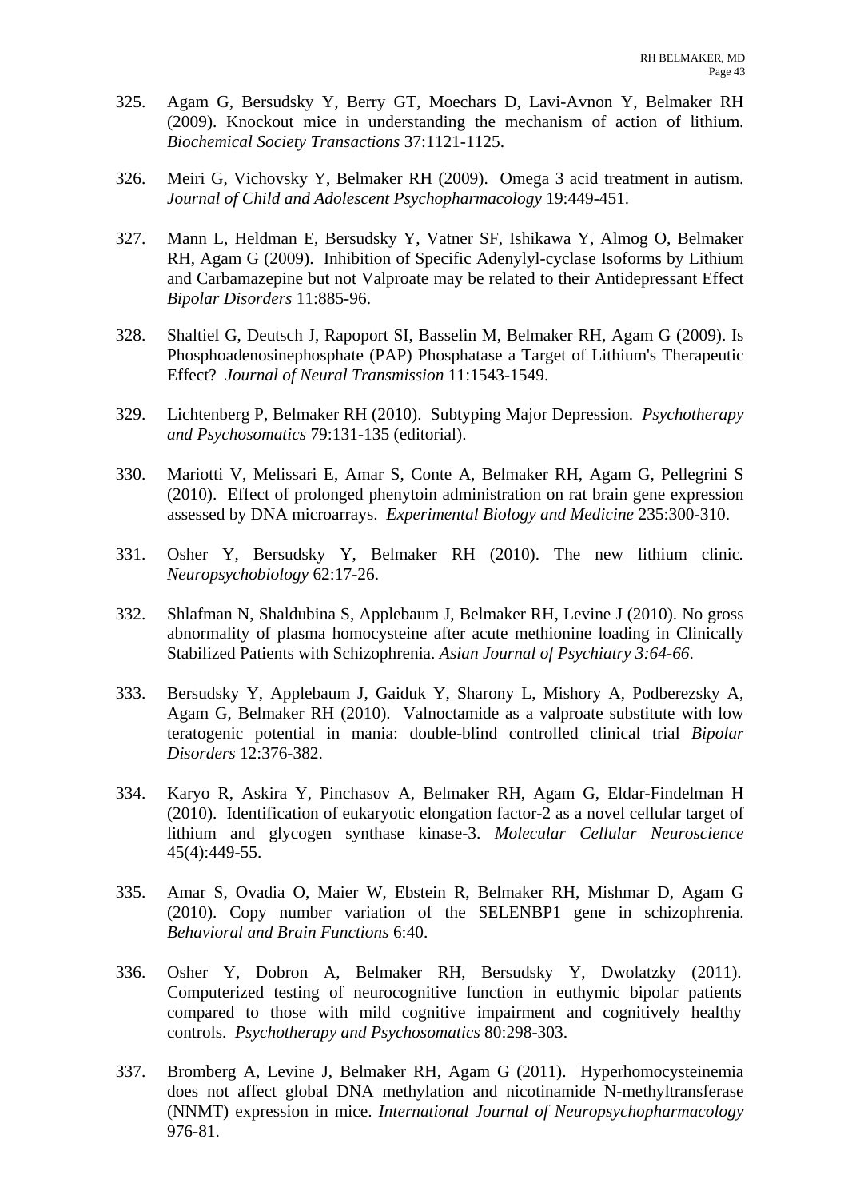325. Agam G, Bersudsky Y, Berry GT, Moechars D, Lavi-Avnon Y, Belmaker RH (2009). Knockout mice in understanding the mechanism of action of lithium. *Biochemical Society Transactions* 37:1121-1125.

326. Meiri G, Vichovsky Y, Belmaker RH (2009). Omega 3 acid treatment in autism. *Journal of Child and Adolescent Psychopharmacology* 19:449-451.

327. Mann L, Heldman E, Bersudsky Y, Vatner SF, Ishikawa Y, Almog O, Belmaker RH, Agam G (2009). Inhibition of Specific Adenylyl-cyclase Isoforms by Lithium and Carbamazepine but not Valproate may be related to their Antidepressant Effect *Bipolar Disorders* 11:885-96.

328. Shaltiel G, Deutsch J, Rapoport SI, Basselin M, Belmaker RH, Agam G (2009). Is Phosphoadenosinephosphate (PAP) Phosphatase a Target of Lithium's Therapeutic Effect? *Journal of Neural Transmission* 11:1543-1549.

329. Lichtenberg P, Belmaker RH (2010). Subtyping Major Depression. *Psychotherapy and Psychosomatics* 79:131-135 (editorial).

330. Mariotti V, Melissari E, Amar S, Conte A, Belmaker RH, Agam G, Pellegrini S (2010). Effect of prolonged phenytoin administration on rat brain gene expression assessed by DNA microarrays. *Experimental Biology and Medicine* 235:300-310.

331. Osher Y, Bersudsky Y, Belmaker RH (2010). The new lithium clinic. *Neuropsychobiology* 62:17-26.

332. Shlafman N, Shaldubina S, Applebaum J, Belmaker RH, Levine J (2010). No gross abnormality of plasma homocysteine after acute methionine loading in Clinically Stabilized Patients with Schizophrenia. *Asian Journal of Psychiatry 3:64-66*.

333. Bersudsky Y, Applebaum J, Gaiduk Y, Sharony L, Mishory A, Podberezsky A, Agam G, Belmaker RH (2010). Valnoctamide as a valproate substitute with low teratogenic potential in mania: double-blind controlled clinical trial *Bipolar Disorders* 12:376-382.

334. Karyo R, Askira Y, Pinchasov A, Belmaker RH, Agam G, Eldar-Findelman H (2010). Identification of eukaryotic elongation factor-2 as a novel cellular target of lithium and glycogen synthase kinase-3. *Molecular Cellular Neuroscience* 45(4):449-55.

335. Amar S, Ovadia O, Maier W, Ebstein R, Belmaker RH, Mishmar D, Agam G (2010). Copy number variation of the SELENBP1 gene in schizophrenia. *Behavioral and Brain Functions* 6:40.

336. Osher Y, Dobron A, Belmaker RH, Bersudsky Y, Dwolatzky (2011). Computerized testing of neurocognitive function in euthymic bipolar patients compared to those with mild cognitive impairment and cognitively healthy controls. *Psychotherapy and Psychosomatics* 80:298-303.

337. Bromberg A, Levine J, Belmaker RH, Agam G (2011). Hyperhomocysteinemia does not affect global DNA methylation and nicotinamide N-methyltransferase (NNMT) expression in mice. *International Journal of Neuropsychopharmacology* 976-81.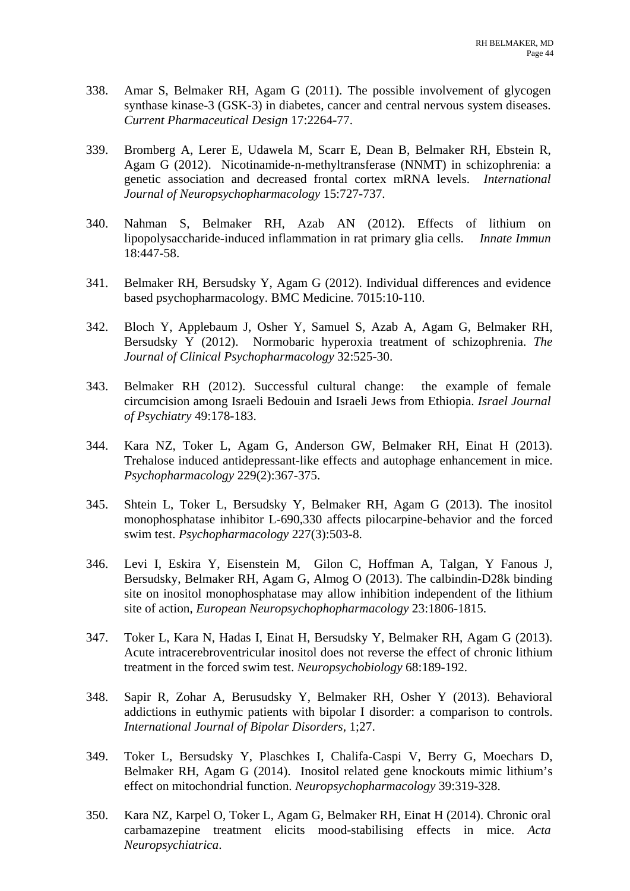338. Amar S, Belmaker RH, Agam G (2011). The possible involvement of glycogen synthase kinase-3 (GSK-3) in diabetes, cancer and central nervous system diseases. *Current Pharmaceutical Design* 17:2264-77.

339. Bromberg A, Lerer E, Udawela M, Scarr E, Dean B, Belmaker RH, Ebstein R, Agam G (2012). Nicotinamide-n-methyltransferase (NNMT) in schizophrenia: a genetic association and decreased frontal cortex mRNA levels. *International Journal of Neuropsychopharmacology* 15:727-737.

340. Nahman S, Belmaker RH, Azab AN (2012). Effects of lithium on lipopolysaccharide-induced inflammation in rat primary glia cells. *Innate Immun* 18:447-58.

341. Belmaker RH, Bersudsky Y, Agam G (2012). Individual differences and evidence based psychopharmacology. BMC Medicine. 7015:10-110.

342. Bloch Y, Applebaum J, Osher Y, Samuel S, Azab A, Agam G, Belmaker RH, Bersudsky Y (2012). Normobaric hyperoxia treatment of schizophrenia. *The Journal of Clinical Psychopharmacology* 32:525-30.

343. Belmaker RH (2012). Successful cultural change: the example of female circumcision among Israeli Bedouin and Israeli Jews from Ethiopia. *Israel Journal of Psychiatry* 49:178-183.

344. Kara NZ, Toker L, Agam G, Anderson GW, Belmaker RH, Einat H (2013). Trehalose induced antidepressant-like effects and autophage enhancement in mice. *Psychopharmacology* 229(2):367-375.

345. Shtein L, Toker L, Bersudsky Y, Belmaker RH, Agam G (2013). The inositol monophosphatase inhibitor L-690,330 affects pilocarpine-behavior and the forced swim test. *Psychopharmacology* 227(3):503-8.

346. Levi I, Eskira Y, Eisenstein M, Gilon C, Hoffman A, Talgan, Y Fanous J, Bersudsky, Belmaker RH, Agam G, Almog O (2013). The calbindin-D28k binding site on inositol monophosphatase may allow inhibition independent of the lithium site of action, *European Neuropsychophopharmacology* 23:1806-1815.

347. Toker L, Kara N, Hadas I, Einat H, Bersudsky Y, Belmaker RH, Agam G (2013). Acute intracerebroventricular inositol does not reverse the effect of chronic lithium treatment in the forced swim test. *Neuropsychobiology* 68:189-192.

348. Sapir R, Zohar A, Berusudsky Y, Belmaker RH, Osher Y (2013). Behavioral addictions in euthymic patients with bipolar I disorder: a comparison to controls. *International Journal of Bipolar Disorders*, 1;27.

349. Toker L, Bersudsky Y, Plaschkes I, Chalifa-Caspi V, Berry G, Moechars D, Belmaker RH, Agam G (2014). Inositol related gene knockouts mimic lithium's effect on mitochondrial function. *Neuropsychopharmacology* 39:319-328.

350. Kara NZ, Karpel O, Toker L, Agam G, Belmaker RH, Einat H (2014). Chronic oral carbamazepine treatment elicits mood-stabilising effects in mice. *Acta Neuropsychiatrica*.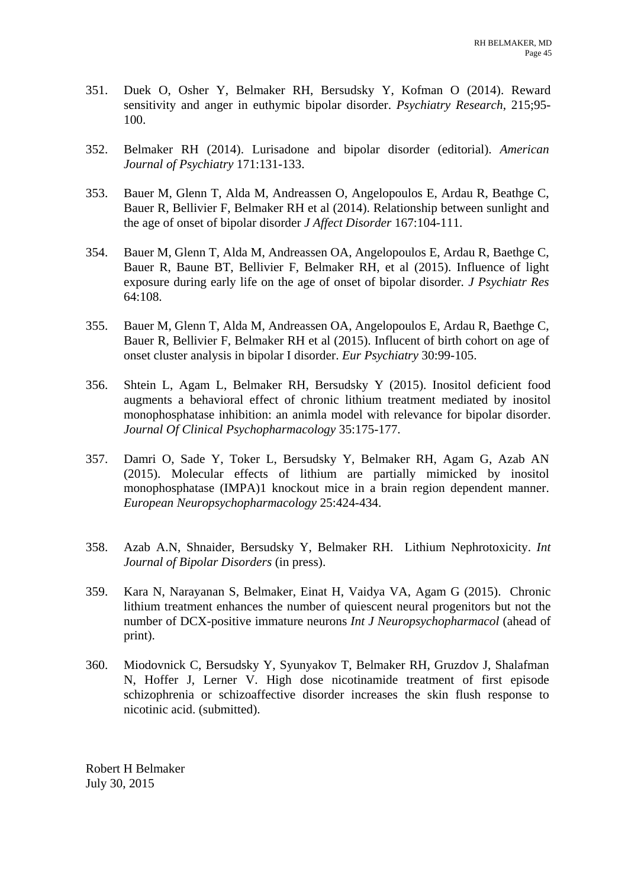351. Duek O, Osher Y, Belmaker RH, Bersudsky Y, Kofman O (2014). Reward sensitivity and anger in euthymic bipolar disorder. *Psychiatry Research*, 215;95-100.

352. Belmaker RH (2014). Lurisadone and bipolar disorder (editorial). *American Journal of Psychiatry* 171:131-133.

353. Bauer M, Glenn T, Alda M, Andreassen O, Angelopoulos E, Ardau R, Beathge C, Bauer R, Bellivier F, Belmaker RH et al (2014). Relationship between sunlight and the age of onset of bipolar disorder *J Affect Disorder* 167:104-111.

354. Bauer M, Glenn T, Alda M, Andreassen OA, Angelopoulos E, Ardau R, Baethge C, Bauer R, Baune BT, Bellivier F, Belmaker RH, et al (2015). Influence of light exposure during early life on the age of onset of bipolar disorder. *J Psychiatr Res* 64:108.

355. Bauer M, Glenn T, Alda M, Andreassen OA, Angelopoulos E, Ardau R, Baethge C, Bauer R, Bellivier F, Belmaker RH et al (2015). Influcent of birth cohort on age of onset cluster analysis in bipolar I disorder. *Eur Psychiatry* 30:99-105.

356. Shtein L, Agam L, Belmaker RH, Bersudsky Y (2015). Inositol deficient food augments a behavioral effect of chronic lithium treatment mediated by inositol monophosphatase inhibition: an animla model with relevance for bipolar disorder. *Journal Of Clinical Psychopharmacology* 35:175-177.

357. Damri O, Sade Y, Toker L, Bersudsky Y, Belmaker RH, Agam G, Azab AN (2015). Molecular effects of lithium are partially mimicked by inositol monophosphatase (IMPA)1 knockout mice in a brain region dependent manner. *European Neuropsychopharmacology* 25:424-434.

358. Azab A.N, Shnaider, Bersudsky Y, Belmaker RH. Lithium Nephrotoxicity. *Int Journal of Bipolar Disorders* (in press).

359. Kara N, Narayanan S, Belmaker, Einat H, Vaidya VA, Agam G (2015). Chronic lithium treatment enhances the number of quiescent neural progenitors but not the number of DCX-positive immature neurons *Int J Neuropsychopharmacol* (ahead of print).

360. Miodovnick C, Bersudsky Y, Syunyakov T, Belmaker RH, Gruzdov J, Shalafman N, Hoffer J, Lerner V. High dose nicotinamide treatment of first episode schizophrenia or schizoaffective disorder increases the skin flush response to nicotinic acid. (submitted).

Robert H Belmaker
July 30, 2015